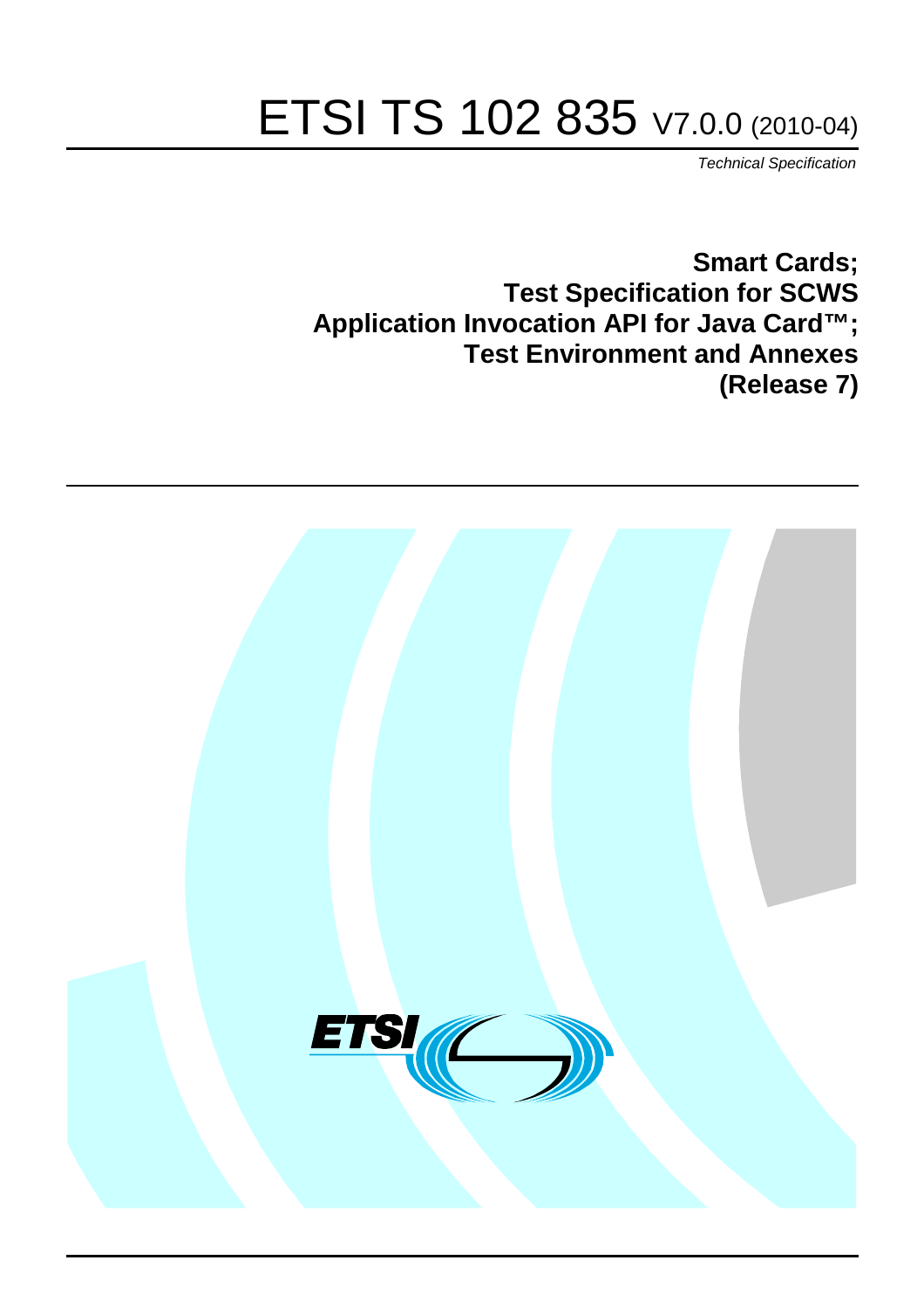# ETSI TS 102 835 V7.0.0 (2010-04)

*Technical Specification*

**Smart Cards;**
**Test Specification for SCWS**
**Application Invocation API for Java Card™;**
**Test Environment and Annexes**
**(Release 7)**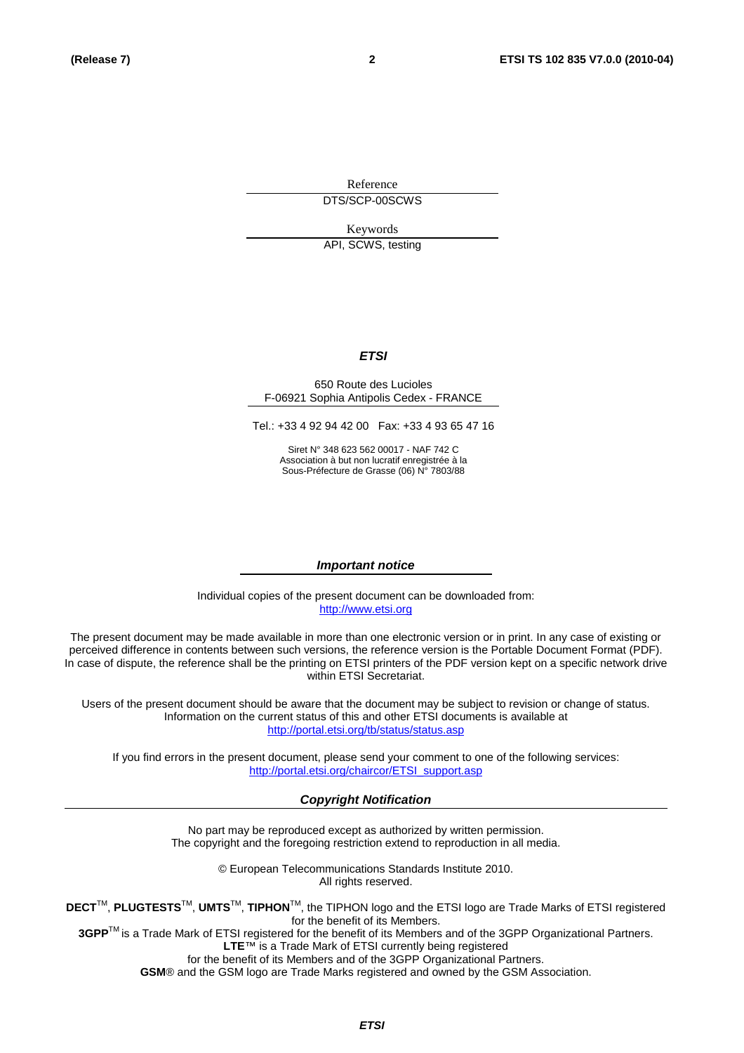Reference

DTS/SCP-00SCWS

Keywords

API, SCWS, testing

***ETSI***

650 Route des Lucioles
F-06921 Sophia Antipolis Cedex - FRANCE

Tel.: +33 4 92 94 42 00 Fax: +33 4 93 65 47 16

Siret N° 348 623 562 00017 - NAF 742 C
Association à but non lucratif enregistrée à la
Sous-Préfecture de Grasse (06) N° 7803/88

***Important notice***

Individual copies of the present document can be downloaded from:
http://www.etsi.org

The present document may be made available in more than one electronic version or in print. In any case of existing or perceived difference in contents between such versions, the reference version is the Portable Document Format (PDF). In case of dispute, the reference shall be the printing on ETSI printers of the PDF version kept on a specific network drive within ETSI Secretariat.

Users of the present document should be aware that the document may be subject to revision or change of status. Information on the current status of this and other ETSI documents is available at http://portal.etsi.org/tb/status/status.asp

If you find errors in the present document, please send your comment to one of the following services:
http://portal.etsi.org/chaircor/ETSI_support.asp

***Copyright Notification***

No part may be reproduced except as authorized by written permission.
The copyright and the foregoing restriction extend to reproduction in all media.

© European Telecommunications Standards Institute 2010.
All rights reserved.

**DECT**™, **PLUGTESTS**™, **UMTS**™, **TIPHON**™, the TIPHON logo and the ETSI logo are Trade Marks of ETSI registered for the benefit of its Members.
**3GPP**™ is a Trade Mark of ETSI registered for the benefit of its Members and of the 3GPP Organizational Partners.
**LTE**™ is a Trade Mark of ETSI currently being registered
for the benefit of its Members and of the 3GPP Organizational Partners.
**GSM**® and the GSM logo are Trade Marks registered and owned by the GSM Association.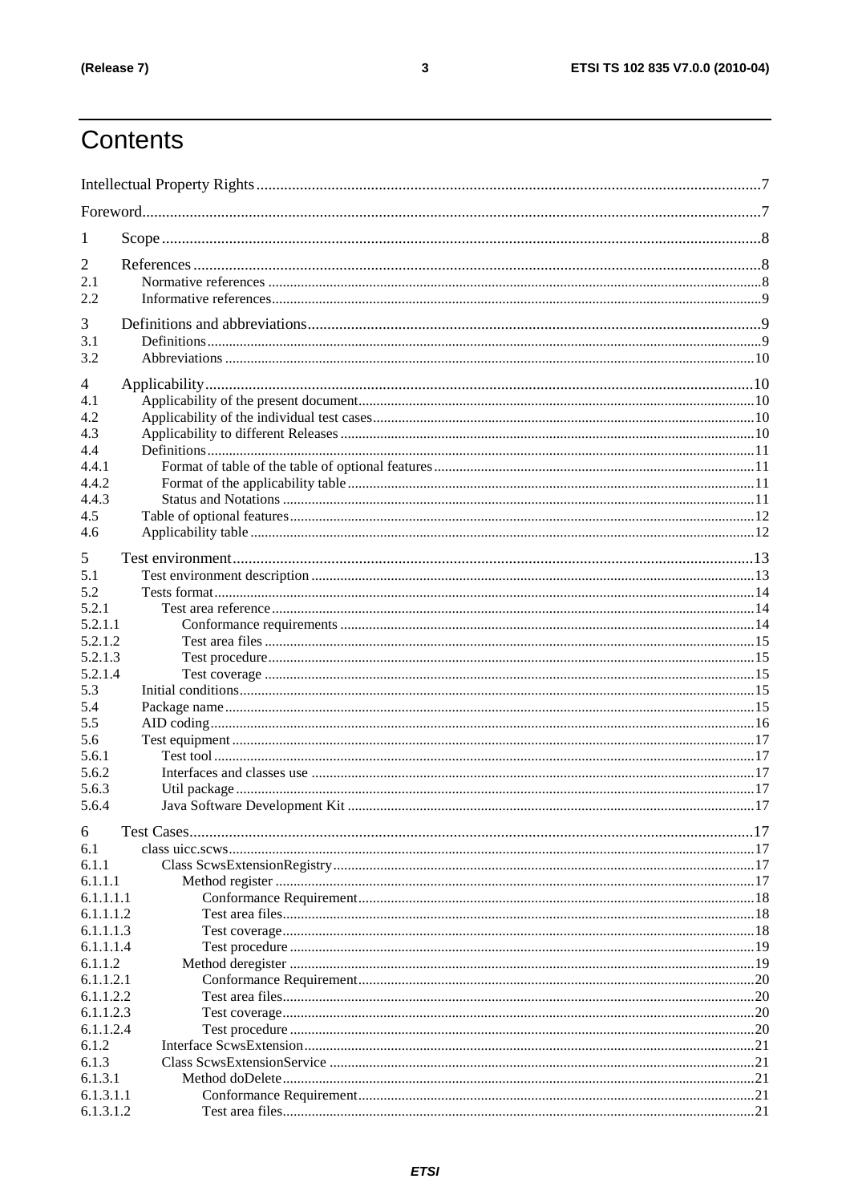# Contents

Intellectual Property Rights ..... 7
Foreword ..... 7
1 Scope ..... 8
2 References ..... 8
2.1 Normative references ..... 8
2.2 Informative references ..... 9
3 Definitions and abbreviations ..... 9
3.1 Definitions ..... 9
3.2 Abbreviations ..... 10
4 Applicability ..... 10
4.1 Applicability of the present document ..... 10
4.2 Applicability of the individual test cases ..... 10
4.3 Applicability to different Releases ..... 10
4.4 Definitions ..... 11
4.4.1 Format of table of the table of optional features ..... 11
4.4.2 Format of the applicability table ..... 11
4.4.3 Status and Notations ..... 11
4.5 Table of optional features ..... 12
4.6 Applicability table ..... 12
5 Test environment ..... 13
5.1 Test environment description ..... 13
5.2 Tests format ..... 14
5.2.1 Test area reference ..... 14
5.2.1.1 Conformance requirements ..... 14
5.2.1.2 Test area files ..... 15
5.2.1.3 Test procedure ..... 15
5.2.1.4 Test coverage ..... 15
5.3 Initial conditions ..... 15
5.4 Package name ..... 15
5.5 AID coding ..... 16
5.6 Test equipment ..... 17
5.6.1 Test tool ..... 17
5.6.2 Interfaces and classes use ..... 17
5.6.3 Util package ..... 17
5.6.4 Java Software Development Kit ..... 17
6 Test Cases ..... 17
6.1 class uicc.scws ..... 17
6.1.1 Class ScwsExtensionRegistry ..... 17
6.1.1.1 Method register ..... 17
6.1.1.1.1 Conformance Requirement ..... 18
6.1.1.1.2 Test area files ..... 18
6.1.1.1.3 Test coverage ..... 18
6.1.1.1.4 Test procedure ..... 19
6.1.1.2 Method deregister ..... 19
6.1.1.2.1 Conformance Requirement ..... 20
6.1.1.2.2 Test area files ..... 20
6.1.1.2.3 Test coverage ..... 20
6.1.1.2.4 Test procedure ..... 20
6.1.2 Interface ScwsExtension ..... 21
6.1.3 Class ScwsExtensionService ..... 21
6.1.3.1 Method doDelete ..... 21
6.1.3.1.1 Conformance Requirement ..... 21
6.1.3.1.2 Test area files ..... 21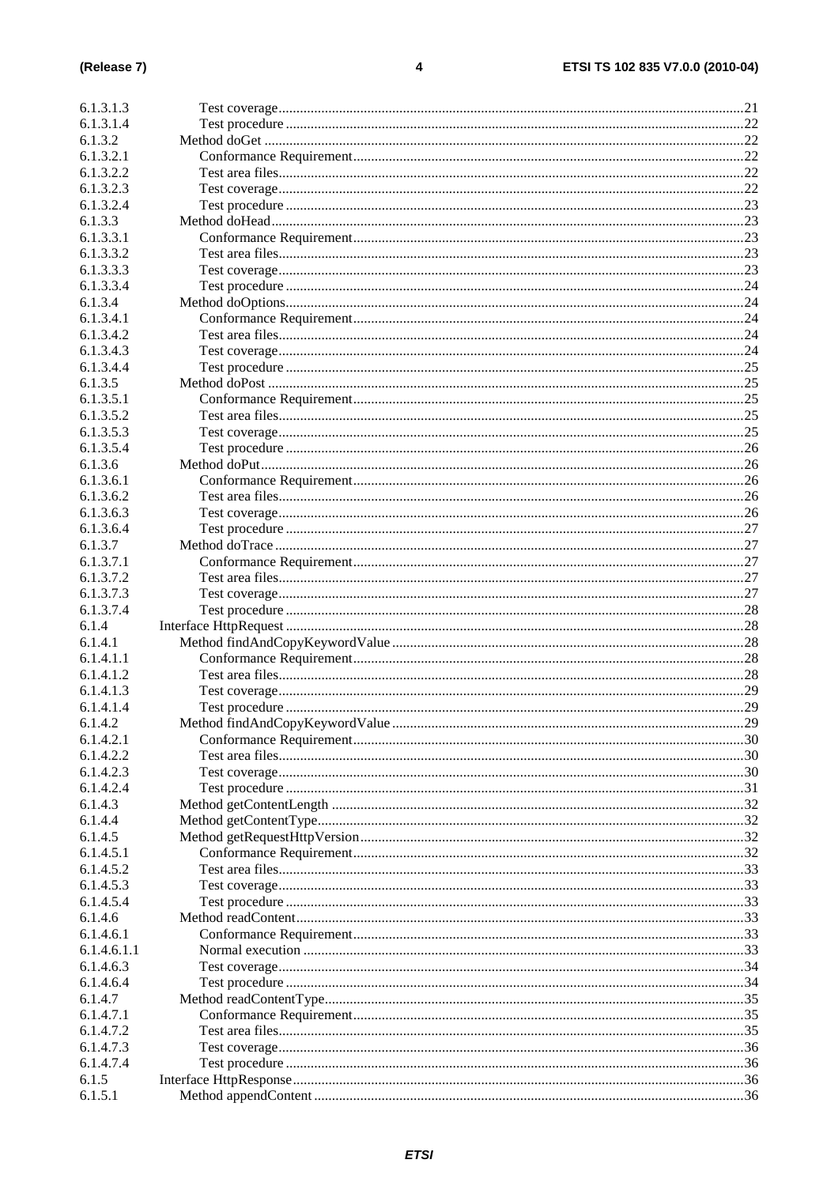6.1.3.1.3 Test coverage....................................................................................................................21
6.1.3.1.4 Test procedure ..................................................................................................................22
6.1.3.2 Method doGet .........................................................................................................................22
6.1.3.2.1 Conformance Requirement..............................................................................................22
6.1.3.2.2 Test area files....................................................................................................................22
6.1.3.2.3 Test coverage....................................................................................................................22
6.1.3.2.4 Test procedure ..................................................................................................................23
6.1.3.3 Method doHead.......................................................................................................................23
6.1.3.3.1 Conformance Requirement..............................................................................................23
6.1.3.3.2 Test area files....................................................................................................................23
6.1.3.3.3 Test coverage....................................................................................................................23
6.1.3.3.4 Test procedure ..................................................................................................................24
6.1.3.4 Method doOptions...................................................................................................................24
6.1.3.4.1 Conformance Requirement..............................................................................................24
6.1.3.4.2 Test area files....................................................................................................................24
6.1.3.4.3 Test coverage....................................................................................................................24
6.1.3.4.4 Test procedure ..................................................................................................................25
6.1.3.5 Method doPost ........................................................................................................................25
6.1.3.5.1 Conformance Requirement..............................................................................................25
6.1.3.5.2 Test area files....................................................................................................................25
6.1.3.5.3 Test coverage....................................................................................................................25
6.1.3.5.4 Test procedure ..................................................................................................................26
6.1.3.6 Method doPut..........................................................................................................................26
6.1.3.6.1 Conformance Requirement..............................................................................................26
6.1.3.6.2 Test area files....................................................................................................................26
6.1.3.6.3 Test coverage....................................................................................................................26
6.1.3.6.4 Test procedure ..................................................................................................................27
6.1.3.7 Method doTrace ......................................................................................................................27
6.1.3.7.1 Conformance Requirement..............................................................................................27
6.1.3.7.2 Test area files....................................................................................................................27
6.1.3.7.3 Test coverage....................................................................................................................27
6.1.3.7.4 Test procedure ..................................................................................................................28
6.1.4 Interface HttpRequest ..................................................................................................................28
6.1.4.1 Method findAndCopyKeywordValue .....................................................................................28
6.1.4.1.1 Conformance Requirement..............................................................................................28
6.1.4.1.2 Test area files....................................................................................................................28
6.1.4.1.3 Test coverage....................................................................................................................29
6.1.4.1.4 Test procedure ..................................................................................................................29
6.1.4.2 Method findAndCopyKeywordValue .....................................................................................29
6.1.4.2.1 Conformance Requirement..............................................................................................30
6.1.4.2.2 Test area files....................................................................................................................30
6.1.4.2.3 Test coverage....................................................................................................................30
6.1.4.2.4 Test procedure ..................................................................................................................31
6.1.4.3 Method getContentLength ......................................................................................................32
6.1.4.4 Method getContentType.........................................................................................................32
6.1.4.5 Method getRequestHttpVersion..............................................................................................32
6.1.4.5.1 Conformance Requirement..............................................................................................32
6.1.4.5.2 Test area files....................................................................................................................33
6.1.4.5.3 Test coverage....................................................................................................................33
6.1.4.5.4 Test procedure ..................................................................................................................33
6.1.4.6 Method readContent...............................................................................................................33
6.1.4.6.1 Conformance Requirement..............................................................................................33
6.1.4.6.1.1 Normal execution .............................................................................................................33
6.1.4.6.3 Test coverage....................................................................................................................34
6.1.4.6.4 Test procedure ..................................................................................................................34
6.1.4.7 Method readContentType.......................................................................................................35
6.1.4.7.1 Conformance Requirement..............................................................................................35
6.1.4.7.2 Test area files....................................................................................................................35
6.1.4.7.3 Test coverage....................................................................................................................36
6.1.4.7.4 Test procedure ..................................................................................................................36
6.1.5 Interface HttpResponse................................................................................................................36
6.1.5.1 Method appendContent ..........................................................................................................36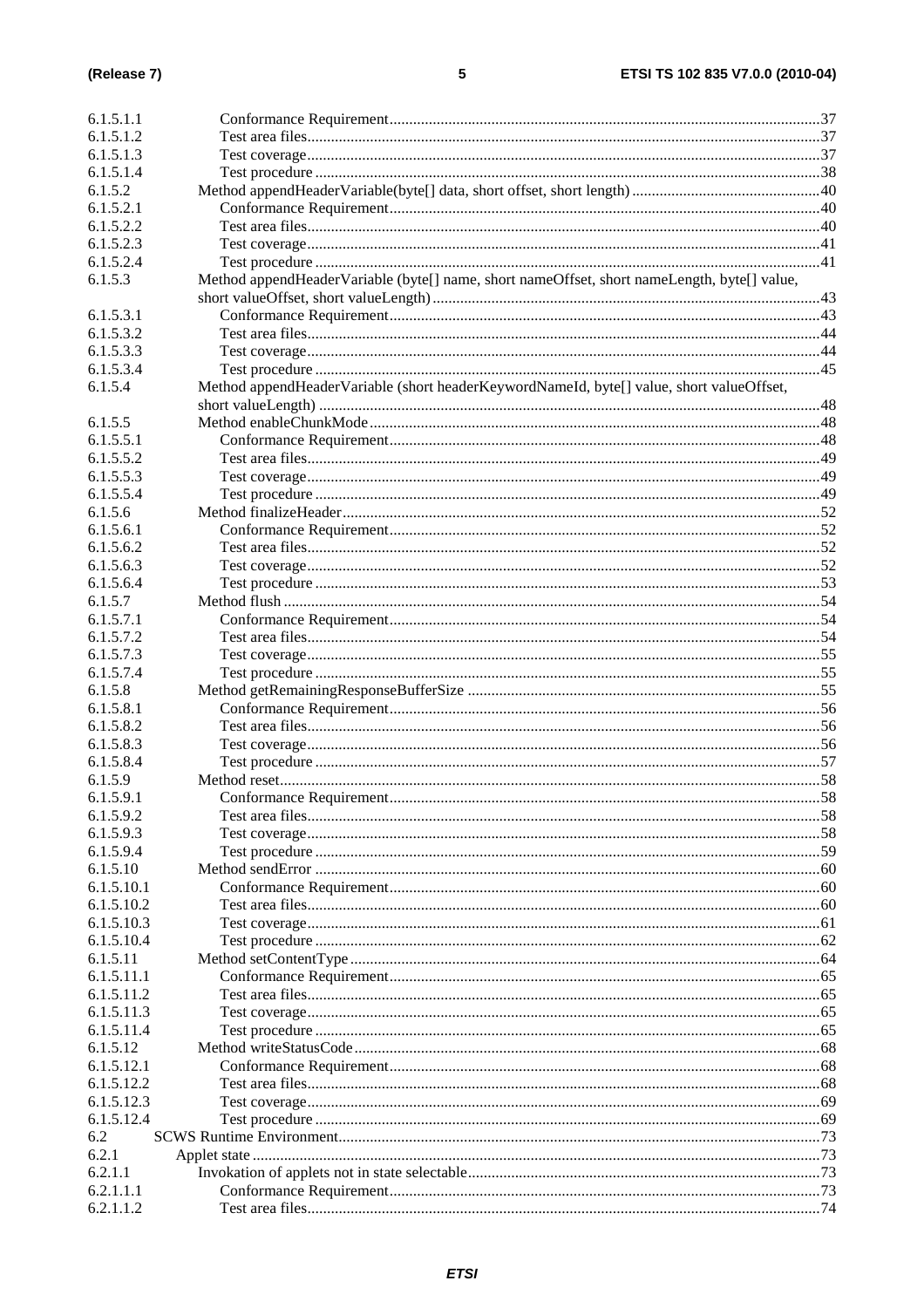6.1.5.1.1 Conformance Requirement....37
6.1.5.1.2 Test area files....37
6.1.5.1.3 Test coverage....37
6.1.5.1.4 Test procedure....38
6.1.5.2 Method appendHeaderVariable(byte[] data, short offset, short length)....40
6.1.5.2.1 Conformance Requirement....40
6.1.5.2.2 Test area files....40
6.1.5.2.3 Test coverage....41
6.1.5.2.4 Test procedure....41
6.1.5.3 Method appendHeaderVariable (byte[] name, short nameOffset, short nameLength, byte[] value, short valueOffset, short valueLength)....43
6.1.5.3.1 Conformance Requirement....43
6.1.5.3.2 Test area files....44
6.1.5.3.3 Test coverage....44
6.1.5.3.4 Test procedure....45
6.1.5.4 Method appendHeaderVariable (short headerKeywordNameId, byte[] value, short valueOffset, short valueLength)....48
6.1.5.5 Method enableChunkMode....48
6.1.5.5.1 Conformance Requirement....48
6.1.5.5.2 Test area files....49
6.1.5.5.3 Test coverage....49
6.1.5.5.4 Test procedure....49
6.1.5.6 Method finalizeHeader....52
6.1.5.6.1 Conformance Requirement....52
6.1.5.6.2 Test area files....52
6.1.5.6.3 Test coverage....52
6.1.5.6.4 Test procedure....53
6.1.5.7 Method flush....54
6.1.5.7.1 Conformance Requirement....54
6.1.5.7.2 Test area files....54
6.1.5.7.3 Test coverage....55
6.1.5.7.4 Test procedure....55
6.1.5.8 Method getRemainingResponseBufferSize....55
6.1.5.8.1 Conformance Requirement....56
6.1.5.8.2 Test area files....56
6.1.5.8.3 Test coverage....56
6.1.5.8.4 Test procedure....57
6.1.5.9 Method reset....58
6.1.5.9.1 Conformance Requirement....58
6.1.5.9.2 Test area files....58
6.1.5.9.3 Test coverage....58
6.1.5.9.4 Test procedure....59
6.1.5.10 Method sendError....60
6.1.5.10.1 Conformance Requirement....60
6.1.5.10.2 Test area files....60
6.1.5.10.3 Test coverage....61
6.1.5.10.4 Test procedure....62
6.1.5.11 Method setContentType....64
6.1.5.11.1 Conformance Requirement....65
6.1.5.11.2 Test area files....65
6.1.5.11.3 Test coverage....65
6.1.5.11.4 Test procedure....65
6.1.5.12 Method writeStatusCode....68
6.1.5.12.1 Conformance Requirement....68
6.1.5.12.2 Test area files....68
6.1.5.12.3 Test coverage....69
6.1.5.12.4 Test procedure....69
6.2 SCWS Runtime Environment....73
6.2.1 Applet state....73
6.2.1.1 Invokation of applets not in state selectable....73
6.2.1.1.1 Conformance Requirement....73
6.2.1.1.2 Test area files....74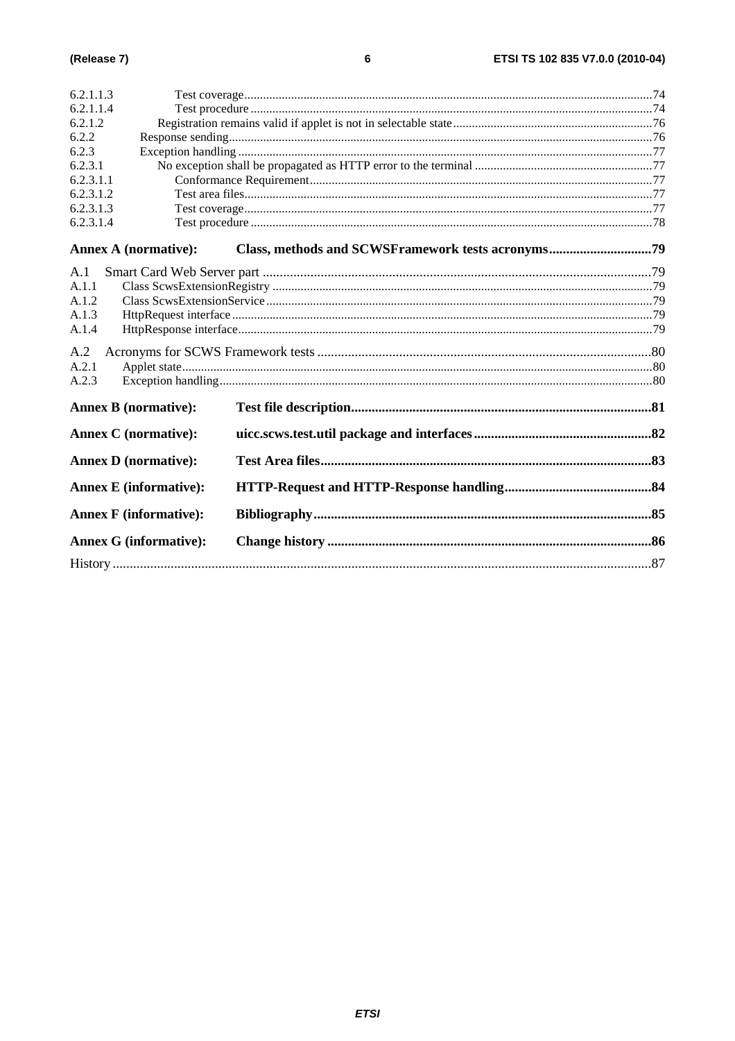6.2.1.1.3 Test coverage ....................................................................................................................................74
6.2.1.1.4 Test procedure ..................................................................................................................................74
6.2.1.2 Registration remains valid if applet is not in selectable state ..................................................................76
6.2.2 Response sending........................................................................................................................................76
6.2.3 Exception handling .....................................................................................................................................77
6.2.3.1 No exception shall be propagated as HTTP error to the terminal ..........................................................77
6.2.3.1.1 Conformance Requirement...............................................................................................................77
6.2.3.1.2 Test area files....................................................................................................................................77
6.2.3.1.3 Test coverage ....................................................................................................................................77
6.2.3.1.4 Test procedure ..................................................................................................................................78

**Annex A (normative): Class, methods and SCWSFramework tests acronyms..............................79**

A.1 Smart Card Web Server part ...................................................................................................................79
A.1.1 Class ScwsExtensionRegistry ........................................................................................................................79
A.1.2 Class ScwsExtensionService ..........................................................................................................................79
A.1.3 HttpRequest interface ....................................................................................................................................79
A.1.4 HttpResponse interface ..................................................................................................................................79

A.2 Acronyms for SCWS Framework tests ...................................................................................................80
A.2.1 Applet state ....................................................................................................................................................80
A.2.3 Exception handling ........................................................................................................................................80

**Annex B (normative): Test file description........................................................................................81**

**Annex C (normative): uicc.scws.test.util package and interfaces ....................................................82**

**Annex D (normative): Test Area files.................................................................................................83**

**Annex E (informative): HTTP-Request and HTTP-Response handling...........................................84**

**Annex F (informative): Bibliography..................................................................................................85**

**Annex G (informative): Change history ..............................................................................................86**

History .............................................................................................................................................................87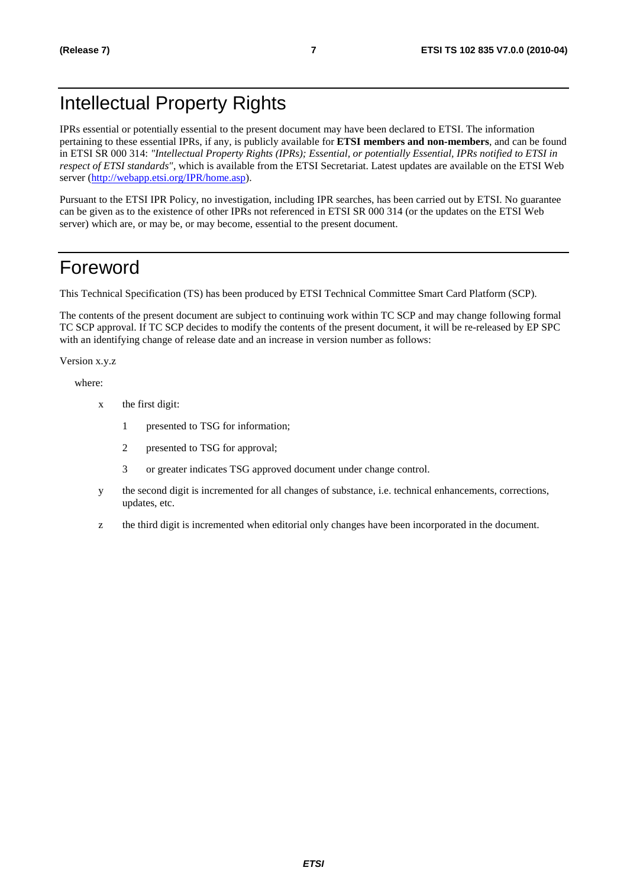# Intellectual Property Rights

IPRs essential or potentially essential to the present document may have been declared to ETSI. The information pertaining to these essential IPRs, if any, is publicly available for **ETSI members and non-members**, and can be found in ETSI SR 000 314: *"Intellectual Property Rights (IPRs); Essential, or potentially Essential, IPRs notified to ETSI in respect of ETSI standards"*, which is available from the ETSI Secretariat. Latest updates are available on the ETSI Web server (http://webapp.etsi.org/IPR/home.asp).

Pursuant to the ETSI IPR Policy, no investigation, including IPR searches, has been carried out by ETSI. No guarantee can be given as to the existence of other IPRs not referenced in ETSI SR 000 314 (or the updates on the ETSI Web server) which are, or may be, or may become, essential to the present document.

# Foreword

This Technical Specification (TS) has been produced by ETSI Technical Committee Smart Card Platform (SCP).

The contents of the present document are subject to continuing work within TC SCP and may change following formal TC SCP approval. If TC SCP decides to modify the contents of the present document, it will be re-released by EP SPC with an identifying change of release date and an increase in version number as follows:

Version x.y.z

where:

- x the first digit:
  - 1 presented to TSG for information;
  - 2 presented to TSG for approval;
  - 3 or greater indicates TSG approved document under change control.
- y the second digit is incremented for all changes of substance, i.e. technical enhancements, corrections, updates, etc.
- z the third digit is incremented when editorial only changes have been incorporated in the document.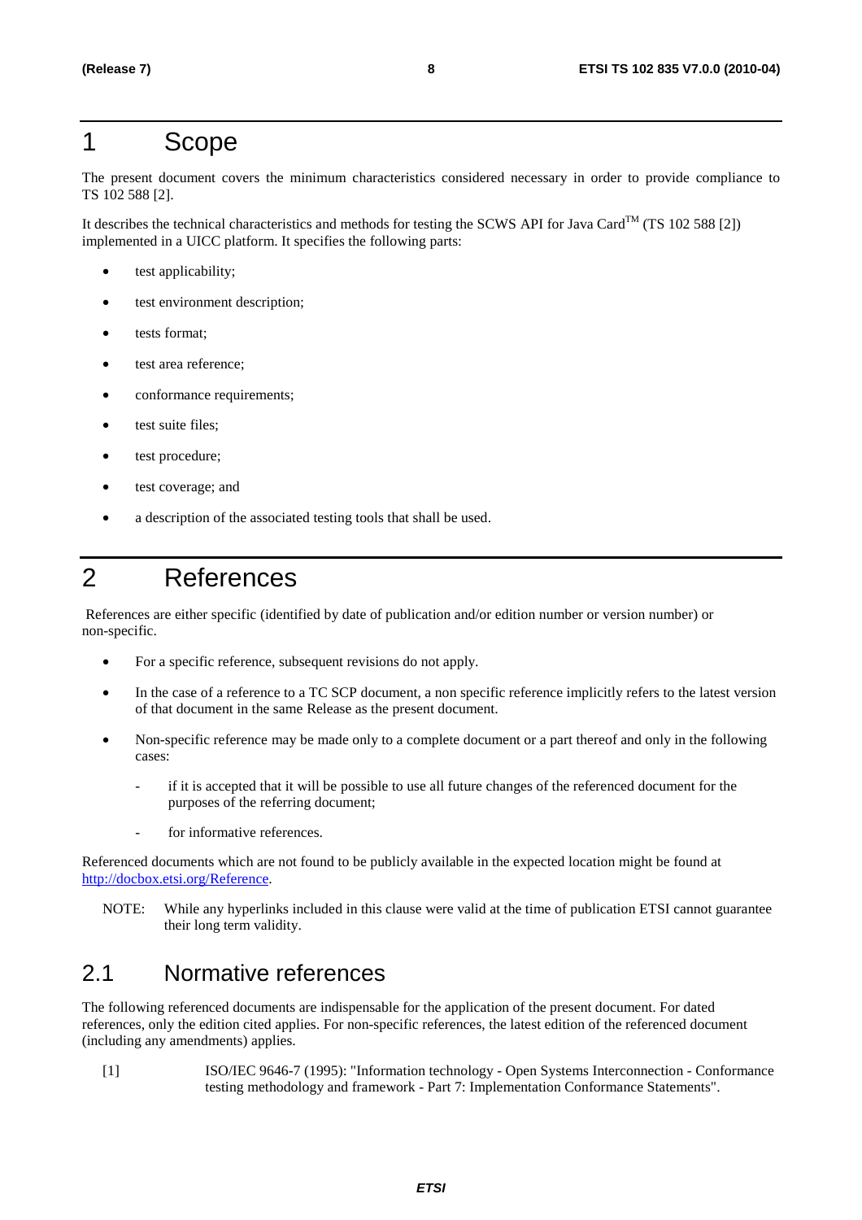# 1 Scope

The present document covers the minimum characteristics considered necessary in order to provide compliance to TS 102 588 [2].

It describes the technical characteristics and methods for testing the SCWS API for Java Card$^{TM}$ (TS 102 588 [2]) implemented in a UICC platform. It specifies the following parts:

- test applicability;
- test environment description;
- tests format;
- test area reference;
- conformance requirements;
- test suite files;
- test procedure;
- test coverage; and
- a description of the associated testing tools that shall be used.

# 2 References

References are either specific (identified by date of publication and/or edition number or version number) or non-specific.

- For a specific reference, subsequent revisions do not apply.
- In the case of a reference to a TC SCP document, a non specific reference implicitly refers to the latest version of that document in the same Release as the present document.
- Non-specific reference may be made only to a complete document or a part thereof and only in the following cases:
  - if it is accepted that it will be possible to use all future changes of the referenced document for the purposes of the referring document;
  - for informative references.

Referenced documents which are not found to be publicly available in the expected location might be found at http://docbox.etsi.org/Reference.

NOTE: While any hyperlinks included in this clause were valid at the time of publication ETSI cannot guarantee their long term validity.

## 2.1 Normative references

The following referenced documents are indispensable for the application of the present document. For dated references, only the edition cited applies. For non-specific references, the latest edition of the referenced document (including any amendments) applies.

[1] ISO/IEC 9646-7 (1995): "Information technology - Open Systems Interconnection - Conformance testing methodology and framework - Part 7: Implementation Conformance Statements".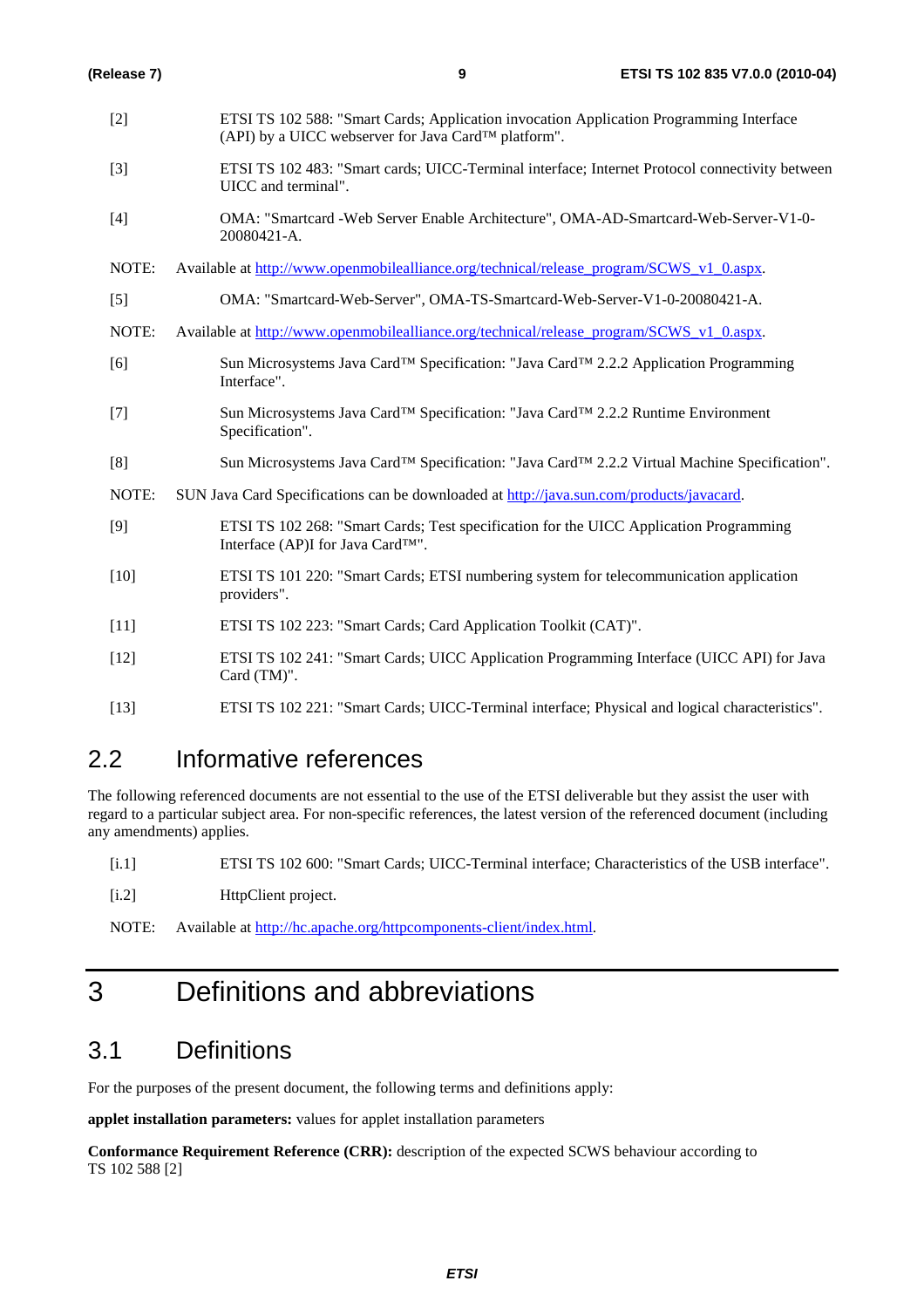[2] ETSI TS 102 588: "Smart Cards; Application invocation Application Programming Interface (API) by a UICC webserver for Java Card™ platform".

[3] ETSI TS 102 483: "Smart cards; UICC-Terminal interface; Internet Protocol connectivity between UICC and terminal".

[4] OMA: "Smartcard -Web Server Enable Architecture", OMA-AD-Smartcard-Web-Server-V1-0-20080421-A.

NOTE: Available at http://www.openmobilealliance.org/technical/release_program/SCWS_v1_0.aspx.

[5] OMA: "Smartcard-Web-Server", OMA-TS-Smartcard-Web-Server-V1-0-20080421-A.

NOTE: Available at http://www.openmobilealliance.org/technical/release_program/SCWS_v1_0.aspx.

[6] Sun Microsystems Java Card™ Specification: "Java Card™ 2.2.2 Application Programming Interface".

[7] Sun Microsystems Java Card™ Specification: "Java Card™ 2.2.2 Runtime Environment Specification".

[8] Sun Microsystems Java Card™ Specification: "Java Card™ 2.2.2 Virtual Machine Specification".

NOTE: SUN Java Card Specifications can be downloaded at http://java.sun.com/products/javacard.

[9] ETSI TS 102 268: "Smart Cards; Test specification for the UICC Application Programming Interface (AP)I for Java Card™".

[10] ETSI TS 101 220: "Smart Cards; ETSI numbering system for telecommunication application providers".

[11] ETSI TS 102 223: "Smart Cards; Card Application Toolkit (CAT)".

[12] ETSI TS 102 241: "Smart Cards; UICC Application Programming Interface (UICC API) for Java Card (TM)".

[13] ETSI TS 102 221: "Smart Cards; UICC-Terminal interface; Physical and logical characteristics".

## 2.2 Informative references

The following referenced documents are not essential to the use of the ETSI deliverable but they assist the user with regard to a particular subject area. For non-specific references, the latest version of the referenced document (including any amendments) applies.

[i.1] ETSI TS 102 600: "Smart Cards; UICC-Terminal interface; Characteristics of the USB interface".

[i.2] HttpClient project.

NOTE: Available at http://hc.apache.org/httpcomponents-client/index.html.

# 3 Definitions and abbreviations

## 3.1 Definitions

For the purposes of the present document, the following terms and definitions apply:

**applet installation parameters:** values for applet installation parameters

**Conformance Requirement Reference (CRR):** description of the expected SCWS behaviour according to TS 102 588 [2]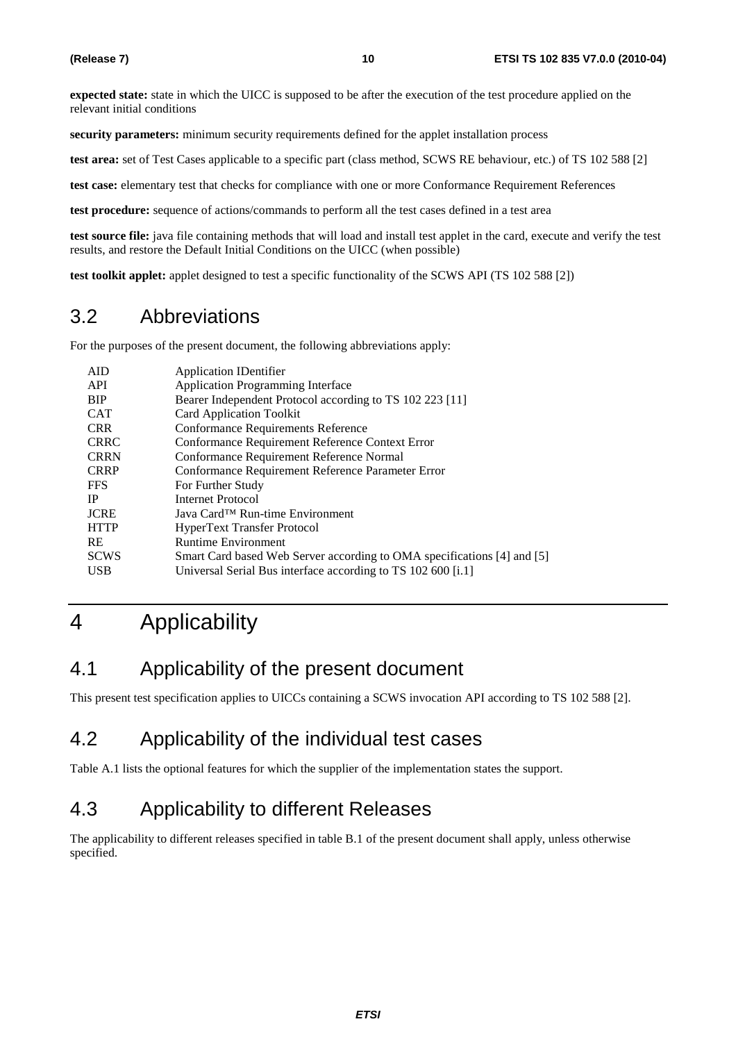**expected state:** state in which the UICC is supposed to be after the execution of the test procedure applied on the relevant initial conditions

**security parameters:** minimum security requirements defined for the applet installation process

**test area:** set of Test Cases applicable to a specific part (class method, SCWS RE behaviour, etc.) of TS 102 588 [2]

**test case:** elementary test that checks for compliance with one or more Conformance Requirement References

**test procedure:** sequence of actions/commands to perform all the test cases defined in a test area

**test source file:** java file containing methods that will load and install test applet in the card, execute and verify the test results, and restore the Default Initial Conditions on the UICC (when possible)

**test toolkit applet:** applet designed to test a specific functionality of the SCWS API (TS 102 588 [2])

## 3.2 Abbreviations

For the purposes of the present document, the following abbreviations apply:

| | |
|---|---|
| AID | Application IDentifier |
| API | Application Programming Interface |
| BIP | Bearer Independent Protocol according to TS 102 223 [11] |
| CAT | Card Application Toolkit |
| CRR | Conformance Requirements Reference |
| CRRC | Conformance Requirement Reference Context Error |
| CRRN | Conformance Requirement Reference Normal |
| CRRP | Conformance Requirement Reference Parameter Error |
| FFS | For Further Study |
| IP | Internet Protocol |
| JCRE | Java Card™ Run-time Environment |
| HTTP | HyperText Transfer Protocol |
| RE | Runtime Environment |
| SCWS | Smart Card based Web Server according to OMA specifications [4] and [5] |
| USB | Universal Serial Bus interface according to TS 102 600 [i.1] |

# 4 Applicability

## 4.1 Applicability of the present document

This present test specification applies to UICCs containing a SCWS invocation API according to TS 102 588 [2].

## 4.2 Applicability of the individual test cases

Table A.1 lists the optional features for which the supplier of the implementation states the support.

## 4.3 Applicability to different Releases

The applicability to different releases specified in table B.1 of the present document shall apply, unless otherwise specified.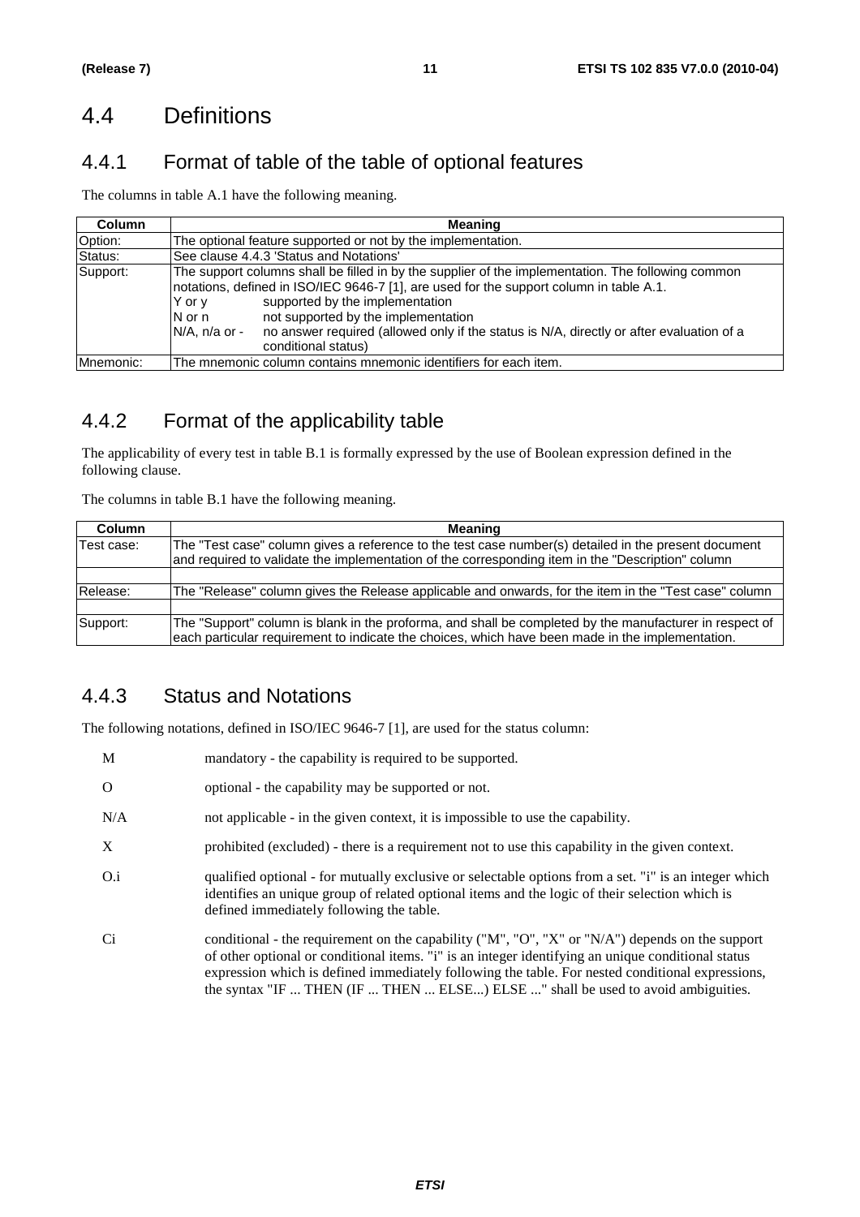## 4.4 Definitions

### 4.4.1 Format of table of the table of optional features

The columns in table A.1 have the following meaning.

| Column | Meaning |
|---|---|
| Option: | The optional feature supported or not by the implementation. |
| Status: | See clause 4.4.3 'Status and Notations' |
| Support: | The support columns shall be filled in by the supplier of the implementation. The following common notations, defined in ISO/IEC 9646-7 [1], are used for the support column in table A.1.<br>Y or y    supported by the implementation<br>N or n    not supported by the implementation<br>N/A, n/a or -    no answer required (allowed only if the status is N/A, directly or after evaluation of a conditional status) |
| Mnemonic: | The mnemonic column contains mnemonic identifiers for each item. |

### 4.4.2 Format of the applicability table

The applicability of every test in table B.1 is formally expressed by the use of Boolean expression defined in the following clause.

The columns in table B.1 have the following meaning.

| Column | Meaning |
|---|---|
| Test case: | The "Test case" column gives a reference to the test case number(s) detailed in the present document and required to validate the implementation of the corresponding item in the "Description" column |
| | |
| Release: | The "Release" column gives the Release applicable and onwards, for the item in the "Test case" column |
| | |
| Support: | The "Support" column is blank in the proforma, and shall be completed by the manufacturer in respect of each particular requirement to indicate the choices, which have been made in the implementation. |

### 4.4.3 Status and Notations

The following notations, defined in ISO/IEC 9646-7 [1], are used for the status column:

M    mandatory - the capability is required to be supported.

O    optional - the capability may be supported or not.

N/A    not applicable - in the given context, it is impossible to use the capability.

X    prohibited (excluded) - there is a requirement not to use this capability in the given context.

O.i    qualified optional - for mutually exclusive or selectable options from a set. "i" is an integer which identifies an unique group of related optional items and the logic of their selection which is defined immediately following the table.

Ci    conditional - the requirement on the capability ("M", "O", "X" or "N/A") depends on the support of other optional or conditional items. "i" is an integer identifying an unique conditional status expression which is defined immediately following the table. For nested conditional expressions, the syntax "IF ... THEN (IF ... THEN ... ELSE...) ELSE ..." shall be used to avoid ambiguities.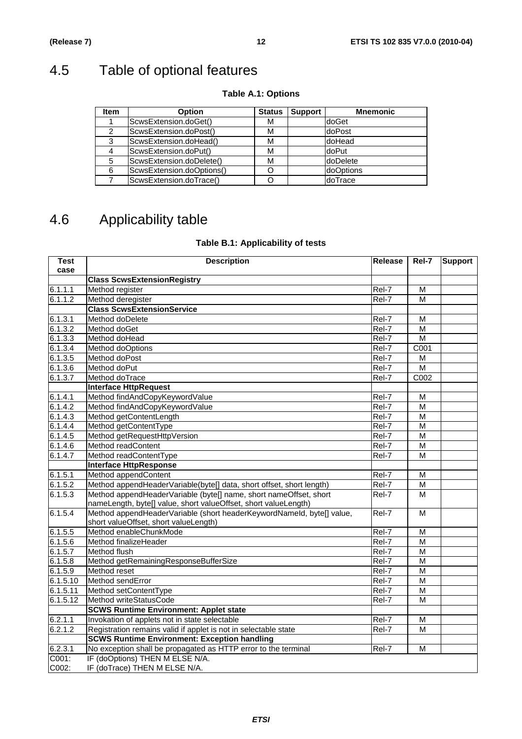## 4.5 Table of optional features

**Table A.1: Options**

| Item | Option | Status | Support | Mnemonic |
|---|---|---|---|---|
| 1 | ScwsExtension.doGet() | M | | doGet |
| 2 | ScwsExtension.doPost() | M | | doPost |
| 3 | ScwsExtension.doHead() | M | | doHead |
| 4 | ScwsExtension.doPut() | M | | doPut |
| 5 | ScwsExtension.doDelete() | M | | doDelete |
| 6 | ScwsExtension.doOptions() | O | | doOptions |
| 7 | ScwsExtension.doTrace() | O | | doTrace |

## 4.6 Applicability table

**Table B.1: Applicability of tests**

| Test case | Description | Release | Rel-7 | Support |
|---|---|---|---|---|
| | **Class ScwsExtensionRegistry** | | | |
| 6.1.1.1 | Method register | Rel-7 | M | |
| 6.1.1.2 | Method deregister | Rel-7 | M | |
| | **Class ScwsExtensionService** | | | |
| 6.1.3.1 | Method doDelete | Rel-7 | M | |
| 6.1.3.2 | Method doGet | Rel-7 | M | |
| 6.1.3.3 | Method doHead | Rel-7 | M | |
| 6.1.3.4 | Method doOptions | Rel-7 | C001 | |
| 6.1.3.5 | Method doPost | Rel-7 | M | |
| 6.1.3.6 | Method doPut | Rel-7 | M | |
| 6.1.3.7 | Method doTrace | Rel-7 | C002 | |
| | **Interface HttpRequest** | | | |
| 6.1.4.1 | Method findAndCopyKeywordValue | Rel-7 | M | |
| 6.1.4.2 | Method findAndCopyKeywordValue | Rel-7 | M | |
| 6.1.4.3 | Method getContentLength | Rel-7 | M | |
| 6.1.4.4 | Method getContentType | Rel-7 | M | |
| 6.1.4.5 | Method getRequestHttpVersion | Rel-7 | M | |
| 6.1.4.6 | Method readContent | Rel-7 | M | |
| 6.1.4.7 | Method readContentType | Rel-7 | M | |
| | **Interface HttpResponse** | | | |
| 6.1.5.1 | Method appendContent | Rel-7 | M | |
| 6.1.5.2 | Method appendHeaderVariable(byte[] data, short offset, short length) | Rel-7 | M | |
| 6.1.5.3 | Method appendHeaderVariable (byte[] name, short nameOffset, short nameLength, byte[] value, short valueOffset, short valueLength) | Rel-7 | M | |
| 6.1.5.4 | Method appendHeaderVariable (short headerKeywordNameId, byte[] value, short valueOffset, short valueLength) | Rel-7 | M | |
| 6.1.5.5 | Method enableChunkMode | Rel-7 | M | |
| 6.1.5.6 | Method finalizeHeader | Rel-7 | M | |
| 6.1.5.7 | Method flush | Rel-7 | M | |
| 6.1.5.8 | Method getRemainingResponseBufferSize | Rel-7 | M | |
| 6.1.5.9 | Method reset | Rel-7 | M | |
| 6.1.5.10 | Method sendError | Rel-7 | M | |
| 6.1.5.11 | Method setContentType | Rel-7 | M | |
| 6.1.5.12 | Method writeStatusCode | Rel-7 | M | |
| | **SCWS Runtime Environment: Applet state** | | | |
| 6.2.1.1 | Invokation of applets not in state selectable | Rel-7 | M | |
| 6.2.1.2 | Registration remains valid if applet is not in selectable state | Rel-7 | M | |
| | **SCWS Runtime Environment: Exception handling** | | | |
| 6.2.3.1 | No exception shall be propagated as HTTP error to the terminal | Rel-7 | M | |
| C001: | IF (doOptions) THEN M ELSE N/A. | | | |
| C002: | IF (doTrace) THEN M ELSE N/A. | | | |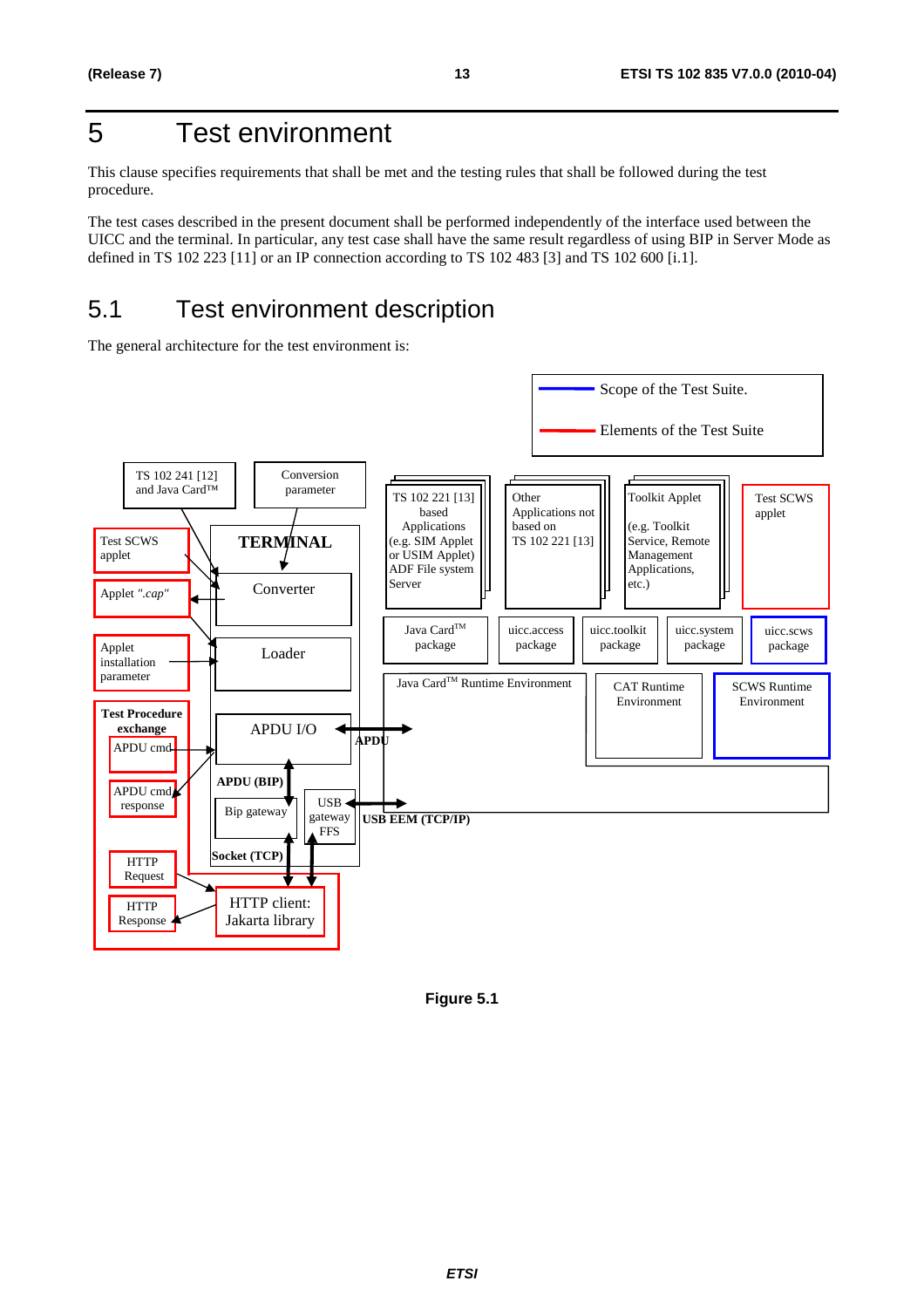# 5 Test environment

This clause specifies requirements that shall be met and the testing rules that shall be followed during the test procedure.

The test cases described in the present document shall be performed independently of the interface used between the UICC and the terminal. In particular, any test case shall have the same result regardless of using BIP in Server Mode as defined in TS 102 223 [11] or an IP connection according to TS 102 483 [3] and TS 102 600 [i.1].

## 5.1 Test environment description

The general architecture for the test environment is:

Figure 5.1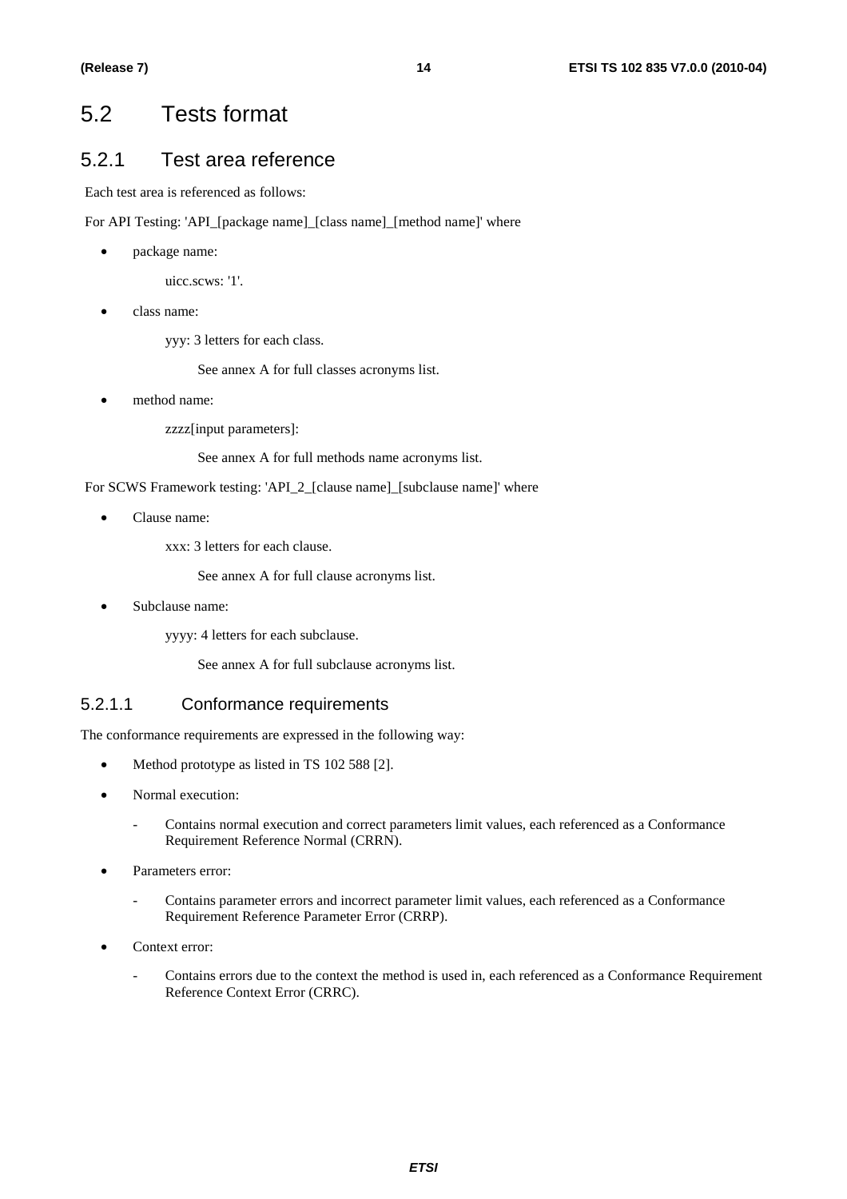## 5.2 Tests format

### 5.2.1 Test area reference

Each test area is referenced as follows:

For API Testing: 'API_[package name]_[class name]_[method name]' where

- package name:

  uicc.scws: '1'.

- class name:

  yyy: 3 letters for each class.

  See annex A for full classes acronyms list.

- method name:

  zzzz[input parameters]:

  See annex A for full methods name acronyms list.

For SCWS Framework testing: 'API_2_[clause name]_[subclause name]' where

- Clause name:

  xxx: 3 letters for each clause.

  See annex A for full clause acronyms list.

- Subclause name:

  yyyy: 4 letters for each subclause.

  See annex A for full subclause acronyms list.

#### 5.2.1.1 Conformance requirements

The conformance requirements are expressed in the following way:

- Method prototype as listed in TS 102 588 [2].
- Normal execution:
  - Contains normal execution and correct parameters limit values, each referenced as a Conformance Requirement Reference Normal (CRRN).
- Parameters error:
  - Contains parameter errors and incorrect parameter limit values, each referenced as a Conformance Requirement Reference Parameter Error (CRRP).
- Context error:
  - Contains errors due to the context the method is used in, each referenced as a Conformance Requirement Reference Context Error (CRRC).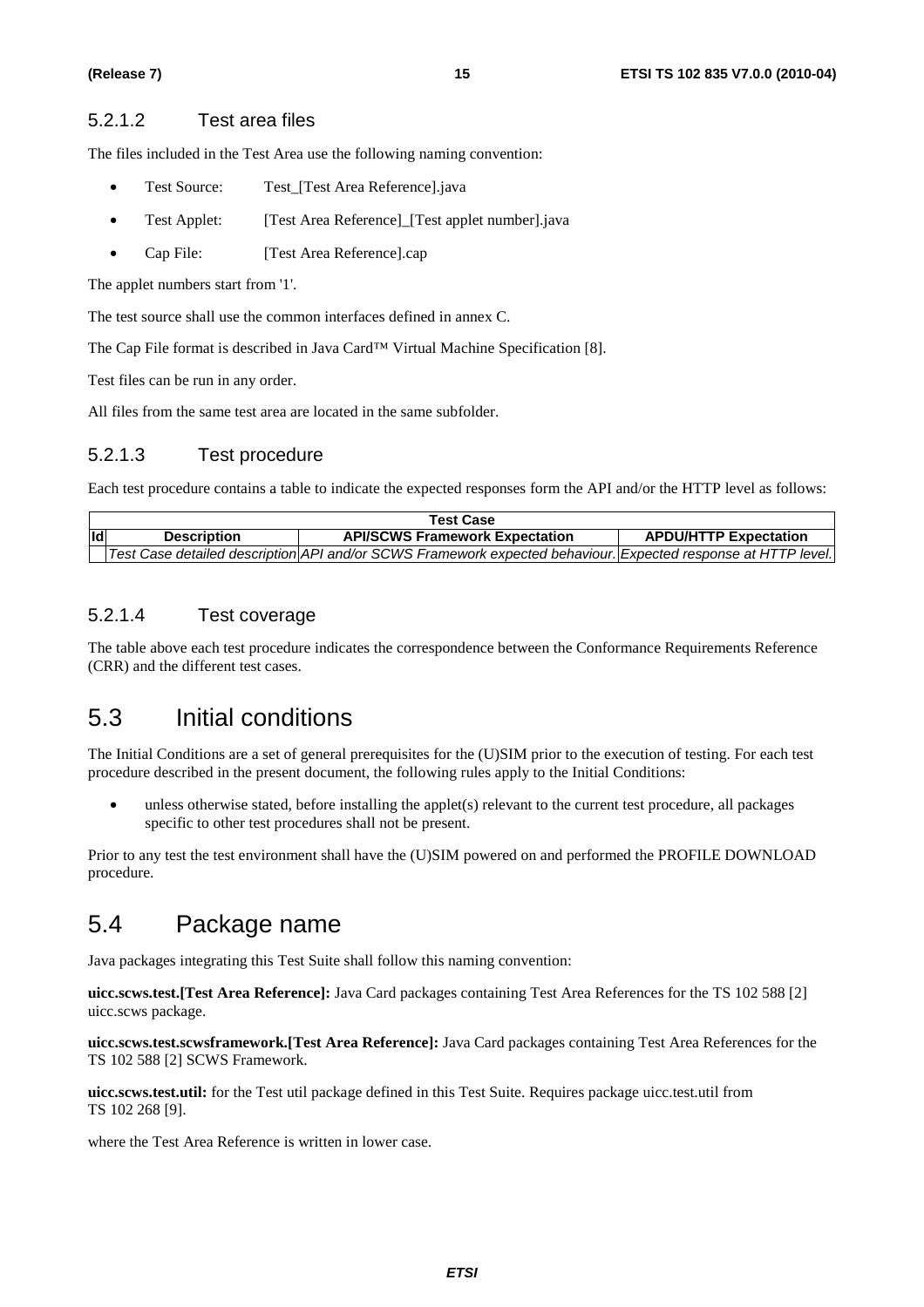#### 5.2.1.2 Test area files

The files included in the Test Area use the following naming convention:

- Test Source: Test_[Test Area Reference].java
- Test Applet: [Test Area Reference]_[Test applet number].java
- Cap File: [Test Area Reference].cap

The applet numbers start from '1'.

The test source shall use the common interfaces defined in annex C.

The Cap File format is described in Java Card™ Virtual Machine Specification [8].

Test files can be run in any order.

All files from the same test area are located in the same subfolder.

#### 5.2.1.3 Test procedure

Each test procedure contains a table to indicate the expected responses form the API and/or the HTTP level as follows:

| Test Case | | | |
|---|---|---|---|
| **Id** | **Description** | **API/SCWS Framework Expectation** | **APDU/HTTP Expectation** |
| | *Test Case detailed description* | *API and/or SCWS Framework expected behaviour.* | *Expected response at HTTP level.* |

#### 5.2.1.4 Test coverage

The table above each test procedure indicates the correspondence between the Conformance Requirements Reference (CRR) and the different test cases.

## 5.3 Initial conditions

The Initial Conditions are a set of general prerequisites for the (U)SIM prior to the execution of testing. For each test procedure described in the present document, the following rules apply to the Initial Conditions:

- unless otherwise stated, before installing the applet(s) relevant to the current test procedure, all packages specific to other test procedures shall not be present.

Prior to any test the test environment shall have the (U)SIM powered on and performed the PROFILE DOWNLOAD procedure.

## 5.4 Package name

Java packages integrating this Test Suite shall follow this naming convention:

**uicc.scws.test.[Test Area Reference]:** Java Card packages containing Test Area References for the TS 102 588 [2] uicc.scws package.

**uicc.scws.test.scwsframework.[Test Area Reference]:** Java Card packages containing Test Area References for the TS 102 588 [2] SCWS Framework.

**uicc.scws.test.util:** for the Test util package defined in this Test Suite. Requires package uicc.test.util from TS 102 268 [9].

where the Test Area Reference is written in lower case.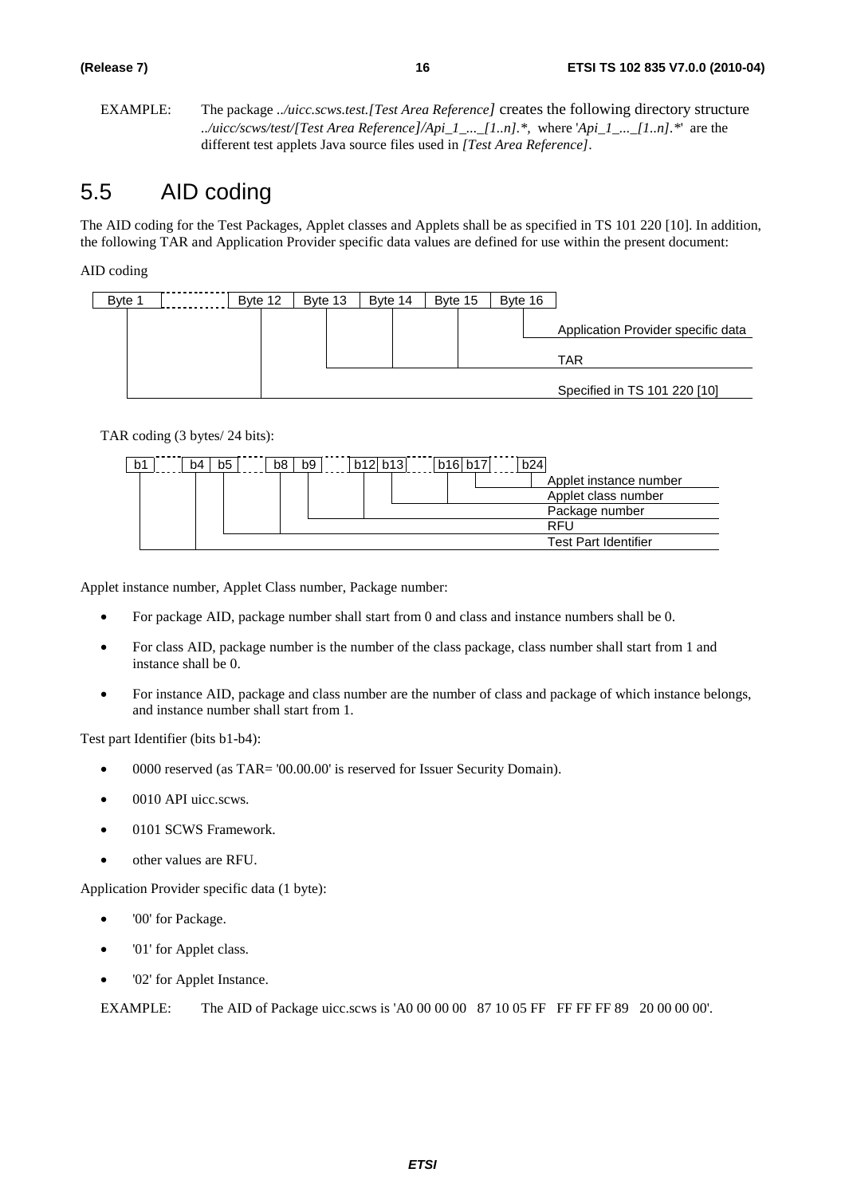EXAMPLE: The package *../uicc.scws.test.[Test Area Reference]* creates the following directory structure *../uicc/scws/test/[Test Area Reference]/Api_1_..._[1..n].**, where '*Api_1_..._[1..n].**' are the different test applets Java source files used in *[Test Area Reference]*.

# 5.5 AID coding

The AID coding for the Test Packages, Applet classes and Applets shall be as specified in TS 101 220 [10]. In addition, the following TAR and Application Provider specific data values are defined for use within the present document:

AID coding

| Byte 1 | ... | Byte 12 | Byte 13 | Byte 14 | Byte 15 | Byte 16 |
|---|---|---|---|---|---|---|
| Specified in TS 101 220 [10] | | | | | | |
| | | | TAR | | | |
| | | | | | | Application Provider specific data |

TAR coding (3 bytes/ 24 bits):

| b1 ... b4 | b5 ... b8 | b9 ... b12 | b13 ... b16 | b17 ... b24 |
|---|---|---|---|---|
| Test Part Identifier | RFU | Package number | Applet class number | Applet instance number |

Applet instance number, Applet Class number, Package number:

- For package AID, package number shall start from 0 and class and instance numbers shall be 0.
- For class AID, package number is the number of the class package, class number shall start from 1 and instance shall be 0.
- For instance AID, package and class number are the number of class and package of which instance belongs, and instance number shall start from 1.

Test part Identifier (bits b1-b4):

- 0000 reserved (as TAR= '00.00.00' is reserved for Issuer Security Domain).
- 0010 API uicc.scws.
- 0101 SCWS Framework.
- other values are RFU.

Application Provider specific data (1 byte):

- '00' for Package.
- '01' for Applet class.
- '02' for Applet Instance.

EXAMPLE: The AID of Package uicc.scws is 'A0 00 00 00 87 10 05 FF FF FF FF 89 20 00 00 00'.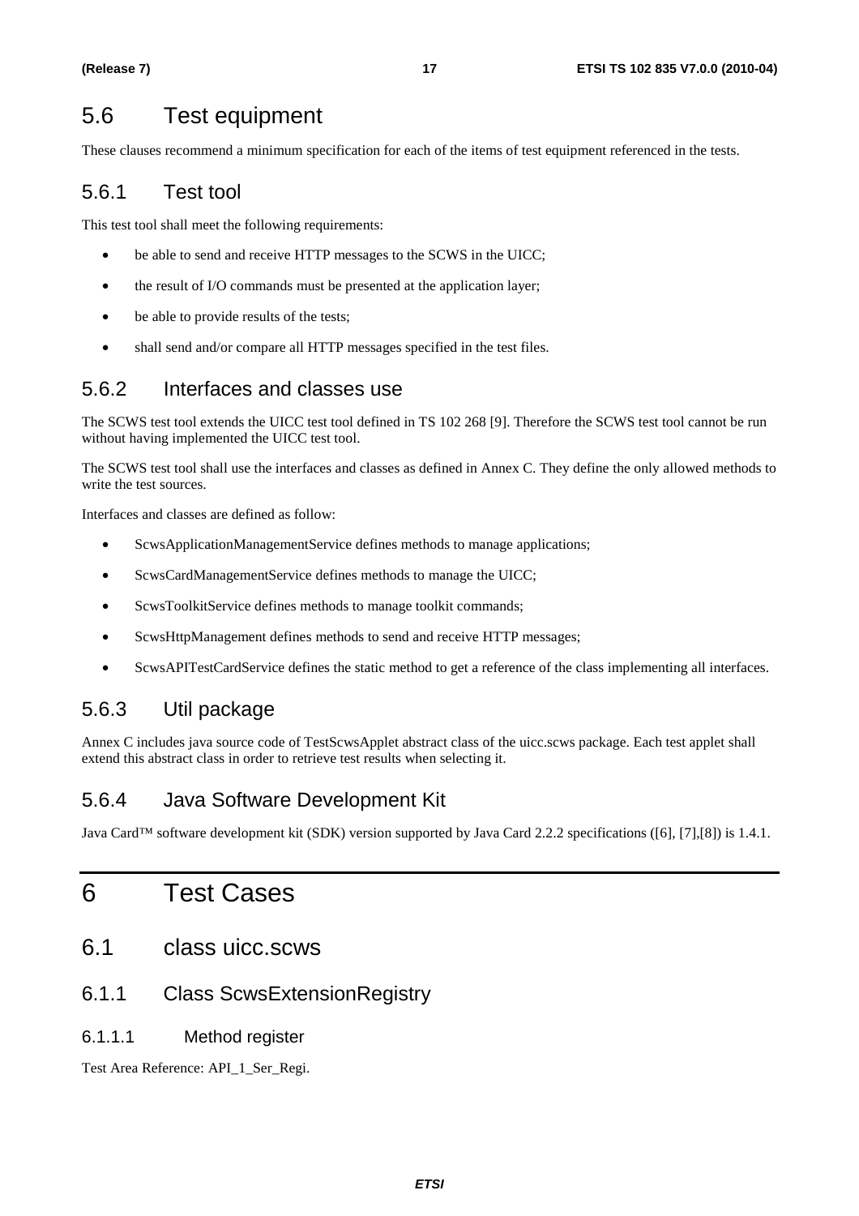## 5.6 Test equipment

These clauses recommend a minimum specification for each of the items of test equipment referenced in the tests.

### 5.6.1 Test tool

This test tool shall meet the following requirements:

- be able to send and receive HTTP messages to the SCWS in the UICC;
- the result of I/O commands must be presented at the application layer;
- be able to provide results of the tests;
- shall send and/or compare all HTTP messages specified in the test files.

### 5.6.2 Interfaces and classes use

The SCWS test tool extends the UICC test tool defined in TS 102 268 [9]. Therefore the SCWS test tool cannot be run without having implemented the UICC test tool.

The SCWS test tool shall use the interfaces and classes as defined in Annex C. They define the only allowed methods to write the test sources.

Interfaces and classes are defined as follow:

- ScwsApplicationManagementService defines methods to manage applications;
- ScwsCardManagementService defines methods to manage the UICC;
- ScwsToolkitService defines methods to manage toolkit commands;
- ScwsHttpManagement defines methods to send and receive HTTP messages;
- ScwsAPITestCardService defines the static method to get a reference of the class implementing all interfaces.

### 5.6.3 Util package

Annex C includes java source code of TestScwsApplet abstract class of the uicc.scws package. Each test applet shall extend this abstract class in order to retrieve test results when selecting it.

### 5.6.4 Java Software Development Kit

Java Card™ software development kit (SDK) version supported by Java Card 2.2.2 specifications ([6], [7],[8]) is 1.4.1.

# 6 Test Cases

## 6.1 class uicc.scws

### 6.1.1 Class ScwsExtensionRegistry

#### 6.1.1.1 Method register

Test Area Reference: API_1_Ser_Regi.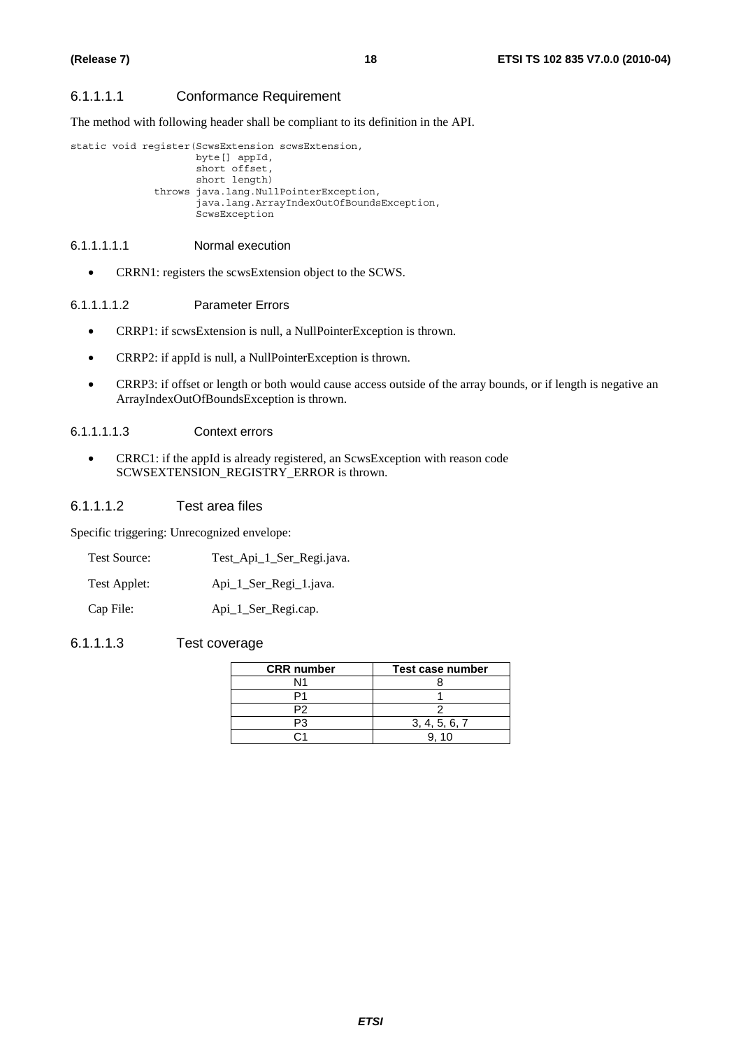#### 6.1.1.1.1 Conformance Requirement

The method with following header shall be compliant to its definition in the API.

```
static void register(ScwsExtension scwsExtension,
                     byte[] appId,
                     short offset,
                     short length)
              throws java.lang.NullPointerException,
                     java.lang.ArrayIndexOutOfBoundsException,
                     ScwsException
```

##### 6.1.1.1.1.1 Normal execution

- CRRN1: registers the scwsExtension object to the SCWS.

##### 6.1.1.1.1.2 Parameter Errors

- CRRP1: if scwsExtension is null, a NullPointerException is thrown.
- CRRP2: if appId is null, a NullPointerException is thrown.
- CRRP3: if offset or length or both would cause access outside of the array bounds, or if length is negative an ArrayIndexOutOfBoundsException is thrown.

##### 6.1.1.1.1.3 Context errors

- CRRC1: if the appId is already registered, an ScwsException with reason code SCWSEXTENSION_REGISTRY_ERROR is thrown.

#### 6.1.1.1.2 Test area files

Specific triggering: Unrecognized envelope:

Test Source: Test_Api_1_Ser_Regi.java.

Test Applet: Api_1_Ser_Regi_1.java.

Cap File: Api_1_Ser_Regi.cap.

#### 6.1.1.1.3 Test coverage

| CRR number | Test case number |
|---|---|
| N1 | 8 |
| P1 | 1 |
| P2 | 2 |
| P3 | 3, 4, 5, 6, 7 |
| C1 | 9, 10 |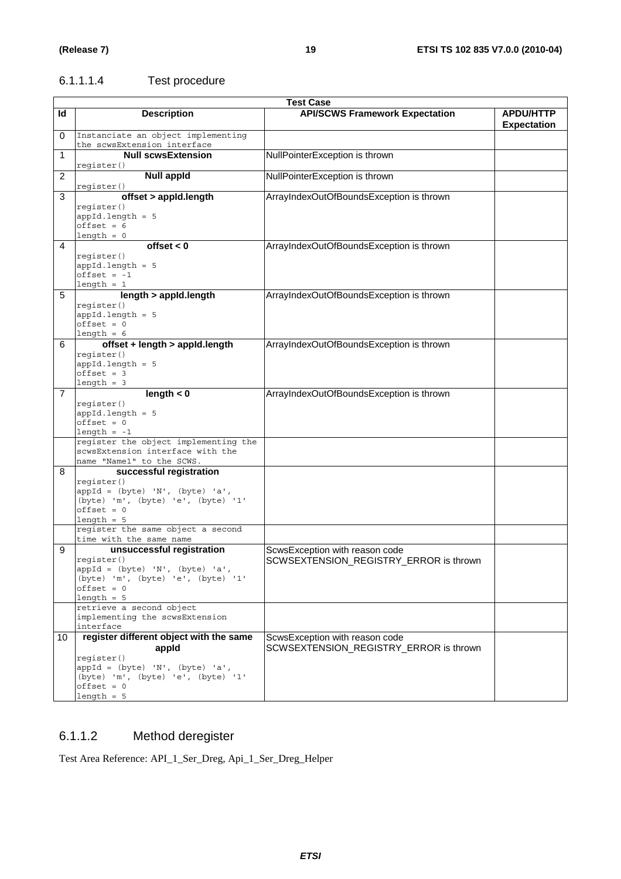#### 6.1.1.1.4 Test procedure

| Test Case | | | |
|---|---|---|---|
| **Id** | **Description** | **API/SCWS Framework Expectation** | **APDU/HTTP Expectation** |
| 0 | Instanciate an object implementing the scwsExtension interface | | |
| 1 | **Null scwsExtension**<br>register() | NullPointerException is thrown | |
| 2 | **Null appId**<br>register() | NullPointerException is thrown | |
| 3 | **offset > appId.length**<br>register()<br>appId.length = 5<br>offset = 6<br>length = 0 | ArrayIndexOutOfBoundsException is thrown | |
| 4 | **offset < 0**<br>register()<br>appId.length = 5<br>offset = -1<br>length = 1 | ArrayIndexOutOfBoundsException is thrown | |
| 5 | **length > appId.length**<br>register()<br>appId.length = 5<br>offset = 0<br>length = 6 | ArrayIndexOutOfBoundsException is thrown | |
| 6 | **offset + length > appId.length**<br>register()<br>appId.length = 5<br>offset = 3<br>length = 3 | ArrayIndexOutOfBoundsException is thrown | |
| 7 | **length < 0**<br>register()<br>appId.length = 5<br>offset = 0<br>length = -1 | ArrayIndexOutOfBoundsException is thrown | |
| | register the object implementing the scwsExtension interface with the name "Name1" to the SCWS. | | |
| 8 | **successful registration**<br>register()<br>appId = (byte) 'N', (byte) 'a', (byte) 'm', (byte) 'e', (byte) '1'<br>offset = 0<br>length = 5 | | |
| | register the same object a second time with the same name | | |
| 9 | **unsuccessful registration**<br>register()<br>appId = (byte) 'N', (byte) 'a', (byte) 'm', (byte) 'e', (byte) '1'<br>offset = 0<br>length = 5 | ScwsException with reason code SCWSEXTENSION_REGISTRY_ERROR is thrown | |
| | retrieve a second object implementing the scwsExtension interface | | |
| 10 | **register different object with the same appId**<br>register()<br>appId = (byte) 'N', (byte) 'a', (byte) 'm', (byte) 'e', (byte) '1'<br>offset = 0<br>length = 5 | ScwsException with reason code SCWSEXTENSION_REGISTRY_ERROR is thrown | |

### 6.1.1.2 Method deregister

Test Area Reference: API_1_Ser_Dreg, Api_1_Ser_Dreg_Helper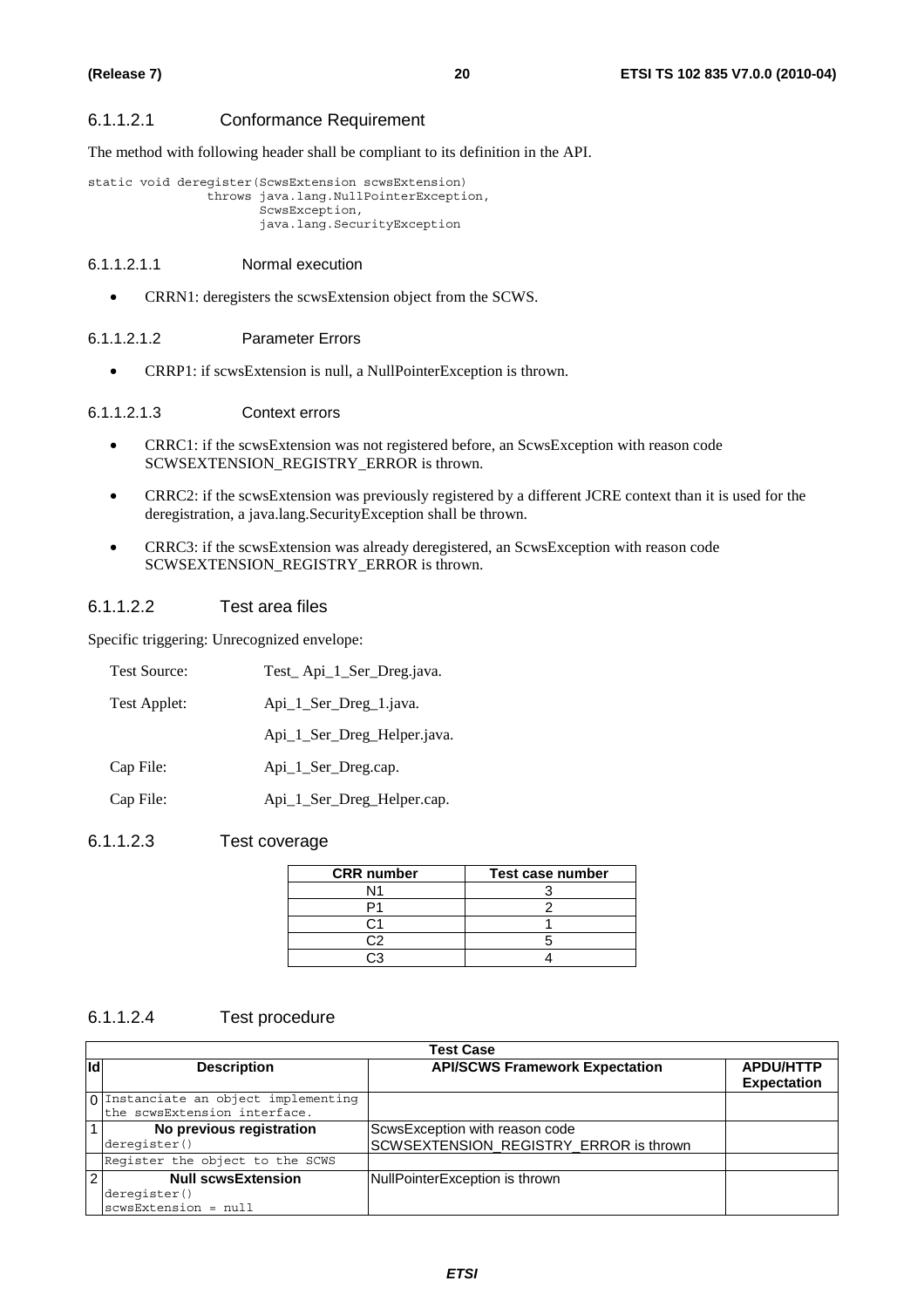#### 6.1.1.2.1 Conformance Requirement

The method with following header shall be compliant to its definition in the API.

```
static void deregister(ScwsExtension scwsExtension)
               throws java.lang.NullPointerException,
                      ScwsException,
                      java.lang.SecurityException
```

##### 6.1.1.2.1.1 Normal execution

- CRRN1: deregisters the scwsExtension object from the SCWS.

##### 6.1.1.2.1.2 Parameter Errors

- CRRP1: if scwsExtension is null, a NullPointerException is thrown.

##### 6.1.1.2.1.3 Context errors

- CRRC1: if the scwsExtension was not registered before, an ScwsException with reason code SCWSEXTENSION_REGISTRY_ERROR is thrown.
- CRRC2: if the scwsExtension was previously registered by a different JCRE context than it is used for the deregistration, a java.lang.SecurityException shall be thrown.
- CRRC3: if the scwsExtension was already deregistered, an ScwsException with reason code SCWSEXTENSION_REGISTRY_ERROR is thrown.

#### 6.1.1.2.2 Test area files

Specific triggering: Unrecognized envelope:

| | |
|---|---|
| Test Source: | Test_ Api_1_Ser_Dreg.java. |
| Test Applet: | Api_1_Ser_Dreg_1.java. |
| | Api_1_Ser_Dreg_Helper.java. |
| Cap File: | Api_1_Ser_Dreg.cap. |
| Cap File: | Api_1_Ser_Dreg_Helper.cap. |

#### 6.1.1.2.3 Test coverage

| CRR number | Test case number |
|---|---|
| N1 | 3 |
| P1 | 2 |
| C1 | 1 |
| C2 | 5 |
| C3 | 4 |

#### 6.1.1.2.4 Test procedure

| Id | Description | API/SCWS Framework Expectation | APDU/HTTP Expectation |
|---|---|---|---|
| 0 | Instanciate an object implementing the scwsExtension interface. | | |
| 1 | **No previous registration** deregister() | ScwsException with reason code SCWSEXTENSION_REGISTRY_ERROR is thrown | |
| | Register the object to the SCWS | | |
| 2 | **Null scwsExtension** deregister() scwsExtension = null | NullPointerException is thrown | |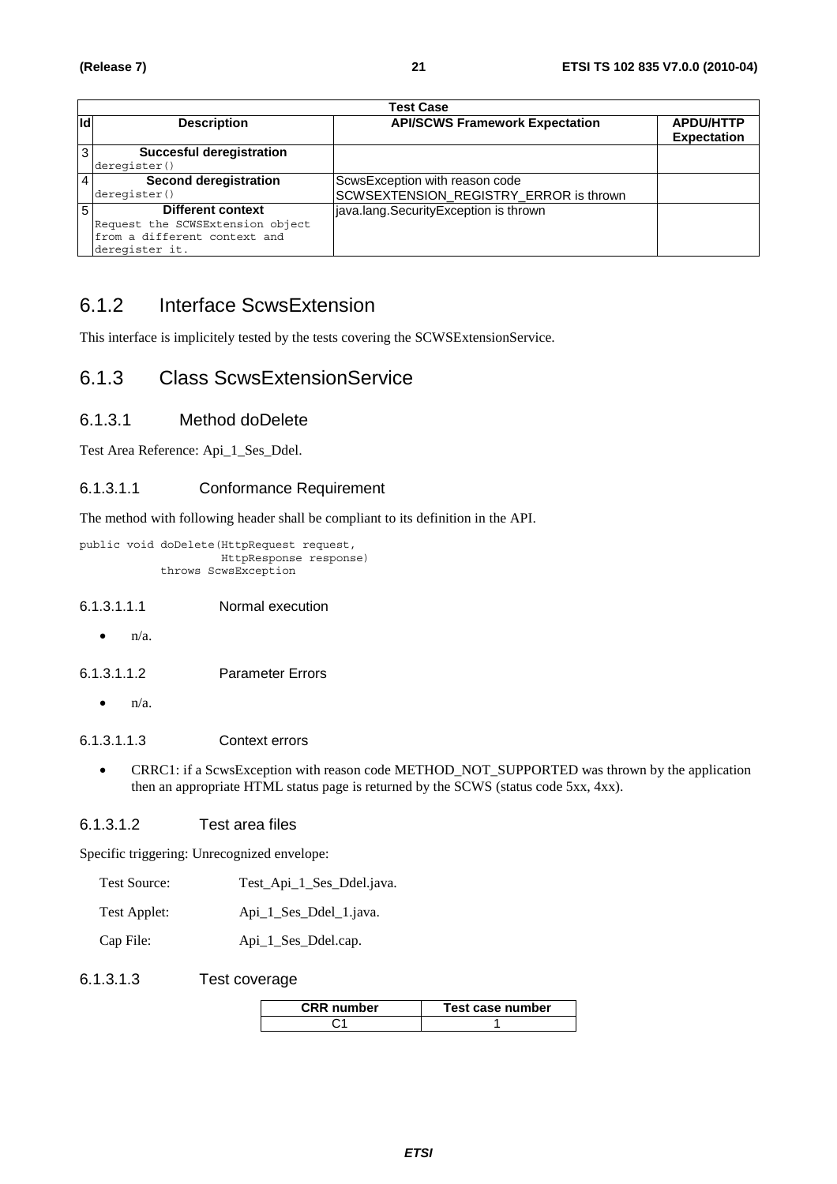| Test Case | | | |
|---|---|---|---|
| **Id** | **Description** | **API/SCWS Framework Expectation** | **APDU/HTTP Expectation** |
| 3 | **Succesful deregistration** `deregister()` | | |
| 4 | **Second deregistration** `deregister()` | ScwsException with reason code SCWSEXTENSION_REGISTRY_ERROR is thrown | |
| 5 | **Different context** Request the SCWSExtension object from a different context and deregister it. | java.lang.SecurityException is thrown | |

## 6.1.2 Interface ScwsExtension

This interface is implicitely tested by the tests covering the SCWSExtensionService.

## 6.1.3 Class ScwsExtensionService

### 6.1.3.1 Method doDelete

Test Area Reference: Api_1_Ses_Ddel.

#### 6.1.3.1.1 Conformance Requirement

The method with following header shall be compliant to its definition in the API.

```
public void doDelete(HttpRequest request,
                     HttpResponse response)
          throws ScwsException
```

##### 6.1.3.1.1.1 Normal execution

- n/a.

##### 6.1.3.1.1.2 Parameter Errors

- n/a.

##### 6.1.3.1.1.3 Context errors

- CRRC1: if a ScwsException with reason code METHOD_NOT_SUPPORTED was thrown by the application then an appropriate HTML status page is returned by the SCWS (status code 5xx, 4xx).

#### 6.1.3.1.2 Test area files

Specific triggering: Unrecognized envelope:

Test Source: Test_Api_1_Ses_Ddel.java.

Test Applet: Api_1_Ses_Ddel_1.java.

Cap File: Api_1_Ses_Ddel.cap.

#### 6.1.3.1.3 Test coverage

| CRR number | Test case number |
|---|---|
| C1 | 1 |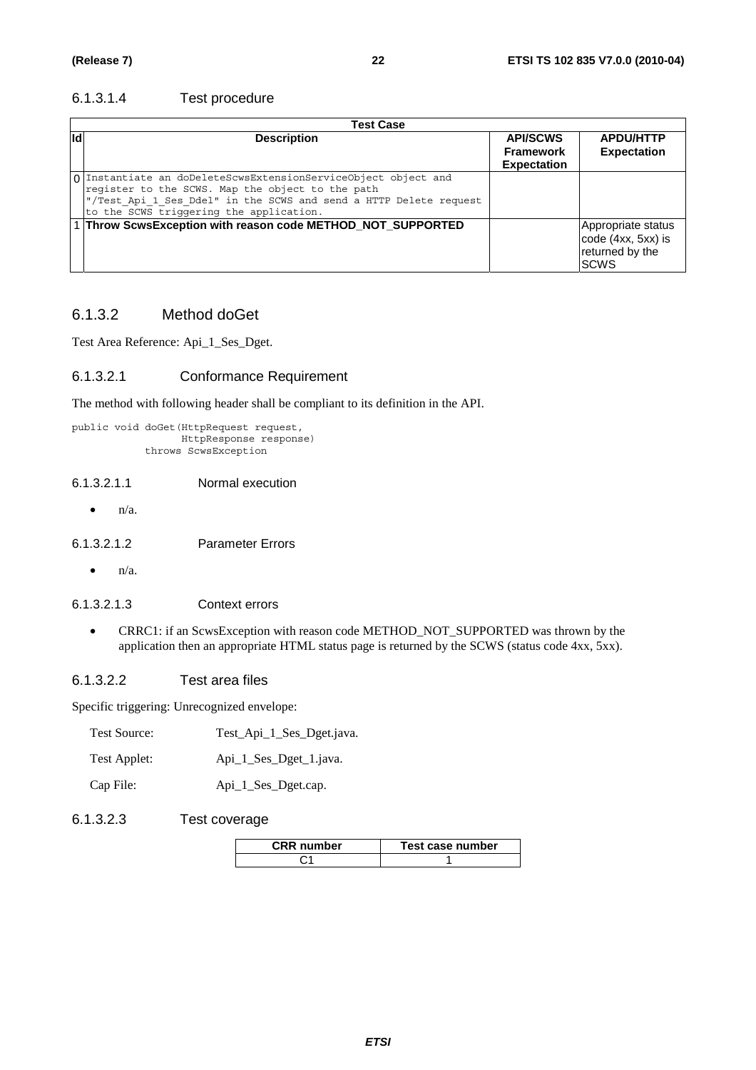#### 6.1.3.1.4 Test procedure

| Id | Description | API/SCWS Framework Expectation | APDU/HTTP Expectation |
|---|---|---|---|
| 0 | Instantiate an doDeleteScwsExtensionServiceObject object and register to the SCWS. Map the object to the path "/Test_Api_1_Ses_Ddel" in the SCWS and send a HTTP Delete request to the SCWS triggering the application. | | |
| 1 | **Throw ScwsException with reason code METHOD_NOT_SUPPORTED** | | Appropriate status code (4xx, 5xx) is returned by the SCWS |

### 6.1.3.2 Method doGet

Test Area Reference: Api_1_Ses_Dget.

#### 6.1.3.2.1 Conformance Requirement

The method with following header shall be compliant to its definition in the API.

```
public void doGet(HttpRequest request,
                  HttpResponse response)
           throws ScwsException
```

##### 6.1.3.2.1.1 Normal execution

- n/a.

##### 6.1.3.2.1.2 Parameter Errors

- n/a.

##### 6.1.3.2.1.3 Context errors

- CRRC1: if an ScwsException with reason code METHOD_NOT_SUPPORTED was thrown by the application then an appropriate HTML status page is returned by the SCWS (status code 4xx, 5xx).

#### 6.1.3.2.2 Test area files

Specific triggering: Unrecognized envelope:

Test Source: Test_Api_1_Ses_Dget.java.

Test Applet: Api_1_Ses_Dget_1.java.

Cap File: Api_1_Ses_Dget.cap.

#### 6.1.3.2.3 Test coverage

| CRR number | Test case number |
|---|---|
| C1 | 1 |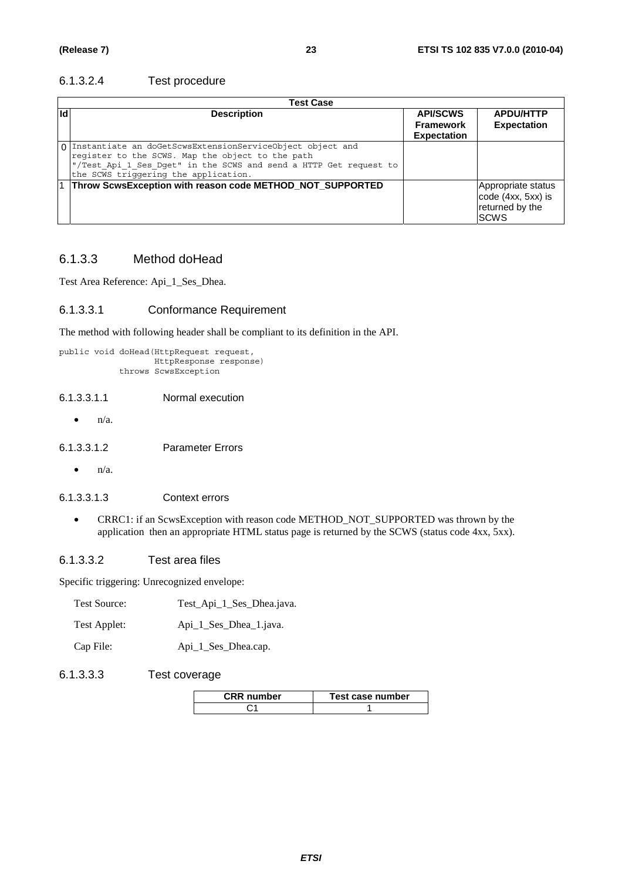#### 6.1.3.2.4 Test procedure

| Test Case | | | |
|---|---|---|---|
| **Id** | **Description** | **API/SCWS Framework Expectation** | **APDU/HTTP Expectation** |
| 0 | Instantiate an doGetScwsExtensionServiceObject object and register to the SCWS. Map the object to the path "/Test_Api_1_Ses_Dget" in the SCWS and send a HTTP Get request to the SCWS triggering the application. | | |
| 1 | **Throw ScwsException with reason code METHOD_NOT_SUPPORTED** | | Appropriate status code (4xx, 5xx) is returned by the SCWS |

### 6.1.3.3 Method doHead

Test Area Reference: Api_1_Ses_Dhea.

#### 6.1.3.3.1 Conformance Requirement

The method with following header shall be compliant to its definition in the API.

```
public void doHead(HttpRequest request,
                   HttpResponse response)
           throws ScwsException
```

##### 6.1.3.3.1.1 Normal execution

- n/a.

##### 6.1.3.3.1.2 Parameter Errors

- n/a.

##### 6.1.3.3.1.3 Context errors

- CRRC1: if an ScwsException with reason code METHOD_NOT_SUPPORTED was thrown by the application then an appropriate HTML status page is returned by the SCWS (status code 4xx, 5xx).

#### 6.1.3.3.2 Test area files

Specific triggering: Unrecognized envelope:

Test Source: Test_Api_1_Ses_Dhea.java.

Test Applet: Api_1_Ses_Dhea_1.java.

Cap File: Api_1_Ses_Dhea.cap.

#### 6.1.3.3.3 Test coverage

| CRR number | Test case number |
|---|---|
| C1 | 1 |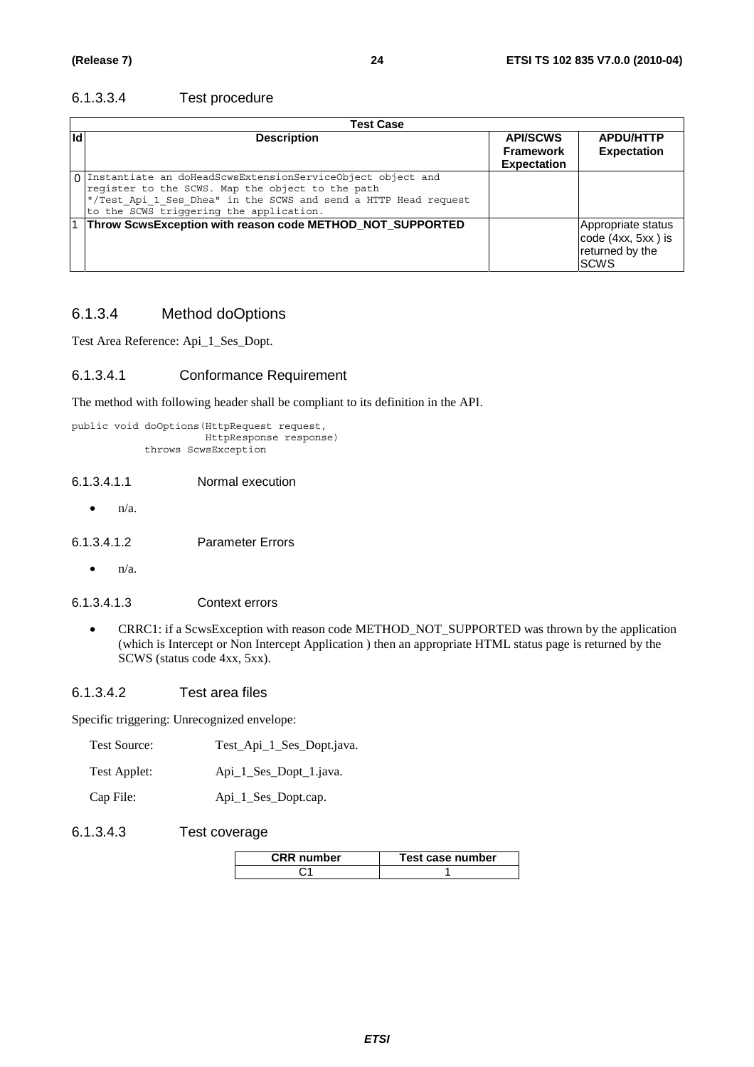#### 6.1.3.3.4 Test procedure

| Test Case | | | |
|---|---|---|---|
| **Id** | **Description** | **API/SCWS Framework Expectation** | **APDU/HTTP Expectation** |
| 0 | Instantiate an doHeadScwsExtensionServiceObject object and register to the SCWS. Map the object to the path "/Test_Api_1_Ses_Dhea" in the SCWS and send a HTTP Head request to the SCWS triggering the application. | | |
| 1 | **Throw ScwsException with reason code METHOD_NOT_SUPPORTED** | | Appropriate status code (4xx, 5xx ) is returned by the SCWS |

### 6.1.3.4 Method doOptions

Test Area Reference: Api_1_Ses_Dopt.

#### 6.1.3.4.1 Conformance Requirement

The method with following header shall be compliant to its definition in the API.

```
public void doOptions(HttpRequest request,
                      HttpResponse response)
            throws ScwsException
```

##### 6.1.3.4.1.1 Normal execution

- n/a.

##### 6.1.3.4.1.2 Parameter Errors

- n/a.

##### 6.1.3.4.1.3 Context errors

- CRRC1: if a ScwsException with reason code METHOD_NOT_SUPPORTED was thrown by the application (which is Intercept or Non Intercept Application ) then an appropriate HTML status page is returned by the SCWS (status code 4xx, 5xx).

#### 6.1.3.4.2 Test area files

Specific triggering: Unrecognized envelope:

Test Source: Test_Api_1_Ses_Dopt.java.

Test Applet: Api_1_Ses_Dopt_1.java.

Cap File: Api_1_Ses_Dopt.cap.

#### 6.1.3.4.3 Test coverage

| CRR number | Test case number |
|---|---|
| C1 | 1 |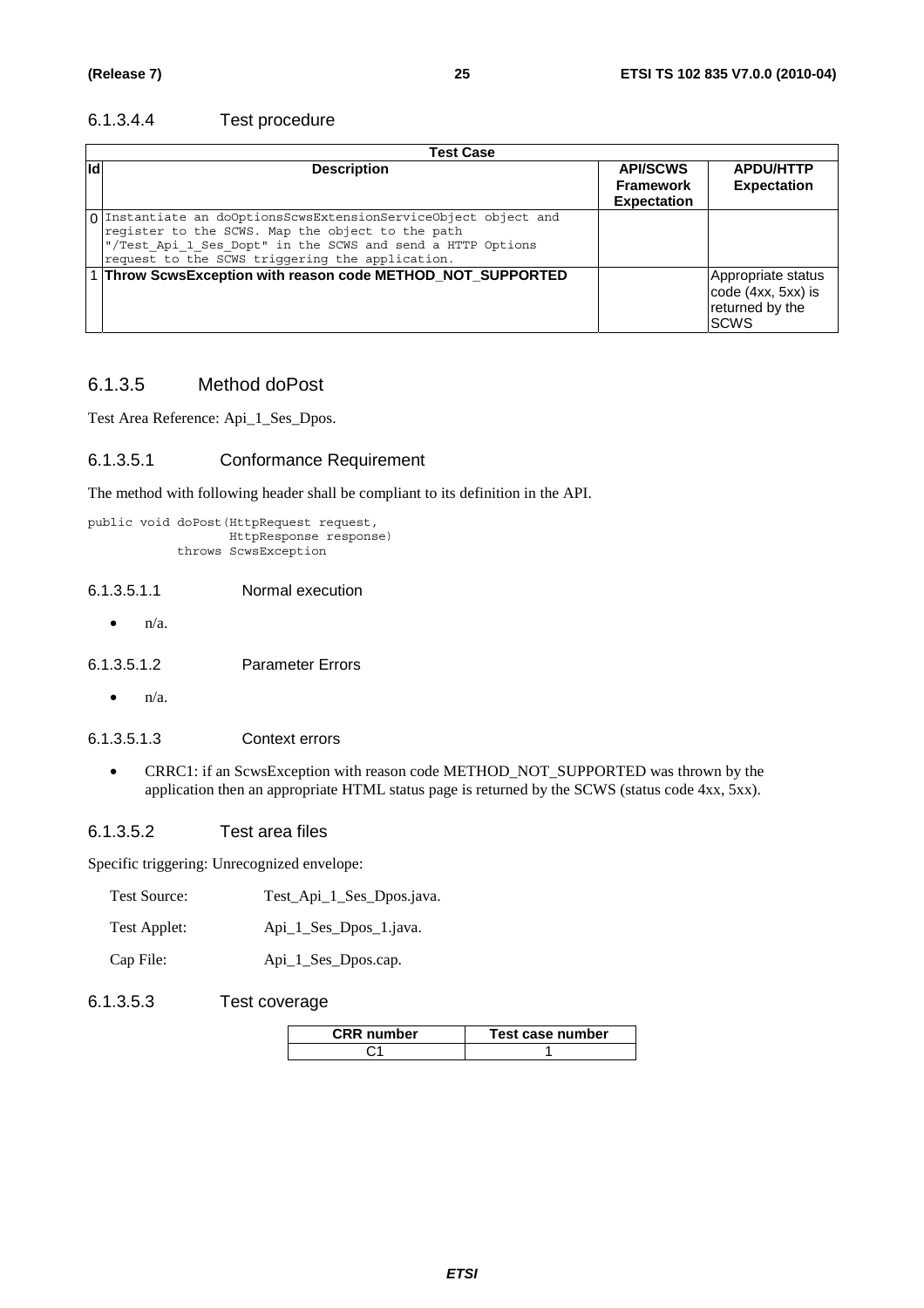#### 6.1.3.4.4 Test procedure

| Test Case | | | |
|---|---|---|---|
| **Id** | **Description** | **API/SCWS Framework Expectation** | **APDU/HTTP Expectation** |
| 0 | Instantiate an doOptionsScwsExtensionServiceObject object and register to the SCWS. Map the object to the path "/Test_Api_1_Ses_Dopt" in the SCWS and send a HTTP Options request to the SCWS triggering the application. | | |
| 1 | **Throw ScwsException with reason code METHOD_NOT_SUPPORTED** | | Appropriate status code (4xx, 5xx) is returned by the SCWS |

### 6.1.3.5 Method doPost

Test Area Reference: Api_1_Ses_Dpos.

#### 6.1.3.5.1 Conformance Requirement

The method with following header shall be compliant to its definition in the API.

```
public void doPost(HttpRequest request,
                   HttpResponse response)
           throws ScwsException
```

##### 6.1.3.5.1.1 Normal execution

- n/a.

##### 6.1.3.5.1.2 Parameter Errors

- n/a.

##### 6.1.3.5.1.3 Context errors

- CRRC1: if an ScwsException with reason code METHOD_NOT_SUPPORTED was thrown by the application then an appropriate HTML status page is returned by the SCWS (status code 4xx, 5xx).

#### 6.1.3.5.2 Test area files

Specific triggering: Unrecognized envelope:

Test Source: Test_Api_1_Ses_Dpos.java.

Test Applet: Api_1_Ses_Dpos_1.java.

Cap File: Api_1_Ses_Dpos.cap.

#### 6.1.3.5.3 Test coverage

| CRR number | Test case number |
|---|---|
| C1 | 1 |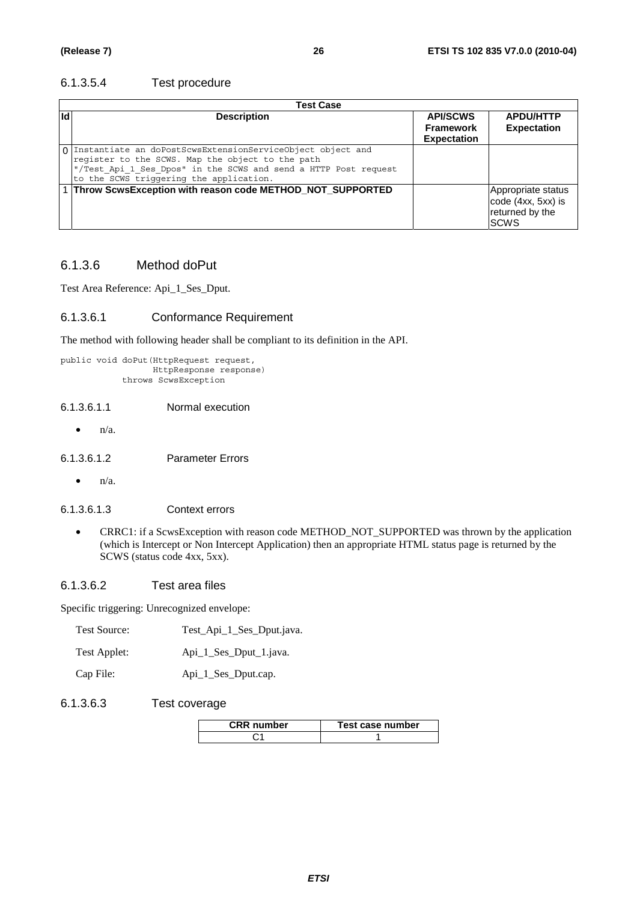#### 6.1.3.5.4 Test procedure

| Test Case | | | |
|---|---|---|---|
| **Id** | **Description** | **API/SCWS Framework Expectation** | **APDU/HTTP Expectation** |
| 0 | Instantiate an doPostScwsExtensionServiceObject object and register to the SCWS. Map the object to the path "/Test_Api_1_Ses_Dpos" in the SCWS and send a HTTP Post request to the SCWS triggering the application. | | |
| 1 | **Throw ScwsException with reason code METHOD_NOT_SUPPORTED** | | Appropriate status code (4xx, 5xx) is returned by the SCWS |

### 6.1.3.6 Method doPut

Test Area Reference: Api_1_Ses_Dput.

#### 6.1.3.6.1 Conformance Requirement

The method with following header shall be compliant to its definition in the API.

```
public void doPut(HttpRequest request,
                  HttpResponse response)
            throws ScwsException
```

##### 6.1.3.6.1.1 Normal execution

- n/a.

##### 6.1.3.6.1.2 Parameter Errors

- n/a.

##### 6.1.3.6.1.3 Context errors

- CRRC1: if a ScwsException with reason code METHOD_NOT_SUPPORTED was thrown by the application (which is Intercept or Non Intercept Application) then an appropriate HTML status page is returned by the SCWS (status code 4xx, 5xx).

#### 6.1.3.6.2 Test area files

Specific triggering: Unrecognized envelope:

Test Source: Test_Api_1_Ses_Dput.java.

Test Applet: Api_1_Ses_Dput_1.java.

Cap File: Api_1_Ses_Dput.cap.

#### 6.1.3.6.3 Test coverage

| CRR number | Test case number |
|---|---|
| C1 | 1 |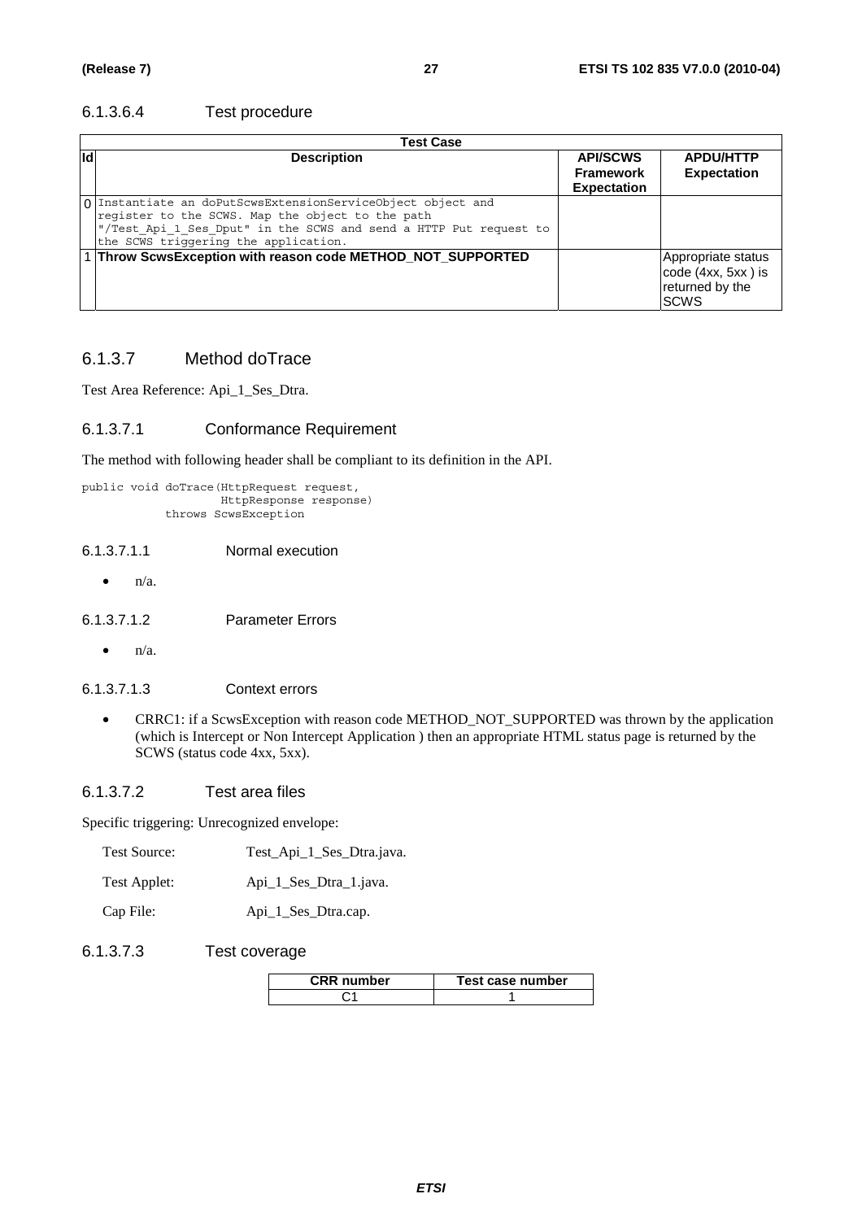#### 6.1.3.6.4 Test procedure

| Test Case | | | |
|---|---|---|---|
| **Id** | **Description** | **API/SCWS Framework Expectation** | **APDU/HTTP Expectation** |
| 0 | Instantiate an doPutScwsExtensionServiceObject object and register to the SCWS. Map the object to the path "/Test_Api_1_Ses_Dput" in the SCWS and send a HTTP Put request to the SCWS triggering the application. | | |
| 1 | **Throw ScwsException with reason code METHOD_NOT_SUPPORTED** | | Appropriate status code (4xx, 5xx ) is returned by the SCWS |

### 6.1.3.7 Method doTrace

Test Area Reference: Api_1_Ses_Dtra.

#### 6.1.3.7.1 Conformance Requirement

The method with following header shall be compliant to its definition in the API.

```
public void doTrace(HttpRequest request,
                    HttpResponse response)
           throws ScwsException
```

##### 6.1.3.7.1.1 Normal execution

- n/a.

##### 6.1.3.7.1.2 Parameter Errors

- n/a.

##### 6.1.3.7.1.3 Context errors

- CRRC1: if a ScwsException with reason code METHOD_NOT_SUPPORTED was thrown by the application (which is Intercept or Non Intercept Application ) then an appropriate HTML status page is returned by the SCWS (status code 4xx, 5xx).

#### 6.1.3.7.2 Test area files

Specific triggering: Unrecognized envelope:

Test Source: Test_Api_1_Ses_Dtra.java.

Test Applet: Api_1_Ses_Dtra_1.java.

Cap File: Api_1_Ses_Dtra.cap.

#### 6.1.3.7.3 Test coverage

| CRR number | Test case number |
|---|---|
| C1 | 1 |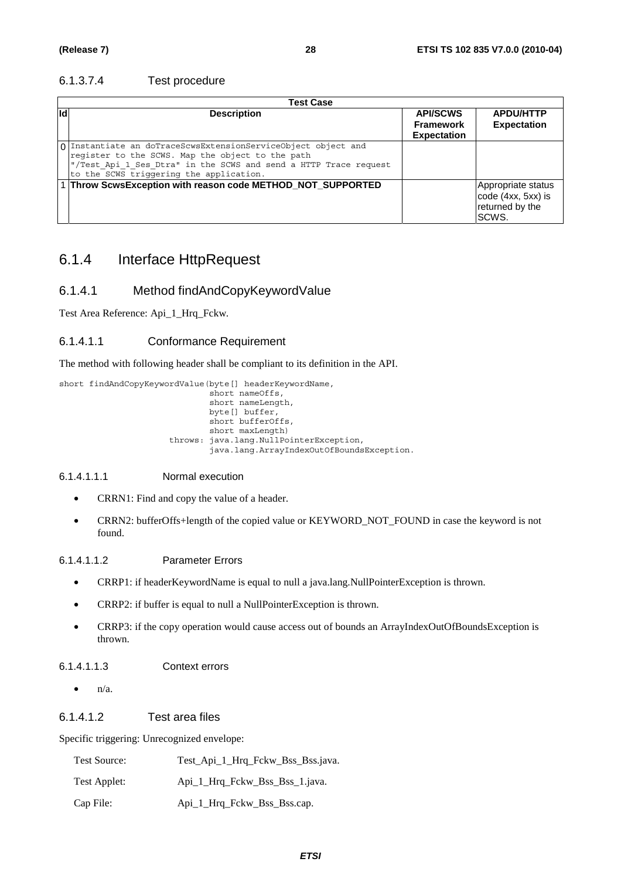#### 6.1.3.7.4 Test procedure

| Test Case | | | |
|---|---|---|---|
| **Id** | **Description** | **API/SCWS Framework Expectation** | **APDU/HTTP Expectation** |
| 0 | Instantiate an doTraceScwsExtensionServiceObject object and register to the SCWS. Map the object to the path "/Test_Api_1_Ses_Dtra" in the SCWS and send a HTTP Trace request to the SCWS triggering the application. | | |
| 1 | **Throw ScwsException with reason code METHOD_NOT_SUPPORTED** | | Appropriate status code (4xx, 5xx) is returned by the SCWS. |

## 6.1.4 Interface HttpRequest

### 6.1.4.1 Method findAndCopyKeywordValue

Test Area Reference: Api_1_Hrq_Fckw.

#### 6.1.4.1.1 Conformance Requirement

The method with following header shall be compliant to its definition in the API.

```
short findAndCopyKeywordValue(byte[] headerKeywordName,
                              short nameOffs,
                              short nameLength,
                              byte[] buffer,
                              short bufferOffs,
                              short maxLength)
                      throws: java.lang.NullPointerException,
                              java.lang.ArrayIndexOutOfBoundsException.
```

##### 6.1.4.1.1.1 Normal execution

- CRRN1: Find and copy the value of a header.
- CRRN2: bufferOffs+length of the copied value or KEYWORD_NOT_FOUND in case the keyword is not found.

##### 6.1.4.1.1.2 Parameter Errors

- CRRP1: if headerKeywordName is equal to null a java.lang.NullPointerException is thrown.
- CRRP2: if buffer is equal to null a NullPointerException is thrown.
- CRRP3: if the copy operation would cause access out of bounds an ArrayIndexOutOfBoundsException is thrown.

##### 6.1.4.1.1.3 Context errors

- n/a.

#### 6.1.4.1.2 Test area files

Specific triggering: Unrecognized envelope:

| | |
|---|---|
| Test Source: | Test_Api_1_Hrq_Fckw_Bss_Bss.java. |
| Test Applet: | Api_1_Hrq_Fckw_Bss_Bss_1.java. |
| Cap File: | Api_1_Hrq_Fckw_Bss_Bss.cap. |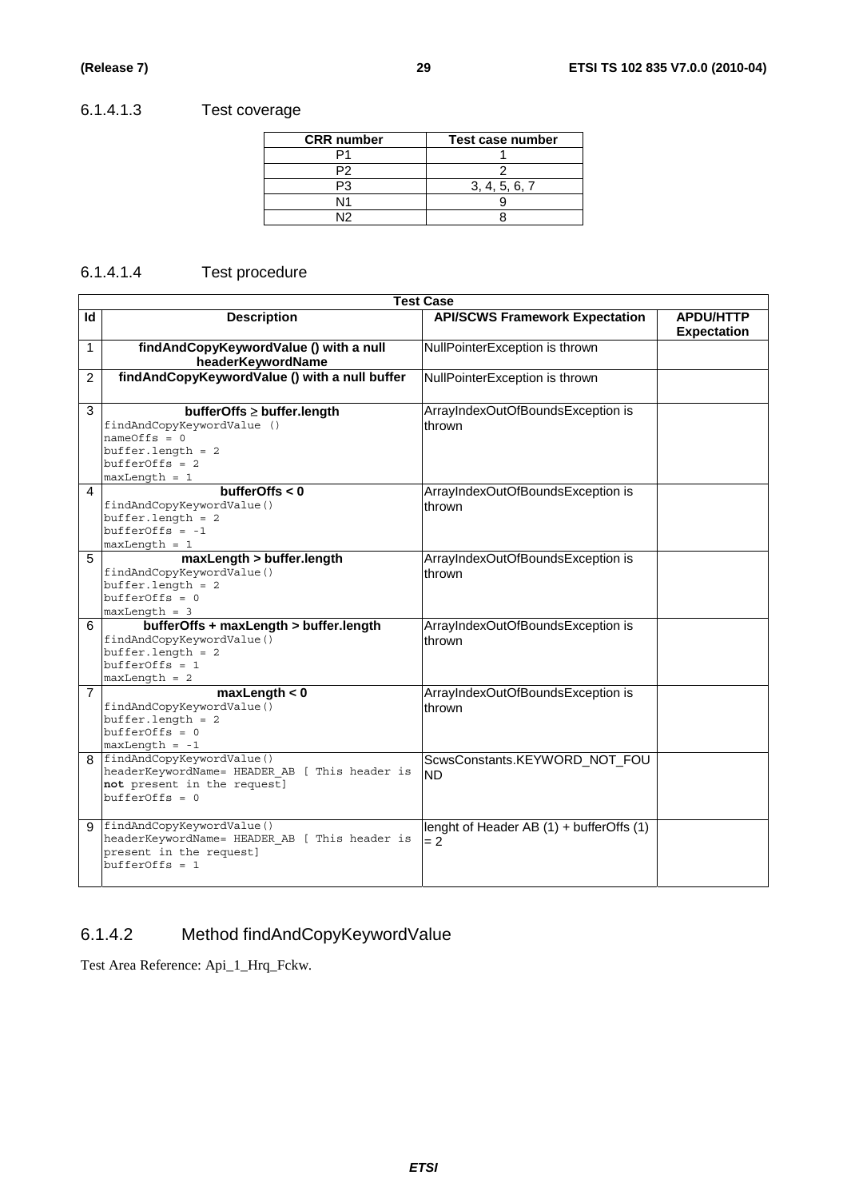#### 6.1.4.1.3 Test coverage

| CRR number | Test case number |
|---|---|
| P1 | 1 |
| P2 | 2 |
| P3 | 3, 4, 5, 6, 7 |
| N1 | 9 |
| N2 | 8 |

#### 6.1.4.1.4 Test procedure

| Test Case | | | |
|---|---|---|---|
| **Id** | **Description** | **API/SCWS Framework Expectation** | **APDU/HTTP Expectation** |
| 1 | **findAndCopyKeywordValue () with a null headerKeywordName** | NullPointerException is thrown | |
| 2 | **findAndCopyKeywordValue () with a null buffer** | NullPointerException is thrown | |
| 3 | **bufferOffs ≥ buffer.length**<br>`findAndCopyKeywordValue ()`<br>`nameOffs = 0`<br>`buffer.length = 2`<br>`bufferOffs = 2`<br>`maxLength = 1` | ArrayIndexOutOfBoundsException is thrown | |
| 4 | **bufferOffs < 0**<br>`findAndCopyKeywordValue()`<br>`buffer.length = 2`<br>`bufferOffs = -1`<br>`maxLength = 1` | ArrayIndexOutOfBoundsException is thrown | |
| 5 | **maxLength > buffer.length**<br>`findAndCopyKeywordValue()`<br>`buffer.length = 2`<br>`bufferOffs = 0`<br>`maxLength = 3` | ArrayIndexOutOfBoundsException is thrown | |
| 6 | **bufferOffs + maxLength > buffer.length**<br>`findAndCopyKeywordValue()`<br>`buffer.length = 2`<br>`bufferOffs = 1`<br>`maxLength = 2` | ArrayIndexOutOfBoundsException is thrown | |
| 7 | **maxLength < 0**<br>`findAndCopyKeywordValue()`<br>`buffer.length = 2`<br>`bufferOffs = 0`<br>`maxLength = -1` | ArrayIndexOutOfBoundsException is thrown | |
| 8 | `findAndCopyKeywordValue()`<br>`headerKeywordName= HEADER_AB [ This header is` **not** `present in the request]`<br>`bufferOffs = 0` | ScwsConstants.KEYWORD_NOT_FOUND | |
| 9 | `findAndCopyKeywordValue()`<br>`headerKeywordName= HEADER_AB [ This header is present in the request]`<br>`bufferOffs = 1` | lenght of Header AB (1) + bufferOffs (1) = 2 | |

### 6.1.4.2 Method findAndCopyKeywordValue

Test Area Reference: Api_1_Hrq_Fckw.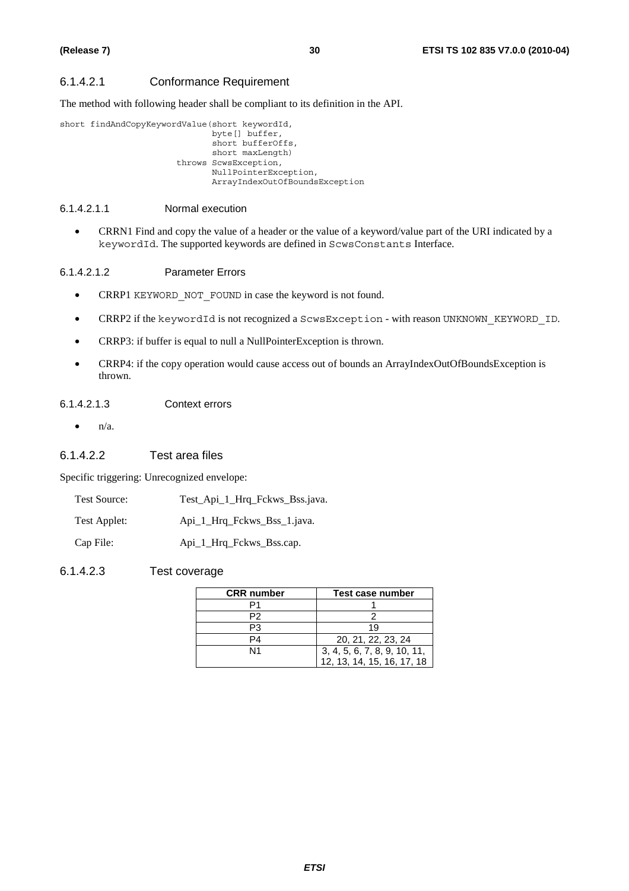#### 6.1.4.2.1 Conformance Requirement

The method with following header shall be compliant to its definition in the API.

```
short findAndCopyKeywordValue(short keywordId,
                              byte[] buffer,
                              short bufferOffs,
                              short maxLength)
                       throws ScwsException,
                              NullPointerException,
                              ArrayIndexOutOfBoundsException
```

##### 6.1.4.2.1.1 Normal execution

- CRRN1 Find and copy the value of a header or the value of a keyword/value part of the URI indicated by a keywordId. The supported keywords are defined in ScwsConstants Interface.

##### 6.1.4.2.1.2 Parameter Errors

- CRRP1 KEYWORD_NOT_FOUND in case the keyword is not found.
- CRRP2 if the keywordId is not recognized a ScwsException - with reason UNKNOWN_KEYWORD_ID.
- CRRP3: if buffer is equal to null a NullPointerException is thrown.
- CRRP4: if the copy operation would cause access out of bounds an ArrayIndexOutOfBoundsException is thrown.

##### 6.1.4.2.1.3 Context errors

- n/a.

#### 6.1.4.2.2 Test area files

Specific triggering: Unrecognized envelope:

Test Source: Test_Api_1_Hrq_Fckws_Bss.java.

Test Applet: Api_1_Hrq_Fckws_Bss_1.java.

Cap File: Api_1_Hrq_Fckws_Bss.cap.

#### 6.1.4.2.3 Test coverage

| CRR number | Test case number |
|---|---|
| P1 | 1 |
| P2 | 2 |
| P3 | 19 |
| P4 | 20, 21, 22, 23, 24 |
| N1 | 3, 4, 5, 6, 7, 8, 9, 10, 11, 12, 13, 14, 15, 16, 17, 18 |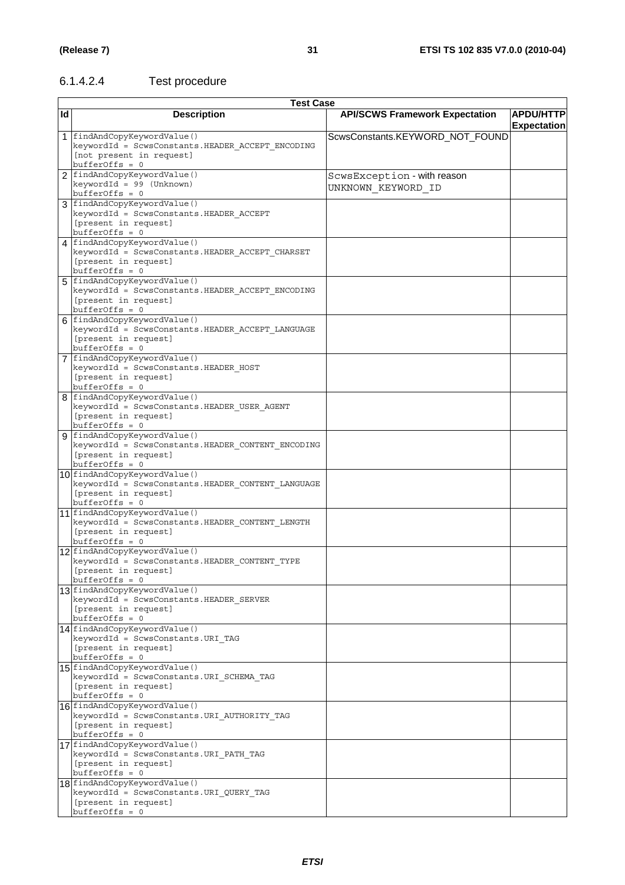#### 6.1.4.2.4 Test procedure

| Test Case | | | |
|---|---|---|---|
| **Id** | **Description** | **API/SCWS Framework Expectation** | **APDU/HTTP Expectation** |
| 1 | findAndCopyKeywordValue()<br>keywordId = ScwsConstants.HEADER_ACCEPT_ENCODING<br>[not present in request]<br>bufferOffs = 0 | ScwsConstants.KEYWORD_NOT_FOUND | |
| 2 | findAndCopyKeywordValue()<br>keywordId = 99 (Unknown)<br>bufferOffs = 0 | ScwsException - with reason UNKNOWN_KEYWORD_ID | |
| 3 | findAndCopyKeywordValue()<br>keywordId = ScwsConstants.HEADER_ACCEPT<br>[present in request]<br>bufferOffs = 0 | | |
| 4 | findAndCopyKeywordValue()<br>keywordId = ScwsConstants.HEADER_ACCEPT_CHARSET<br>[present in request]<br>bufferOffs = 0 | | |
| 5 | findAndCopyKeywordValue()<br>keywordId = ScwsConstants.HEADER_ACCEPT_ENCODING<br>[present in request]<br>bufferOffs = 0 | | |
| 6 | findAndCopyKeywordValue()<br>keywordId = ScwsConstants.HEADER_ACCEPT_LANGUAGE<br>[present in request]<br>bufferOffs = 0 | | |
| 7 | findAndCopyKeywordValue()<br>keywordId = ScwsConstants.HEADER_HOST<br>[present in request]<br>bufferOffs = 0 | | |
| 8 | findAndCopyKeywordValue()<br>keywordId = ScwsConstants.HEADER_USER_AGENT<br>[present in request]<br>bufferOffs = 0 | | |
| 9 | findAndCopyKeywordValue()<br>keywordId = ScwsConstants.HEADER_CONTENT_ENCODING<br>[present in request]<br>bufferOffs = 0 | | |
| 10 | findAndCopyKeywordValue()<br>keywordId = ScwsConstants.HEADER_CONTENT_LANGUAGE<br>[present in request]<br>bufferOffs = 0 | | |
| 11 | findAndCopyKeywordValue()<br>keywordId = ScwsConstants.HEADER_CONTENT_LENGTH<br>[present in request]<br>bufferOffs = 0 | | |
| 12 | findAndCopyKeywordValue()<br>keywordId = ScwsConstants.HEADER_CONTENT_TYPE<br>[present in request]<br>bufferOffs = 0 | | |
| 13 | findAndCopyKeywordValue()<br>keywordId = ScwsConstants.HEADER_SERVER<br>[present in request]<br>bufferOffs = 0 | | |
| 14 | findAndCopyKeywordValue()<br>keywordId = ScwsConstants.URI_TAG<br>[present in request]<br>bufferOffs = 0 | | |
| 15 | findAndCopyKeywordValue()<br>keywordId = ScwsConstants.URI_SCHEMA_TAG<br>[present in request]<br>bufferOffs = 0 | | |
| 16 | findAndCopyKeywordValue()<br>keywordId = ScwsConstants.URI_AUTHORITY_TAG<br>[present in request]<br>bufferOffs = 0 | | |
| 17 | findAndCopyKeywordValue()<br>keywordId = ScwsConstants.URI_PATH_TAG<br>[present in request]<br>bufferOffs = 0 | | |
| 18 | findAndCopyKeywordValue()<br>keywordId = ScwsConstants.URI_QUERY_TAG<br>[present in request]<br>bufferOffs = 0 | | |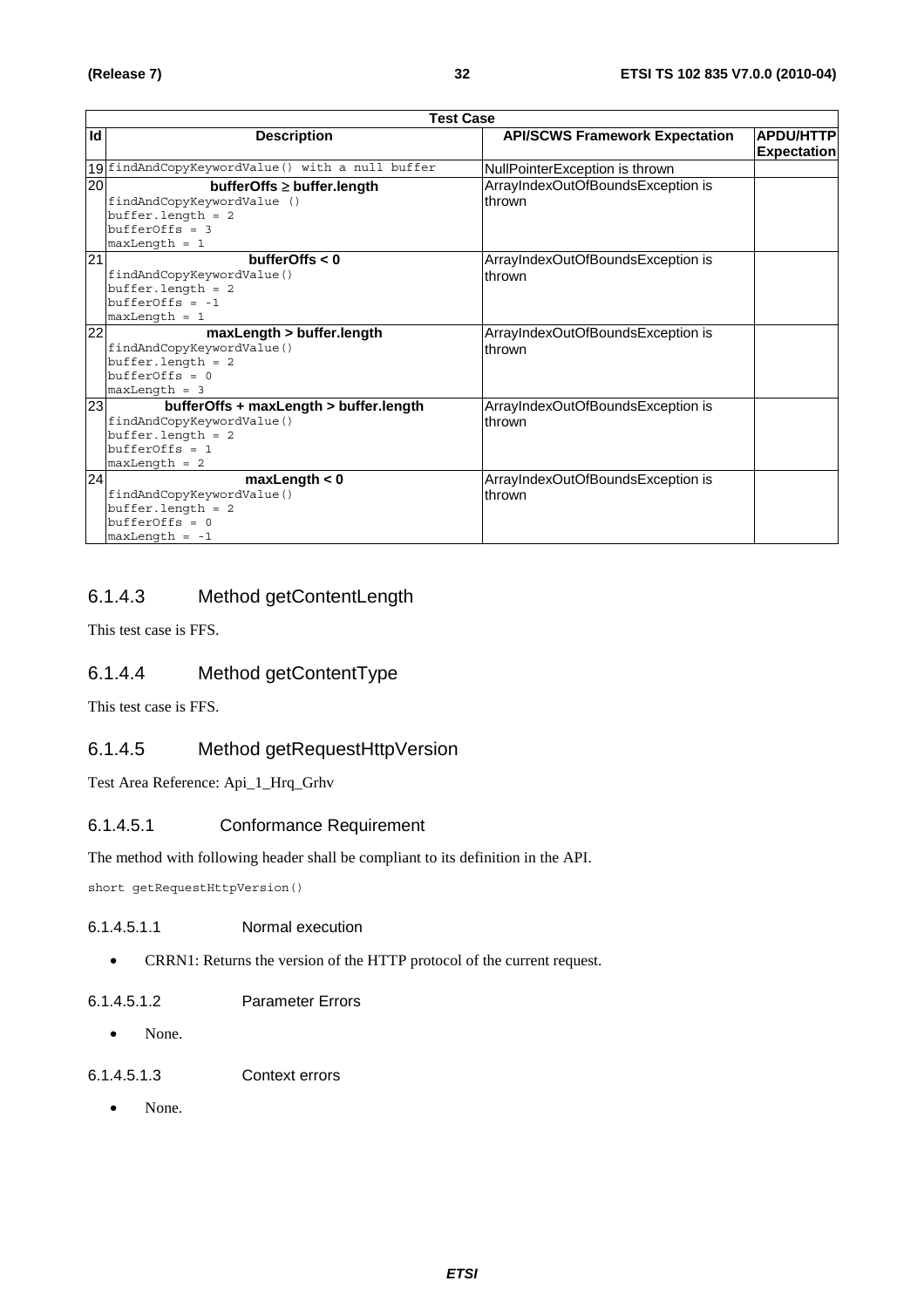| Test Case | | | |
|---|---|---|---|
| **Id** | **Description** | **API/SCWS Framework Expectation** | **APDU/HTTP Expectation** |
| 19 | `findAndCopyKeywordValue() with a null buffer` | NullPointerException is thrown | |
| 20 | **bufferOffs ≥ buffer.length**<br>`findAndCopyKeywordValue ()`<br>`buffer.length = 2`<br>`bufferOffs = 3`<br>`maxLength = 1` | ArrayIndexOutOfBoundsException is thrown | |
| 21 | **bufferOffs < 0**<br>`findAndCopyKeywordValue()`<br>`buffer.length = 2`<br>`bufferOffs = -1`<br>`maxLength = 1` | ArrayIndexOutOfBoundsException is thrown | |
| 22 | **maxLength > buffer.length**<br>`findAndCopyKeywordValue()`<br>`buffer.length = 2`<br>`bufferOffs = 0`<br>`maxLength = 3` | ArrayIndexOutOfBoundsException is thrown | |
| 23 | **bufferOffs + maxLength > buffer.length**<br>`findAndCopyKeywordValue()`<br>`buffer.length = 2`<br>`bufferOffs = 1`<br>`maxLength = 2` | ArrayIndexOutOfBoundsException is thrown | |
| 24 | **maxLength < 0**<br>`findAndCopyKeywordValue()`<br>`buffer.length = 2`<br>`bufferOffs = 0`<br>`maxLength = -1` | ArrayIndexOutOfBoundsException is thrown | |

### 6.1.4.3 Method getContentLength

This test case is FFS.

### 6.1.4.4 Method getContentType

This test case is FFS.

### 6.1.4.5 Method getRequestHttpVersion

Test Area Reference: Api_1_Hrq_Grhv

#### 6.1.4.5.1 Conformance Requirement

The method with following header shall be compliant to its definition in the API.

```
short getRequestHttpVersion()
```

##### 6.1.4.5.1.1 Normal execution

- CRRN1: Returns the version of the HTTP protocol of the current request.

##### 6.1.4.5.1.2 Parameter Errors

- None.

##### 6.1.4.5.1.3 Context errors

- None.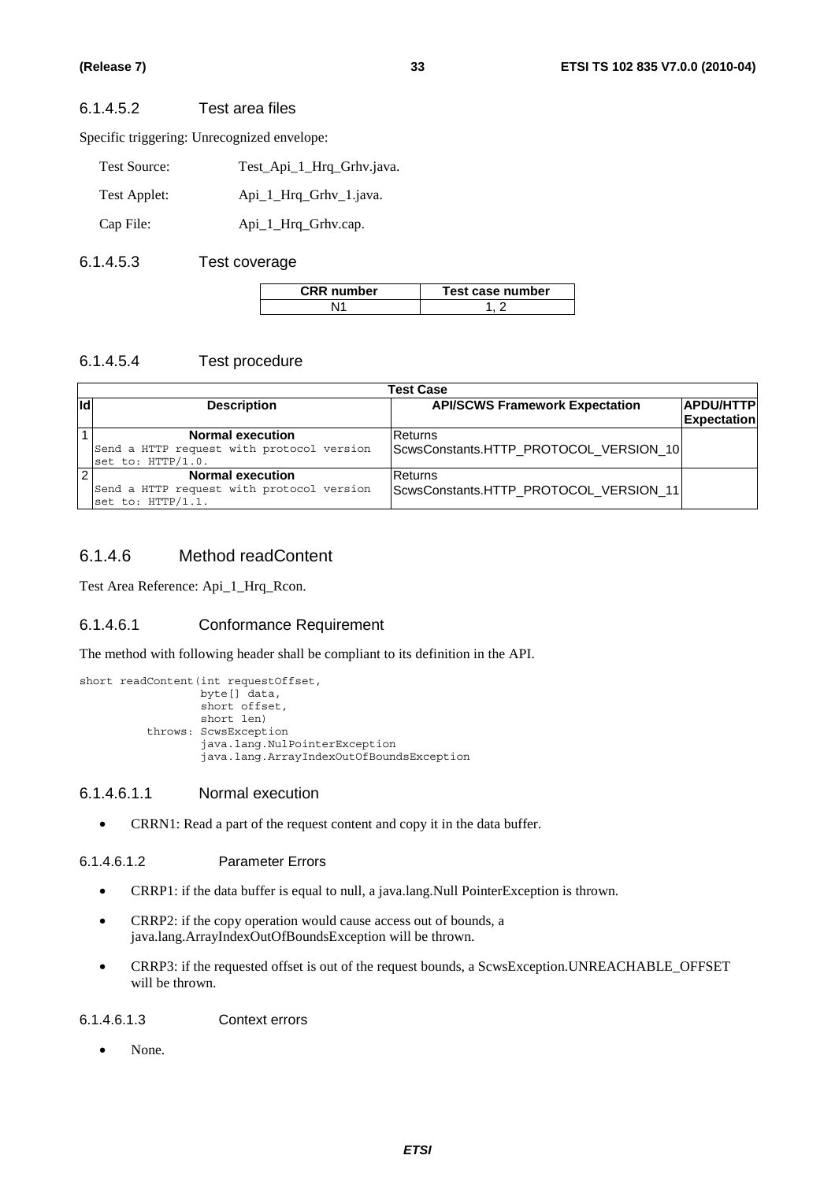#### 6.1.4.5.2 Test area files

Specific triggering: Unrecognized envelope:

Test Source: Test_Api_1_Hrq_Grhv.java.

Test Applet: Api_1_Hrq_Grhv_1.java.

Cap File: Api_1_Hrq_Grhv.cap.

#### 6.1.4.5.3 Test coverage

| CRR number | Test case number |
|---|---|
| N1 | 1, 2 |

#### 6.1.4.5.4 Test procedure

| Test Case | | | |
|---|---|---|---|
| Id | Description | API/SCWS Framework Expectation | APDU/HTTP Expectation |
| 1 | **Normal execution**<br>Send a HTTP request with protocol version set to: HTTP/1.0. | Returns ScwsConstants.HTTP_PROTOCOL_VERSION_10 | |
| 2 | **Normal execution**<br>Send a HTTP request with protocol version set to: HTTP/1.1. | Returns ScwsConstants.HTTP_PROTOCOL_VERSION_11 | |

### 6.1.4.6 Method readContent

Test Area Reference: Api_1_Hrq_Rcon.

#### 6.1.4.6.1 Conformance Requirement

The method with following header shall be compliant to its definition in the API.

```
short readContent(int requestOffset,
                  byte[] data,
                  short offset,
                  short len)
          throws: ScwsException
                  java.lang.NulPointerException
                  java.lang.ArrayIndexOutOfBoundsException
```

##### 6.1.4.6.1.1 Normal execution

- CRRN1: Read a part of the request content and copy it in the data buffer.

##### 6.1.4.6.1.2 Parameter Errors

- CRRP1: if the data buffer is equal to null, a java.lang.Null PointerException is thrown.
- CRRP2: if the copy operation would cause access out of bounds, a java.lang.ArrayIndexOutOfBoundsException will be thrown.
- CRRP3: if the requested offset is out of the request bounds, a ScwsException.UNREACHABLE_OFFSET will be thrown.

##### 6.1.4.6.1.3 Context errors

- None.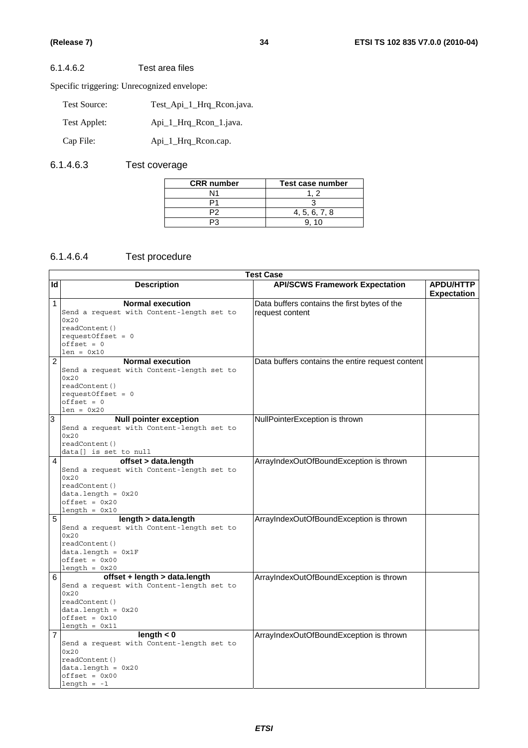#### 6.1.4.6.2 Test area files

Specific triggering: Unrecognized envelope:

Test Source: Test_Api_1_Hrq_Rcon.java.

Test Applet: Api_1_Hrq_Rcon_1.java.

Cap File: Api_1_Hrq_Rcon.cap.

#### 6.1.4.6.3 Test coverage

| CRR number | Test case number |
|---|---|
| N1 | 1, 2 |
| P1 | 3 |
| P2 | 4, 5, 6, 7, 8 |
| P3 | 9, 10 |

#### 6.1.4.6.4 Test procedure

| Test Case | | | |
|---|---|---|---|
| **Id** | **Description** | **API/SCWS Framework Expectation** | **APDU/HTTP Expectation** |
| 1 | **Normal execution**<br>Send a request with Content-length set to 0x20<br>readContent()<br>requestOffset = 0<br>offset = 0<br>len = 0x10 | Data buffers contains the first bytes of the request content | |
| 2 | **Normal execution**<br>Send a request with Content-length set to 0x20<br>readContent()<br>requestOffset = 0<br>offset = 0<br>len = 0x20 | Data buffers contains the entire request content | |
| 3 | **Null pointer exception**<br>Send a request with Content-length set to 0x20<br>readContent()<br>data[] is set to null | NullPointerException is thrown | |
| 4 | **offset > data.length**<br>Send a request with Content-length set to 0x20<br>readContent()<br>data.length = 0x20<br>offset = 0x20<br>length = 0x10 | ArrayIndexOutOfBoundException is thrown | |
| 5 | **length > data.length**<br>Send a request with Content-length set to 0x20<br>readContent()<br>data.length = 0x1F<br>offset = 0x00<br>length = 0x20 | ArrayIndexOutOfBoundException is thrown | |
| 6 | **offset + length > data.length**<br>Send a request with Content-length set to 0x20<br>readContent()<br>data.length = 0x20<br>offset = 0x10<br>length = 0x11 | ArrayIndexOutOfBoundException is thrown | |
| 7 | **length < 0**<br>Send a request with Content-length set to 0x20<br>readContent()<br>data.length = 0x20<br>offset = 0x00<br>length = -1 | ArrayIndexOutOfBoundException is thrown | |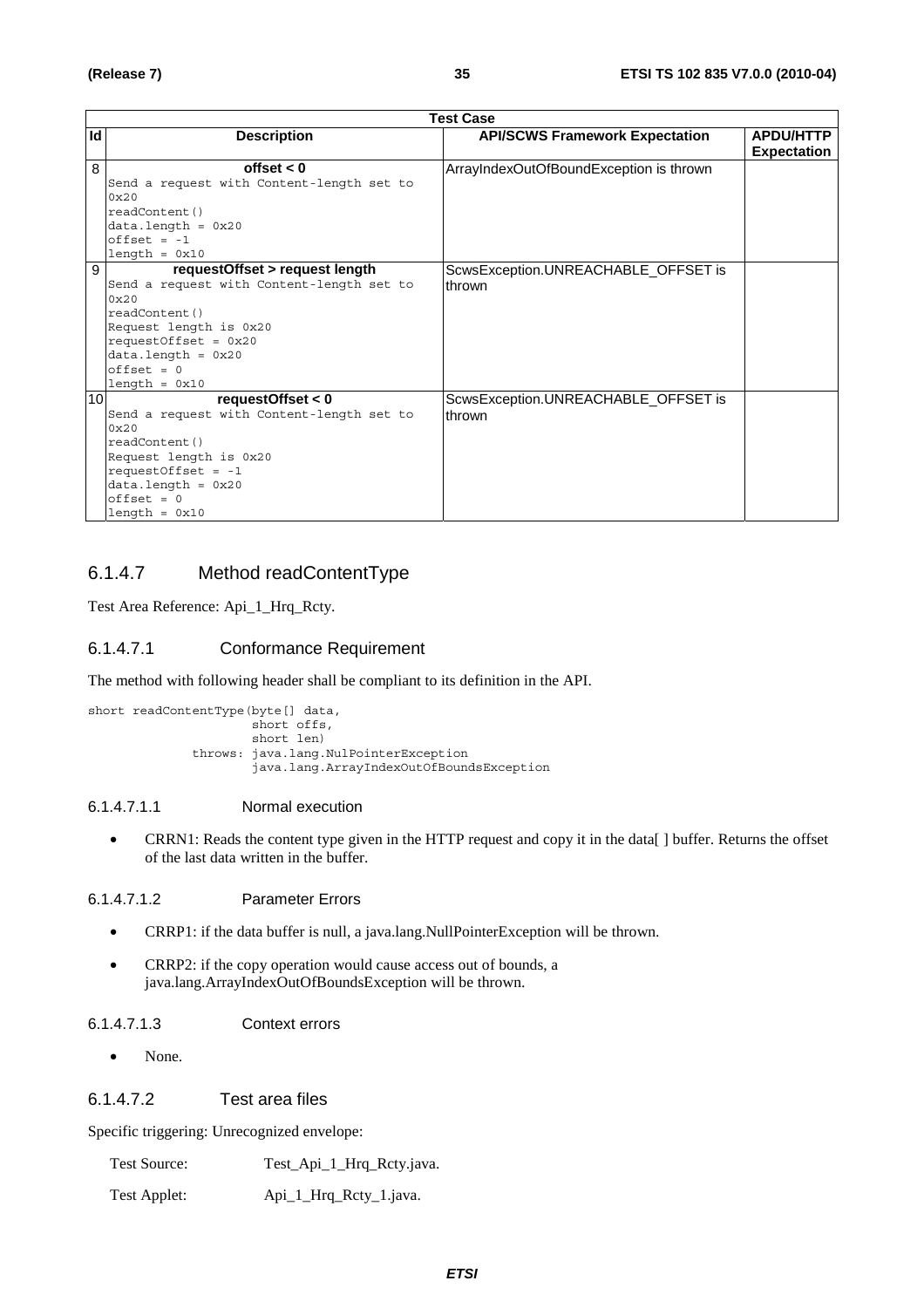| Test Case | | | |
|---|---|---|---|
| **Id** | **Description** | **API/SCWS Framework Expectation** | **APDU/HTTP Expectation** |
| 8 | **offset < 0**<br>Send a request with Content-length set to 0x20<br>readContent()<br>data.length = 0x20<br>offset = -1<br>length = 0x10 | ArrayIndexOutOfBoundException is thrown | |
| 9 | **requestOffset > request length**<br>Send a request with Content-length set to 0x20<br>readContent()<br>Request length is 0x20<br>requestOffset = 0x20<br>data.length = 0x20<br>offset = 0<br>length = 0x10 | ScwsException.UNREACHABLE_OFFSET is thrown | |
| 10 | **requestOffset < 0**<br>Send a request with Content-length set to 0x20<br>readContent()<br>Request length is 0x20<br>requestOffset = -1<br>data.length = 0x20<br>offset = 0<br>length = 0x10 | ScwsException.UNREACHABLE_OFFSET is thrown | |

### 6.1.4.7 Method readContentType

Test Area Reference: Api_1_Hrq_Rcty.

#### 6.1.4.7.1 Conformance Requirement

The method with following header shall be compliant to its definition in the API.

```
short readContentType(byte[] data,
                      short offs,
                      short len)
             throws: java.lang.NulPointerException
                      java.lang.ArrayIndexOutOfBoundsException
```

##### 6.1.4.7.1.1 Normal execution

- CRRN1: Reads the content type given in the HTTP request and copy it in the data[ ] buffer. Returns the offset of the last data written in the buffer.

##### 6.1.4.7.1.2 Parameter Errors

- CRRP1: if the data buffer is null, a java.lang.NullPointerException will be thrown.
- CRRP2: if the copy operation would cause access out of bounds, a java.lang.ArrayIndexOutOfBoundsException will be thrown.

##### 6.1.4.7.1.3 Context errors

- None.

#### 6.1.4.7.2 Test area files

Specific triggering: Unrecognized envelope:

Test Source: Test_Api_1_Hrq_Rcty.java.

Test Applet: Api_1_Hrq_Rcty_1.java.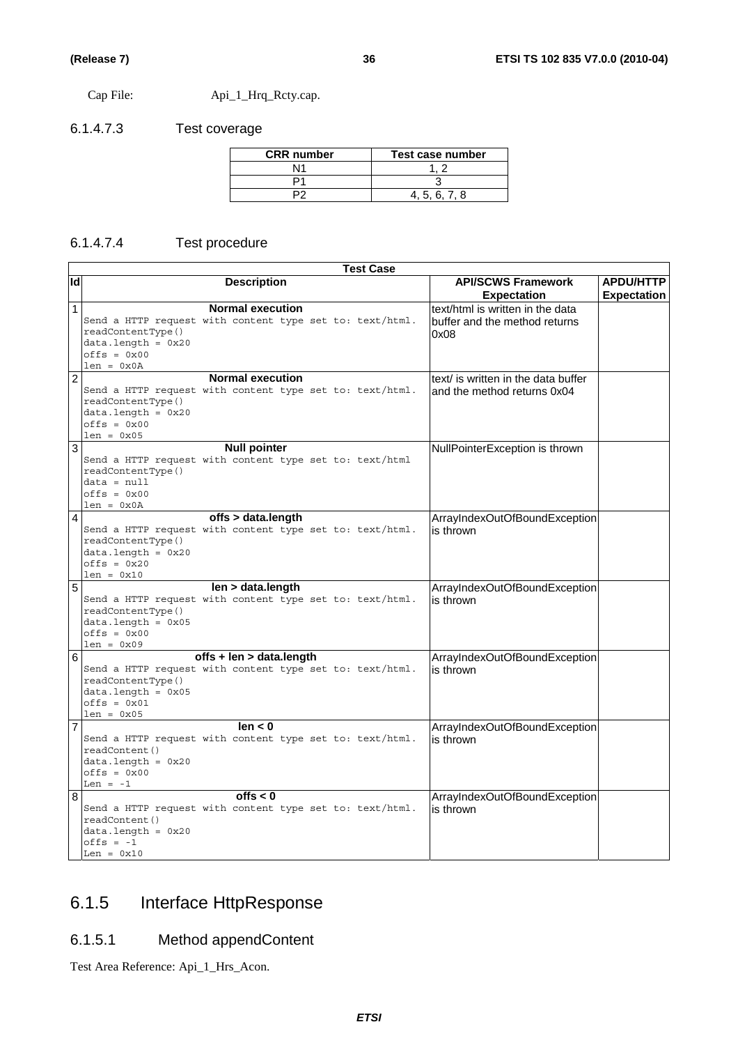Cap File: Api_1_Hrq_Rcty.cap.

#### 6.1.4.7.3 Test coverage

| CRR number | Test case number |
|---|---|
| N1 | 1, 2 |
| P1 | 3 |
| P2 | 4, 5, 6, 7, 8 |

#### 6.1.4.7.4 Test procedure

| Test Case | | | |
|---|---|---|---|
| **Id** | **Description** | **API/SCWS Framework Expectation** | **APDU/HTTP Expectation** |
| 1 | **Normal execution**<br>`Send a HTTP request with content type set to: text/html.`<br>`readContentType()`<br>`data.length = 0x20`<br>`offs = 0x00`<br>`len = 0x0A` | text/html is written in the data buffer and the method returns 0x08 | |
| 2 | **Normal execution**<br>`Send a HTTP request with content type set to: text/html.`<br>`readContentType()`<br>`data.length = 0x20`<br>`offs = 0x00`<br>`len = 0x05` | text/ is written in the data buffer and the method returns 0x04 | |
| 3 | **Null pointer**<br>`Send a HTTP request with content type set to: text/html`<br>`readContentType()`<br>`data = null`<br>`offs = 0x00`<br>`len = 0x0A` | NullPointerException is thrown | |
| 4 | **offs > data.length**<br>`Send a HTTP request with content type set to: text/html.`<br>`readContentType()`<br>`data.length = 0x20`<br>`offs = 0x20`<br>`len = 0x10` | ArrayIndexOutOfBoundException is thrown | |
| 5 | **len > data.length**<br>`Send a HTTP request with content type set to: text/html.`<br>`readContentType()`<br>`data.length = 0x05`<br>`offs = 0x00`<br>`len = 0x09` | ArrayIndexOutOfBoundException is thrown | |
| 6 | **offs + len > data.length**<br>`Send a HTTP request with content type set to: text/html.`<br>`readContentType()`<br>`data.length = 0x05`<br>`offs = 0x01`<br>`len = 0x05` | ArrayIndexOutOfBoundException is thrown | |
| 7 | **len < 0**<br>`Send a HTTP request with content type set to: text/html.`<br>`readContent()`<br>`data.length = 0x20`<br>`offs = 0x00`<br>`Len = -1` | ArrayIndexOutOfBoundException is thrown | |
| 8 | **offs < 0**<br>`Send a HTTP request with content type set to: text/html.`<br>`readContent()`<br>`data.length = 0x20`<br>`offs = -1`<br>`Len = 0x10` | ArrayIndexOutOfBoundException is thrown | |

## 6.1.5 Interface HttpResponse

### 6.1.5.1 Method appendContent

Test Area Reference: Api_1_Hrs_Acon.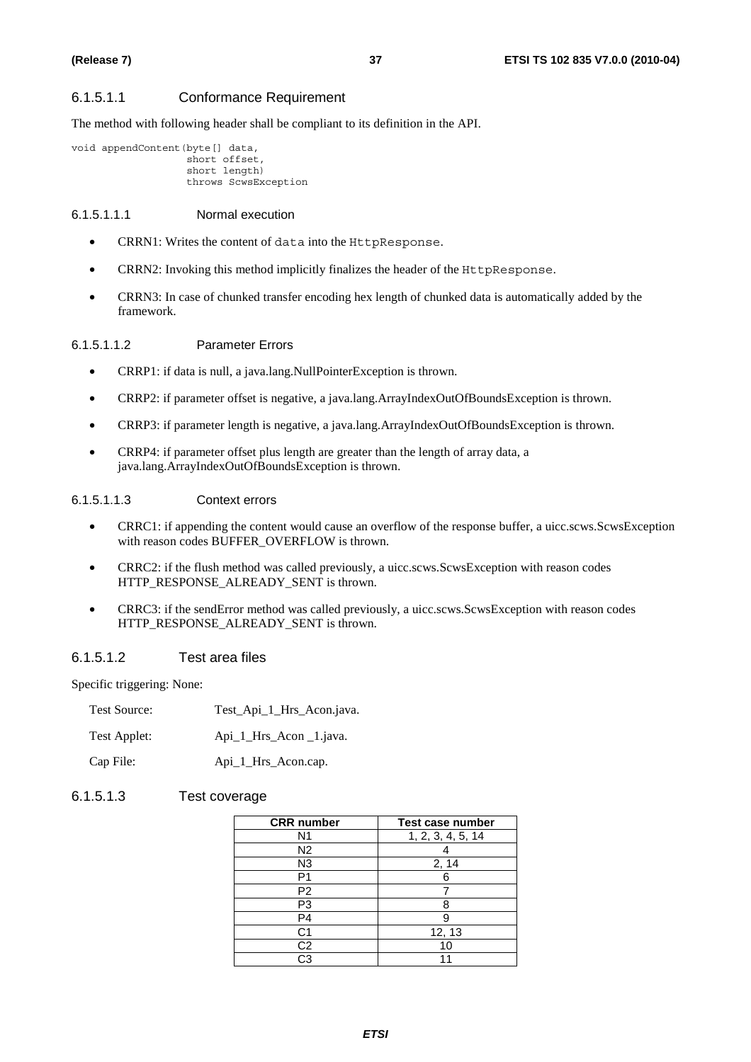#### 6.1.5.1.1 Conformance Requirement

The method with following header shall be compliant to its definition in the API.

```
void appendContent(byte[] data,
                   short offset,
                   short length)
                   throws ScwsException
```

##### 6.1.5.1.1.1 Normal execution

- CRRN1: Writes the content of `data` into the `HttpResponse`.
- CRRN2: Invoking this method implicitly finalizes the header of the `HttpResponse`.
- CRRN3: In case of chunked transfer encoding hex length of chunked data is automatically added by the framework.

##### 6.1.5.1.1.2 Parameter Errors

- CRRP1: if data is null, a java.lang.NullPointerException is thrown.
- CRRP2: if parameter offset is negative, a java.lang.ArrayIndexOutOfBoundsException is thrown.
- CRRP3: if parameter length is negative, a java.lang.ArrayIndexOutOfBoundsException is thrown.
- CRRP4: if parameter offset plus length are greater than the length of array data, a java.lang.ArrayIndexOutOfBoundsException is thrown.

##### 6.1.5.1.1.3 Context errors

- CRRC1: if appending the content would cause an overflow of the response buffer, a uicc.scws.ScwsException with reason codes BUFFER_OVERFLOW is thrown.
- CRRC2: if the flush method was called previously, a uicc.scws.ScwsException with reason codes HTTP_RESPONSE_ALREADY_SENT is thrown.
- CRRC3: if the sendError method was called previously, a uicc.scws.ScwsException with reason codes HTTP_RESPONSE_ALREADY_SENT is thrown.

#### 6.1.5.1.2 Test area files

Specific triggering: None:

Test Source: Test_Api_1_Hrs_Acon.java.

Test Applet: Api_1_Hrs_Acon _1.java.

Cap File: Api_1_Hrs_Acon.cap.

#### 6.1.5.1.3 Test coverage

| CRR number | Test case number |
| --- | --- |
| N1 | 1, 2, 3, 4, 5, 14 |
| N2 | 4 |
| N3 | 2, 14 |
| P1 | 6 |
| P2 | 7 |
| P3 | 8 |
| P4 | 9 |
| C1 | 12, 13 |
| C2 | 10 |
| C3 | 11 |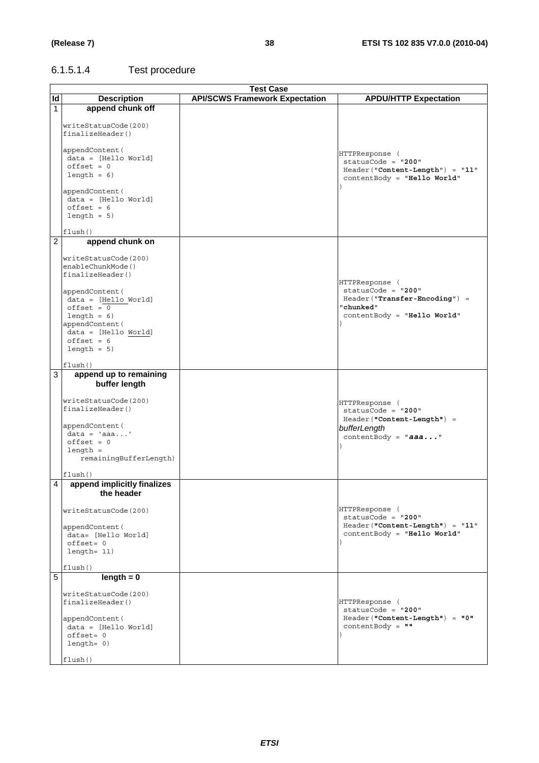#### 6.1.5.1.4 Test procedure

| Test Case | | | |
|---|---|---|---|
| **Id** | **Description** | **API/SCWS Framework Expectation** | **APDU/HTTP Expectation** |
| 1 | **append chunk off**<br><br>writeStatusCode(200)<br>finalizeHeader()<br><br>appendContent(<br>data = [Hello World]<br>offset = 0<br>length = 6)<br><br>appendContent(<br>data = [Hello World]<br>offset = 6<br>length = 5)<br><br>flush() | | HTTPResponse (<br>statusCode = **"200"**<br>Header(**"Content-Length"**) = **"11"**<br>contentBody = **"Hello World"**<br>) |
| 2 | **append chunk on**<br><br>writeStatusCode(200)<br>enableChunkMode()<br>finalizeHeader()<br><br>appendContent(<br>data = [Hello World]<br>offset = 0<br>length = 6)<br>appendContent(<br>data = [Hello World]<br>offset = 6<br>length = 5)<br><br>flush() | | HTTPResponse (<br>statusCode = **"200"**<br>Header(**"Transfer-Encoding"**) = **"chunked"**<br>contentBody = **"Hello World"**<br>) |
| 3 | **append up to remaining buffer length**<br><br>writeStatusCode(200)<br>finalizeHeader()<br><br>appendContent(<br>data = 'aaa...'<br>offset = 0<br>length = remainingBufferLength)<br><br>flush() | | HTTPResponse (<br>statusCode = **"200"**<br>Header(**"Content-Length"**) = *bufferLength*<br>contentBody = **"*aaa...*"**<br>) |
| 4 | **append implicitly finalizes the header**<br><br>writeStatusCode(200)<br><br>appendContent(<br>data= [Hello World]<br>offset= 0<br>length= 11)<br><br>flush() | | HTTPResponse (<br>statusCode = **"200"**<br>Header(**"Content-Length"**) = **"11"**<br>contentBody = **"Hello World"**<br>) |
| 5 | **length = 0**<br><br>writeStatusCode(200)<br>finalizeHeader()<br><br>appendContent(<br>data = [Hello World]<br>offset= 0<br>length= 0)<br><br>flush() | | HTTPResponse (<br>statusCode = **"200"**<br>Header(**"Content-Length"**) = **"0"**<br>contentBody = **""**<br>) |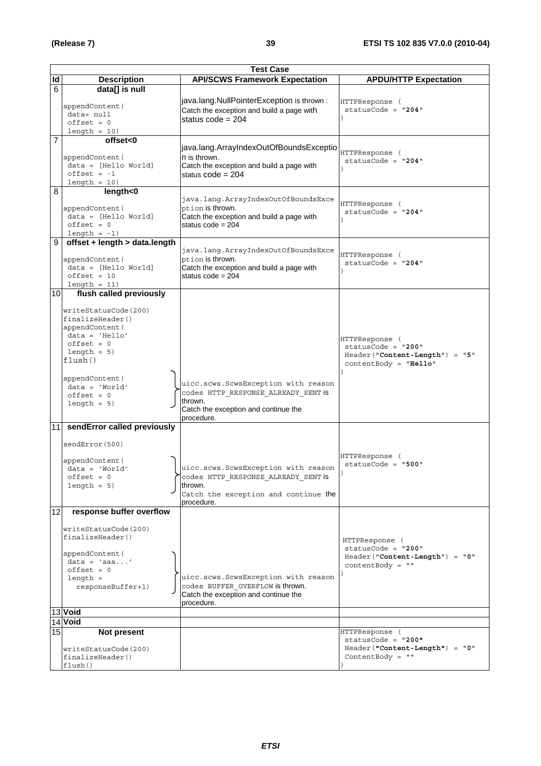| Test Case | | | |
|---|---|---|---|
| **Id** | **Description** | **API/SCWS Framework Expectation** | **APDU/HTTP Expectation** |
| 6 | **data[] is null**<br><br>appendContent(<br>data= null<br>offset = 0<br>length = 10) | java.lang.NullPointerException is thrown :<br>Catch the exception and build a page with status code = 204 | HTTPResponse (<br>statusCode = "**204**"<br>) |
| 7 | **offset<0**<br><br>appendContent(<br>data = [Hello World]<br>offset = -1<br>length = 10) | java.lang.ArrayIndexOutOfBoundsException is thrown.<br>Catch the exception and build a page with status code = 204 | HTTPResponse (<br>statusCode = "**204**"<br>) |
| 8 | **length<0**<br><br>appendContent(<br>data = [Hello World]<br>offset = 0<br>length = -1) | java.lang.ArrayIndexOutOfBoundsException is thrown.<br>Catch the exception and build a page with status code = 204 | HTTPResponse (<br>statusCode = "**204**"<br>) |
| 9 | **offset + length > data.length**<br><br>appendContent(<br>data = [Hello World]<br>offset = 10<br>length = 11) | java.lang.ArrayIndexOutOfBoundsException is thrown.<br>Catch the exception and build a page with status code = 204 | HTTPResponse (<br>statusCode = "**204**"<br>) |
| 10 | **flush called previously**<br><br>writeStatusCode(200)<br>finalizeHeader()<br>appendContent(<br>data = 'Hello'<br>offset = 0<br>length = 5)<br>flush()<br><br>appendContent(<br>data = 'World'<br>offset = 0<br>length = 5) | uicc.scws.ScwsException with reason codes HTTP_RESPONSE_ALREADY_SENT is thrown.<br>Catch the exception and continue the procedure. | HTTPResponse (<br>statusCode = "**200**"<br>Header("**Content-Length**") = "**5**"<br>contentBody = "**Hello**"<br>) |
| 11 | **sendError called previously**<br><br>sendError(500)<br><br>appendContent(<br>data = 'World'<br>offset = 0<br>length = 5) | uicc.scws.ScwsException with reason codes HTTP_RESPONSE_ALREADY_SENT is thrown.<br>Catch the exception and continue the procedure. | HTTPResponse (<br>statusCode = "**500**"<br>) |
| 12 | **response buffer overflow**<br><br>writeStatusCode(200)<br>finalizeHeader()<br><br>appendContent(<br>data = 'aaa...'<br>offset = 0<br>length =<br>responseBuffer+1) | uicc.scws.ScwsException with reason codes BUFFER_OVERFLOW is thrown.<br>Catch the exception and continue the procedure. | HTTPResponse (<br>statusCode = "**200**"<br>Header("**Content-Length**") = "**0**"<br>contentBody = ""<br>) |
| 13 | **Void** | | |
| 14 | **Void** | | |
| 15 | **Not present**<br><br>writeStatusCode(200)<br>finalizeHeader()<br>flush() | | HTTPResponse (<br>statusCode = "**200**"<br>Header("**Content-Length**") = "**0**"<br>ContentBody = ""<br>) |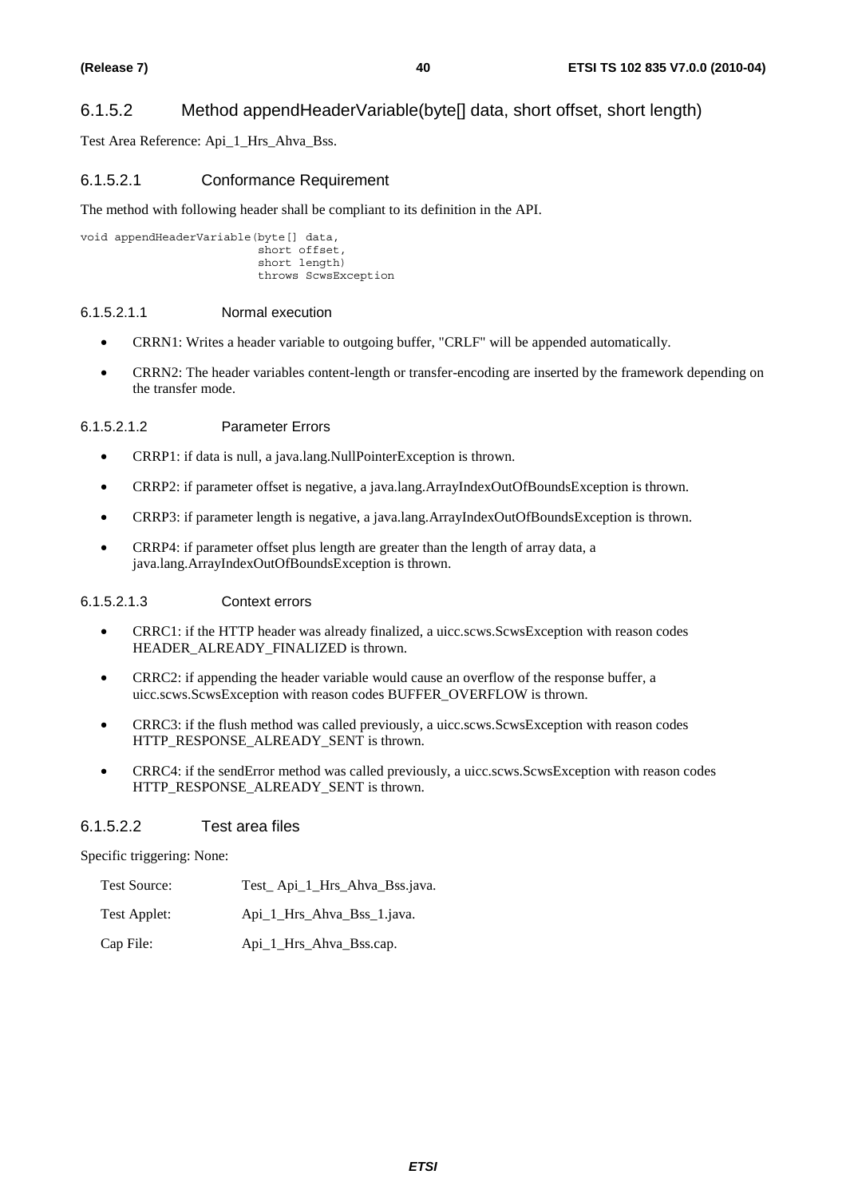### 6.1.5.2 Method appendHeaderVariable(byte[] data, short offset, short length)

Test Area Reference: Api_1_Hrs_Ahva_Bss.

#### 6.1.5.2.1 Conformance Requirement

The method with following header shall be compliant to its definition in the API.

```
void appendHeaderVariable(byte[] data,
                          short offset,
                          short length)
                          throws ScwsException
```

##### 6.1.5.2.1.1 Normal execution

- CRRN1: Writes a header variable to outgoing buffer, "CRLF" will be appended automatically.
- CRRN2: The header variables content-length or transfer-encoding are inserted by the framework depending on the transfer mode.

##### 6.1.5.2.1.2 Parameter Errors

- CRRP1: if data is null, a java.lang.NullPointerException is thrown.
- CRRP2: if parameter offset is negative, a java.lang.ArrayIndexOutOfBoundsException is thrown.
- CRRP3: if parameter length is negative, a java.lang.ArrayIndexOutOfBoundsException is thrown.
- CRRP4: if parameter offset plus length are greater than the length of array data, a java.lang.ArrayIndexOutOfBoundsException is thrown.

##### 6.1.5.2.1.3 Context errors

- CRRC1: if the HTTP header was already finalized, a uicc.scws.ScwsException with reason codes HEADER_ALREADY_FINALIZED is thrown.
- CRRC2: if appending the header variable would cause an overflow of the response buffer, a uicc.scws.ScwsException with reason codes BUFFER_OVERFLOW is thrown.
- CRRC3: if the flush method was called previously, a uicc.scws.ScwsException with reason codes HTTP_RESPONSE_ALREADY_SENT is thrown.
- CRRC4: if the sendError method was called previously, a uicc.scws.ScwsException with reason codes HTTP_RESPONSE_ALREADY_SENT is thrown.

#### 6.1.5.2.2 Test area files

Specific triggering: None:

Test Source: Test_ Api_1_Hrs_Ahva_Bss.java.

Test Applet: Api_1_Hrs_Ahva_Bss_1.java.

Cap File: Api_1_Hrs_Ahva_Bss.cap.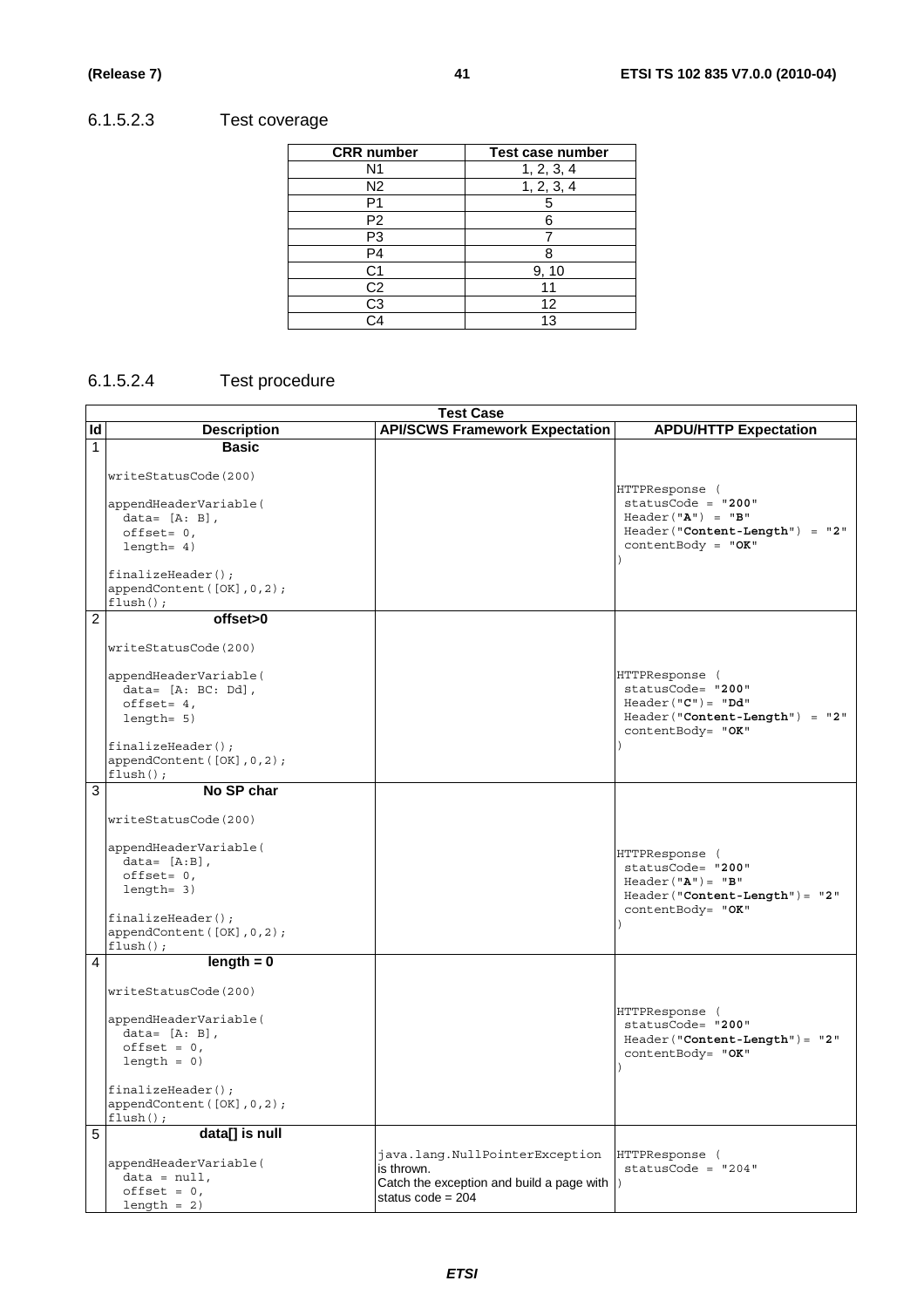### 6.1.5.2.3 Test coverage

| CRR number | Test case number |
|---|---|
| N1 | 1, 2, 3, 4 |
| N2 | 1, 2, 3, 4 |
| P1 | 5 |
| P2 | 6 |
| P3 | 7 |
| P4 | 8 |
| C1 | 9, 10 |
| C2 | 11 |
| C3 | 12 |
| C4 | 13 |

### 6.1.5.2.4 Test procedure

| Id | Description | API/SCWS Framework Expectation | APDU/HTTP Expectation |
|---|---|---|---|
| 1 | **Basic**<br><br>writeStatusCode(200)<br><br>appendHeaderVariable(<br>data= [A: B],<br>offset= 0,<br>length= 4)<br><br>finalizeHeader();<br>appendContent([OK],0,2);<br>flush(); | | HTTPResponse (<br>statusCode = "**200**"<br>Header("**A**") = "**B**"<br>Header("**Content-Length**") = "**2**"<br>contentBody = "**OK**"<br>) |
| 2 | **offset>0**<br><br>writeStatusCode(200)<br><br>appendHeaderVariable(<br>data= [A: BC: Dd],<br>offset= 4,<br>length= 5)<br><br>finalizeHeader();<br>appendContent([OK],0,2);<br>flush(); | | HTTPResponse (<br>statusCode= "**200**"<br>Header("**C**")= "**Dd**"<br>Header("**Content-Length**") = "**2**"<br>contentBody= "**OK**"<br>) |
| 3 | **No SP char**<br><br>writeStatusCode(200)<br><br>appendHeaderVariable(<br>data= [A:B],<br>offset= 0,<br>length= 3)<br><br>finalizeHeader();<br>appendContent([OK],0,2);<br>flush(); | | HTTPResponse (<br>statusCode= "**200**"<br>Header("**A**")= "**B**"<br>Header("**Content-Length**")= "**2**"<br>contentBody= "**OK**"<br>) |
| 4 | **length = 0**<br><br>writeStatusCode(200)<br><br>appendHeaderVariable(<br>data= [A: B],<br>offset = 0,<br>length = 0)<br><br>finalizeHeader();<br>appendContent([OK],0,2);<br>flush(); | | HTTPResponse (<br>statusCode= "**200**"<br>Header("**Content-Length**")= "**2**"<br>contentBody= "**OK**"<br>) |
| 5 | **data[] is null**<br><br>appendHeaderVariable(<br>data = null,<br>offset = 0,<br>length = 2) | java.lang.NullPointerException is thrown.<br>Catch the exception and build a page with status code = 204 | HTTPResponse (<br>statusCode = "204"<br>) |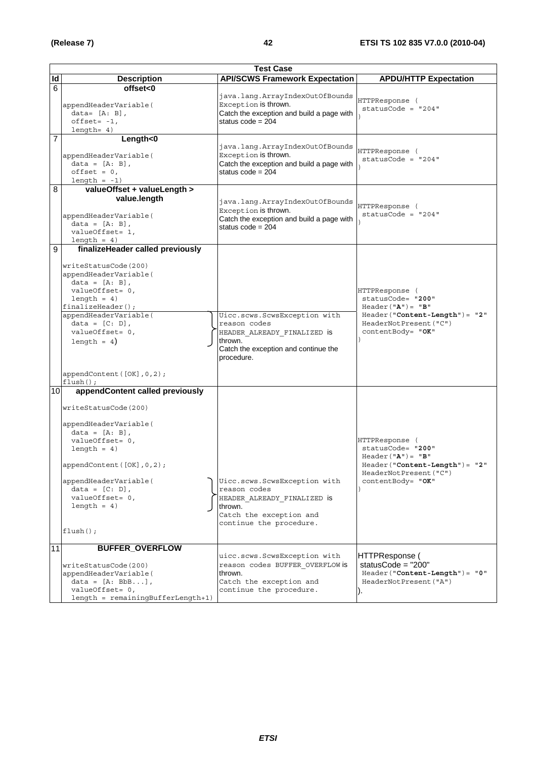| Test Case | | | |
|---|---|---|---|
| **Id** | **Description** | **API/SCWS Framework Expectation** | **APDU/HTTP Expectation** |
| 6 | **offset<0**<br><br>appendHeaderVariable(<br>data= [A: B],<br>offset= -1,<br>length= 4) | java.lang.ArrayIndexOutOfBoundsException is thrown.<br>Catch the exception and build a page with status code = 204 | HTTPResponse (<br>statusCode = "204"<br>) |
| 7 | **Length<0**<br><br>appendHeaderVariable(<br>data = [A: B],<br>offset = 0,<br>length = -1) | java.lang.ArrayIndexOutOfBoundsException is thrown.<br>Catch the exception and build a page with status code = 204 | HTTPResponse (<br>statusCode = "204"<br>) |
| 8 | **valueOffset + valueLength > value.length**<br><br>appendHeaderVariable(<br>data = [A: B],<br>valueOffset= 1,<br>length = 4) | java.lang.ArrayIndexOutOfBoundsException is thrown.<br>Catch the exception and build a page with status code = 204 | HTTPResponse (<br>statusCode = "204"<br>) |
| 9 | **finalizeHeader called previously**<br><br>writeStatusCode(200)<br>appendHeaderVariable(<br>data = [A: B],<br>valueOffset= 0,<br>length = 4)<br>finalizeHeader();<br>appendHeaderVariable(<br>data = [C: D],<br>valueOffset= 0,<br>length = 4)<br><br>appendContent([OK],0,2);<br>flush(); | Uicc.scws.ScwsException with reason codes HEADER_ALREADY_FINALIZED is thrown.<br>Catch the exception and continue the procedure. | HTTPResponse (<br>statusCode= "**200**"<br>Header("**A**")= "**B**"<br>Header("**Content-Length**")= "**2**"<br>HeaderNotPresent("C")<br>contentBody= "**OK**"<br>) |
| 10 | **appendContent called previously**<br><br>writeStatusCode(200)<br><br>appendHeaderVariable(<br>data = [A: B],<br>valueOffset= 0,<br>length = 4)<br><br>appendContent([OK],0,2);<br><br>appendHeaderVariable(<br>data = [C: D],<br>valueOffset= 0,<br>length = 4)<br><br>flush(); | Uicc.scws.ScwsException with reason codes HEADER_ALREADY_FINALIZED is thrown.<br>Catch the exception and continue the procedure. | HTTPResponse (<br>statusCode= "**200**"<br>Header("**A**")= "**B**"<br>Header("**Content-Length**")= "**2**"<br>HeaderNotPresent("C")<br>contentBody= "**OK**"<br>) |
| 11 | **BUFFER_OVERFLOW**<br><br>writeStatusCode(200)<br>appendHeaderVariable(<br>data = [A: BbB...],<br>valueOffset= 0,<br>length = remainingBufferLength+1) | uicc.scws.ScwsException with reason codes BUFFER_OVERFLOW is thrown.<br>Catch the exception and continue the procedure. | HTTPResponse (<br>statusCode = "200"<br>Header("**Content-Length**")= "**0**"<br>HeaderNotPresent("A")<br>). |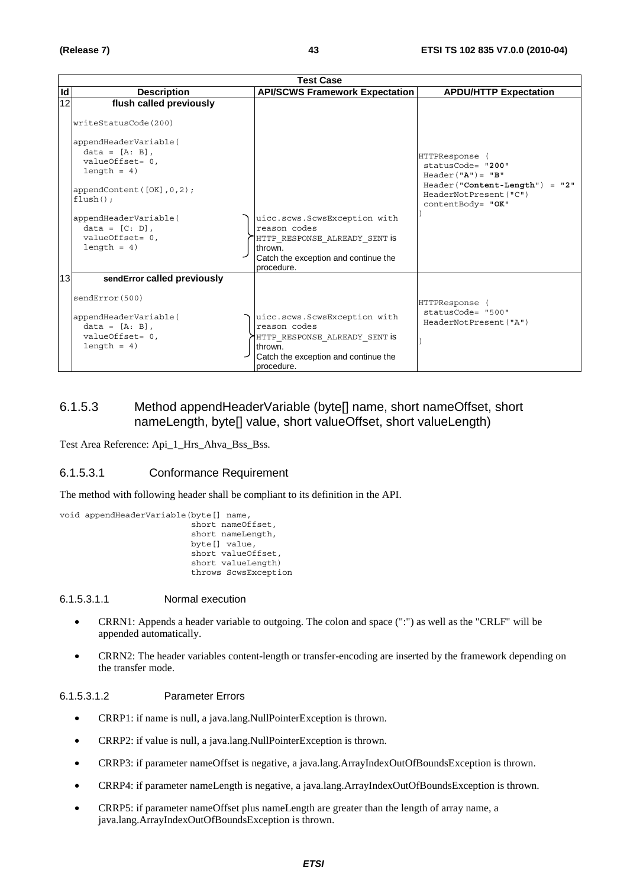| Test Case | | | |
|---|---|---|---|
| **Id** | **Description** | **API/SCWS Framework Expectation** | **APDU/HTTP Expectation** |
| 12 | **flush called previously**<br><br>writeStatusCode(200)<br><br>appendHeaderVariable(<br>data = [A: B],<br>valueOffset= 0,<br>length = 4)<br><br>appendContent([OK],0,2);<br>flush();<br><br>appendHeaderVariable(<br>data = [C: D],<br>valueOffset= 0,<br>length = 4) | uicc.scws.ScwsException with reason codes HTTP_RESPONSE_ALREADY_SENT is thrown.<br>Catch the exception and continue the procedure. | HTTPResponse (<br>statusCode= "**200**"<br>Header("**A**")= "**B**"<br>Header("**Content-Length**") = "**2**"<br>HeaderNotPresent("C")<br>contentBody= "**OK**"<br>) |
| 13 | **sendError called previously**<br><br>sendError(500)<br><br>appendHeaderVariable(<br>data = [A: B],<br>valueOffset= 0,<br>length = 4) | uicc.scws.ScwsException with reason codes HTTP_RESPONSE_ALREADY_SENT is thrown.<br>Catch the exception and continue the procedure. | HTTPResponse (<br>statusCode= "500"<br>HeaderNotPresent("A")<br><br>) |

### 6.1.5.3 Method appendHeaderVariable (byte[] name, short nameOffset, short nameLength, byte[] value, short valueOffset, short valueLength)

Test Area Reference: Api_1_Hrs_Ahva_Bss_Bss.

#### 6.1.5.3.1 Conformance Requirement

The method with following header shall be compliant to its definition in the API.

```
void appendHeaderVariable(byte[] name,
                          short nameOffset,
                          short nameLength,
                          byte[] value,
                          short valueOffset,
                          short valueLength)
                          throws ScwsException
```

##### 6.1.5.3.1.1 Normal execution

- CRRN1: Appends a header variable to outgoing. The colon and space (":") as well as the "CRLF" will be appended automatically.
- CRRN2: The header variables content-length or transfer-encoding are inserted by the framework depending on the transfer mode.

##### 6.1.5.3.1.2 Parameter Errors

- CRRP1: if name is null, a java.lang.NullPointerException is thrown.
- CRRP2: if value is null, a java.lang.NullPointerException is thrown.
- CRRP3: if parameter nameOffset is negative, a java.lang.ArrayIndexOutOfBoundsException is thrown.
- CRRP4: if parameter nameLength is negative, a java.lang.ArrayIndexOutOfBoundsException is thrown.
- CRRP5: if parameter nameOffset plus nameLength are greater than the length of array name, a java.lang.ArrayIndexOutOfBoundsException is thrown.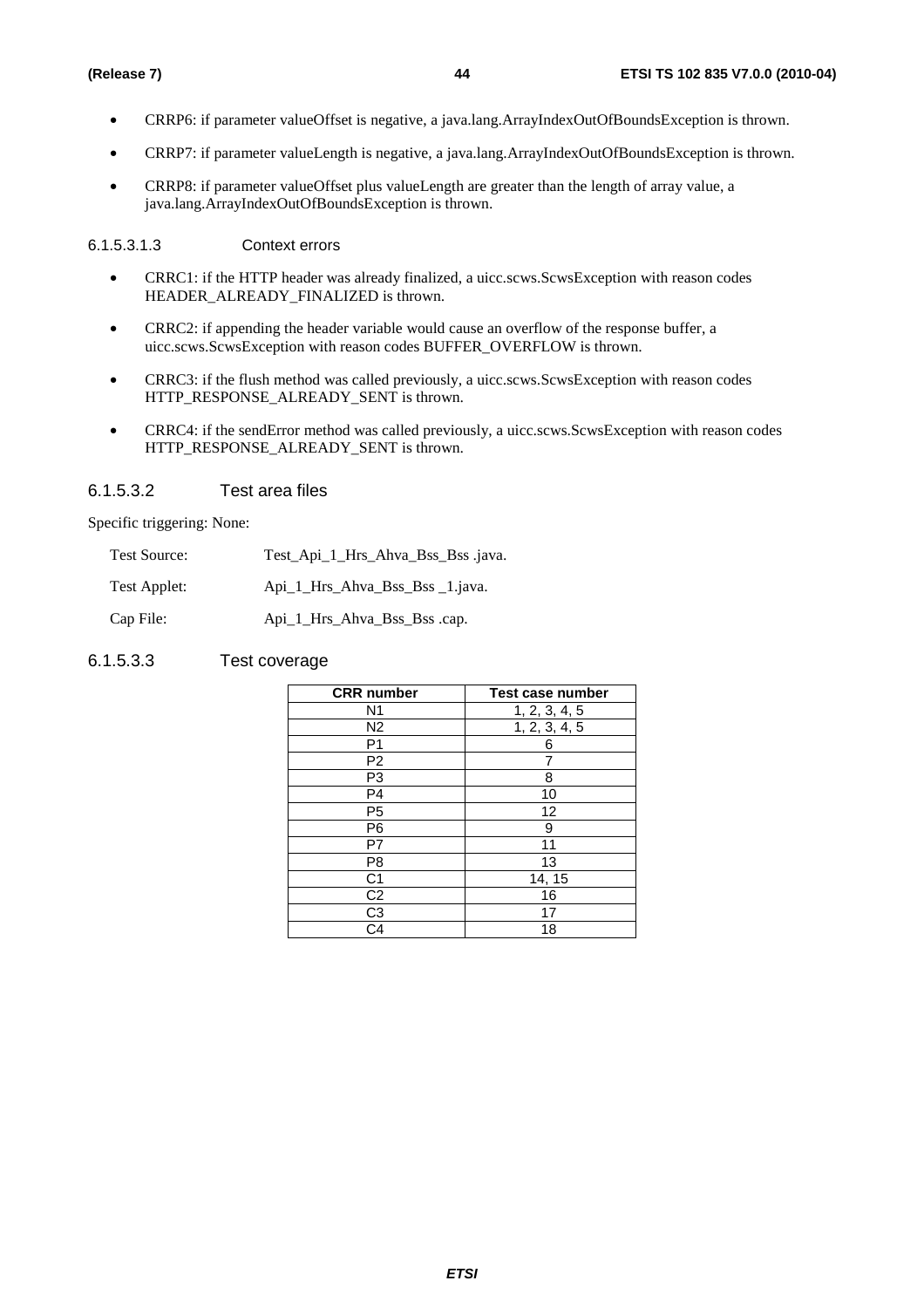- CRRP6: if parameter valueOffset is negative, a java.lang.ArrayIndexOutOfBoundsException is thrown.
- CRRP7: if parameter valueLength is negative, a java.lang.ArrayIndexOutOfBoundsException is thrown.
- CRRP8: if parameter valueOffset plus valueLength are greater than the length of array value, a java.lang.ArrayIndexOutOfBoundsException is thrown.

#### 6.1.5.3.1.3 Context errors

- CRRC1: if the HTTP header was already finalized, a uicc.scws.ScwsException with reason codes HEADER_ALREADY_FINALIZED is thrown.
- CRRC2: if appending the header variable would cause an overflow of the response buffer, a uicc.scws.ScwsException with reason codes BUFFER_OVERFLOW is thrown.
- CRRC3: if the flush method was called previously, a uicc.scws.ScwsException with reason codes HTTP_RESPONSE_ALREADY_SENT is thrown.
- CRRC4: if the sendError method was called previously, a uicc.scws.ScwsException with reason codes HTTP_RESPONSE_ALREADY_SENT is thrown.

### 6.1.5.3.2 Test area files

Specific triggering: None:

| | |
|---|---|
| Test Source: | Test_Api_1_Hrs_Ahva_Bss_Bss .java. |
| Test Applet: | Api_1_Hrs_Ahva_Bss_Bss _1.java. |
| Cap File: | Api_1_Hrs_Ahva_Bss_Bss .cap. |

### 6.1.5.3.3 Test coverage

| CRR number | Test case number |
|---|---|
| N1 | 1, 2, 3, 4, 5 |
| N2 | 1, 2, 3, 4, 5 |
| P1 | 6 |
| P2 | 7 |
| P3 | 8 |
| P4 | 10 |
| P5 | 12 |
| P6 | 9 |
| P7 | 11 |
| P8 | 13 |
| C1 | 14, 15 |
| C2 | 16 |
| C3 | 17 |
| C4 | 18 |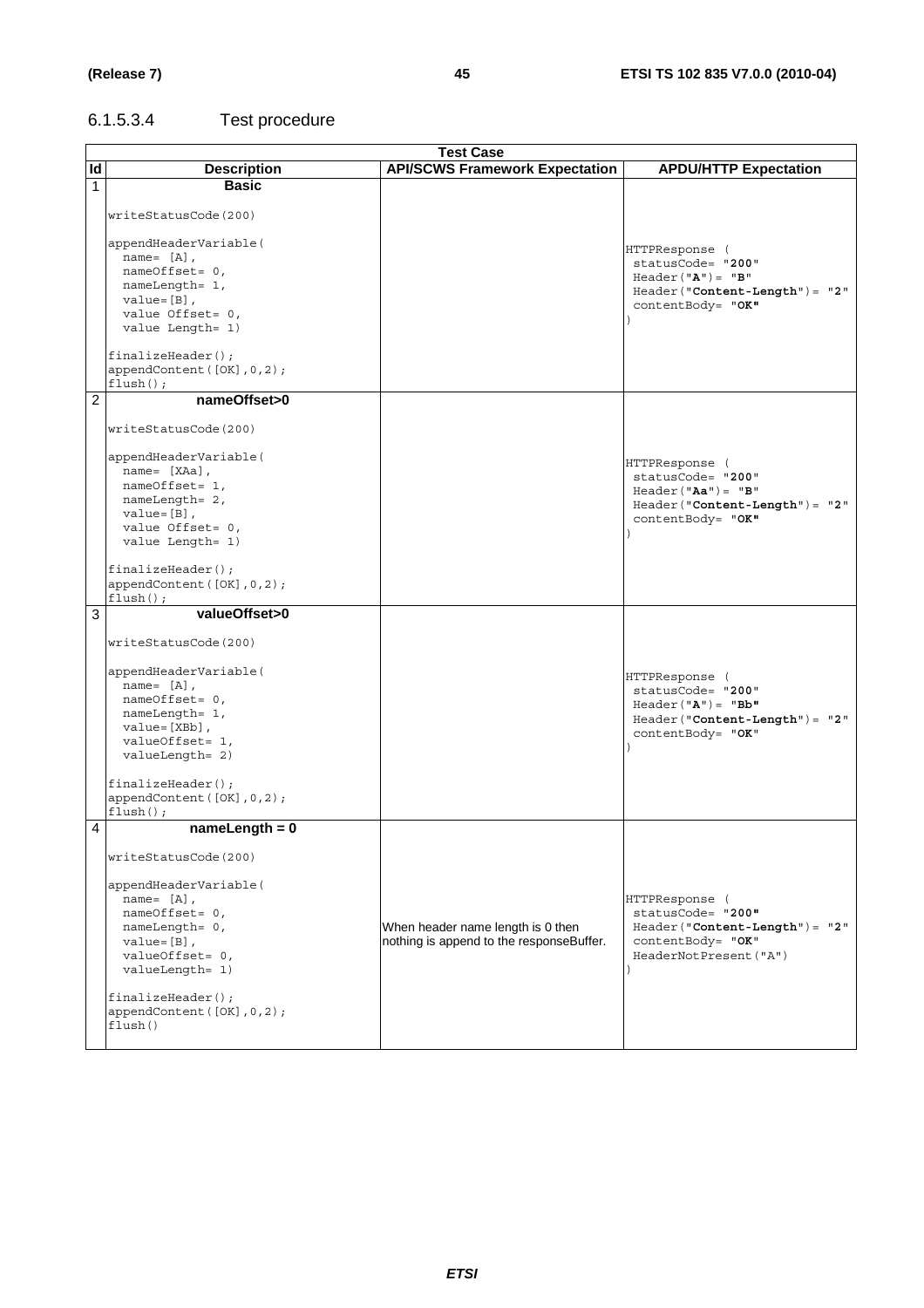#### 6.1.5.3.4 Test procedure

| Id | Description | API/SCWS Framework Expectation | APDU/HTTP Expectation |
|---|---|---|---|
| 1 | **Basic**<br><br>writeStatusCode(200)<br><br>appendHeaderVariable(<br>name= [A],<br>nameOffset= 0,<br>nameLength= 1,<br>value=[B],<br>value Offset= 0,<br>value Length= 1)<br><br>finalizeHeader();<br>appendContent([OK],0,2);<br>flush(); | | HTTPResponse (<br>statusCode= "**200**"<br>Header("**A**")= "**B**"<br>Header("**Content-Length**")= "**2**"<br>contentBody= "**OK**"<br>) |
| 2 | **nameOffset>0**<br><br>writeStatusCode(200)<br><br>appendHeaderVariable(<br>name= [XAa],<br>nameOffset= 1,<br>nameLength= 2,<br>value=[B],<br>value Offset= 0,<br>value Length= 1)<br><br>finalizeHeader();<br>appendContent([OK],0,2);<br>flush(); | | HTTPResponse (<br>statusCode= "**200**"<br>Header("**Aa**")= "**B**"<br>Header("**Content-Length**")= "**2**"<br>contentBody= "**OK**"<br>) |
| 3 | **valueOffset>0**<br><br>writeStatusCode(200)<br><br>appendHeaderVariable(<br>name= [A],<br>nameOffset= 0,<br>nameLength= 1,<br>value=[XBb],<br>valueOffset= 1,<br>valueLength= 2)<br><br>finalizeHeader();<br>appendContent([OK],0,2);<br>flush(); | | HTTPResponse (<br>statusCode= "**200**"<br>Header("**A**")= "**Bb**"<br>Header("**Content-Length**")= "**2**"<br>contentBody= "**OK**"<br>) |
| 4 | **nameLength = 0**<br><br>writeStatusCode(200)<br><br>appendHeaderVariable(<br>name= [A],<br>nameOffset= 0,<br>nameLength= 0,<br>value=[B],<br>valueOffset= 0,<br>valueLength= 1)<br><br>finalizeHeader();<br>appendContent([OK],0,2);<br>flush() | When header name length is 0 then nothing is append to the responseBuffer. | HTTPResponse (<br>statusCode= "**200**"<br>Header("**Content-Length**")= "**2**"<br>contentBody= "**OK**"<br>HeaderNotPresent("A")<br>) |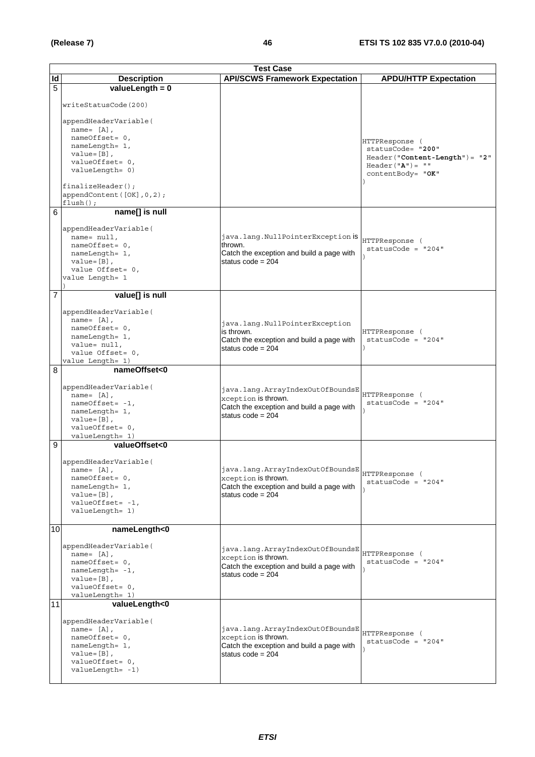| Test Case | | | |
|---|---|---|---|
| **Id** | **Description** | **API/SCWS Framework Expectation** | **APDU/HTTP Expectation** |
| 5 | **valueLength = 0**<br><br>writeStatusCode(200)<br><br>appendHeaderVariable(<br>name= [A],<br>nameOffset= 0,<br>nameLength= 1,<br>value=[B],<br>valueOffset= 0,<br>valueLength= 0)<br><br>finalizeHeader();<br>appendContent([OK],0,2);<br>flush(); | | HTTPResponse (<br>statusCode= "**200**"<br>Header("**Content-Length**")= "**2**"<br>Header("**A**")= ""<br>contentBody= "**OK**"<br>) |
| 6 | **name[] is null**<br><br>appendHeaderVariable(<br>name= null,<br>nameOffset= 0,<br>nameLength= 1,<br>value=[B],<br>value Offset= 0,<br>value Length= 1<br>) | java.lang.NullPointerException is thrown.<br>Catch the exception and build a page with status code = 204 | HTTPResponse (<br>statusCode = "204"<br>) |
| 7 | **value[] is null**<br><br>appendHeaderVariable(<br>name= [A],<br>nameOffset= 0,<br>nameLength= 1,<br>value= null,<br>value Offset= 0,<br>value Length= 1) | java.lang.NullPointerException is thrown.<br>Catch the exception and build a page with status code = 204 | HTTPResponse (<br>statusCode = "204"<br>) |
| 8 | **nameOffset<0**<br><br>appendHeaderVariable(<br>name= [A],<br>nameOffset= -1,<br>nameLength= 1,<br>value=[B],<br>valueOffset= 0,<br>valueLength= 1) | java.lang.ArrayIndexOutOfBoundsException is thrown.<br>Catch the exception and build a page with status code = 204 | HTTPResponse (<br>statusCode = "204"<br>) |
| 9 | **valueOffset<0**<br><br>appendHeaderVariable(<br>name= [A],<br>nameOffset= 0,<br>nameLength= 1,<br>value=[B],<br>valueOffset= -1,<br>valueLength= 1) | java.lang.ArrayIndexOutOfBoundsException is thrown.<br>Catch the exception and build a page with status code = 204 | HTTPResponse (<br>statusCode = "204"<br>) |
| 10 | **nameLength<0**<br><br>appendHeaderVariable(<br>name= [A],<br>nameOffset= 0,<br>nameLength= -1,<br>value=[B],<br>valueOffset= 0,<br>valueLength= 1) | java.lang.ArrayIndexOutOfBoundsException is thrown.<br>Catch the exception and build a page with status code = 204 | HTTPResponse (<br>statusCode = "204"<br>) |
| 11 | **valueLength<0**<br><br>appendHeaderVariable(<br>name= [A],<br>nameOffset= 0,<br>nameLength= 1,<br>value=[B],<br>valueOffset= 0,<br>valueLength= -1) | java.lang.ArrayIndexOutOfBoundsException is thrown.<br>Catch the exception and build a page with status code = 204 | HTTPResponse (<br>statusCode = "204"<br>) |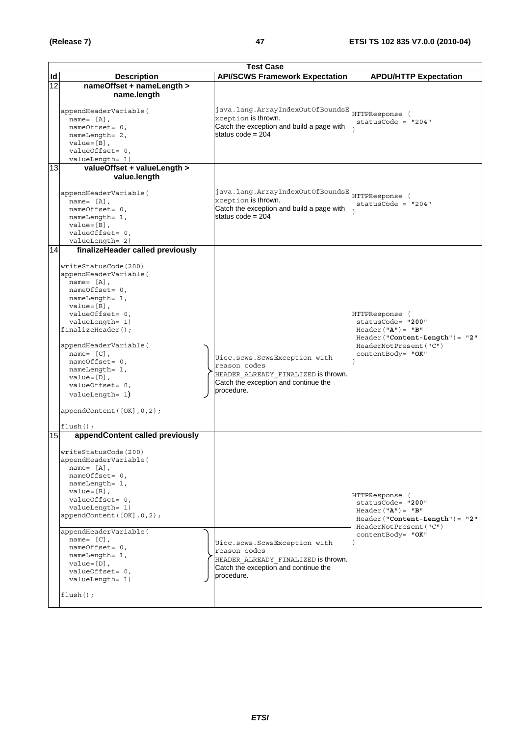| Test Case | | | |
|---|---|---|---|
| **Id** | **Description** | **API/SCWS Framework Expectation** | **APDU/HTTP Expectation** |
| 12 | **nameOffset + nameLength > name.length**<br><br>appendHeaderVariable(<br>name= [A],<br>nameOffset= 0,<br>nameLength= 2,<br>value=[B],<br>valueOffset= 0,<br>valueLength= 1) | java.lang.ArrayIndexOutOfBoundsException is thrown.<br>Catch the exception and build a page with status code = 204 | HTTPResponse (<br>statusCode = "204"<br>) |
| 13 | **valueOffset + valueLength > value.length**<br><br>appendHeaderVariable(<br>name= [A],<br>nameOffset= 0,<br>nameLength= 1,<br>value=[B],<br>valueOffset= 0,<br>valueLength= 2) | java.lang.ArrayIndexOutOfBoundsException is thrown.<br>Catch the exception and build a page with status code = 204 | HTTPResponse (<br>statusCode = "204"<br>) |
| 14 | **finalizeHeader called previously**<br><br>writeStatusCode(200)<br>appendHeaderVariable(<br>name= [A],<br>nameOffset= 0,<br>nameLength= 1,<br>value=[B],<br>valueOffset= 0,<br>valueLength= 1)<br>finalizeHeader();<br><br>appendHeaderVariable(<br>name= [C],<br>nameOffset= 0,<br>nameLength= 1,<br>value=[D],<br>valueOffset= 0,<br>valueLength= 1)<br><br>appendContent([OK],0,2);<br><br>flush(); | Uicc.scws.ScwsException with reason codes HEADER_ALREADY_FINALIZED is thrown.<br>Catch the exception and continue the procedure. | HTTPResponse (<br>statusCode= "**200**"<br>Header("**A**")= "**B**"<br>Header("**Content-Length**")= "**2**"<br>HeaderNotPresent("C")<br>contentBody= "**OK**"<br>) |
| 15 | **appendContent called previously**<br><br>writeStatusCode(200)<br>appendHeaderVariable(<br>name= [A],<br>nameOffset= 0,<br>nameLength= 1,<br>value=[B],<br>valueOffset= 0,<br>valueLength= 1)<br>appendContent([OK],0,2);<br><br>appendHeaderVariable(<br>name= [C],<br>nameOffset= 0,<br>nameLength= 1,<br>value=[D],<br>valueOffset= 0,<br>valueLength= 1)<br><br>flush(); | Uicc.scws.ScwsException with reason codes HEADER_ALREADY_FINALIZED is thrown.<br>Catch the exception and continue the procedure. | HTTPResponse (<br>statusCode= "**200**"<br>Header("**A**")= "**B**"<br>Header("**Content-Length**")= "**2**"<br>HeaderNotPresent("C")<br>contentBody= "**OK**"<br>) |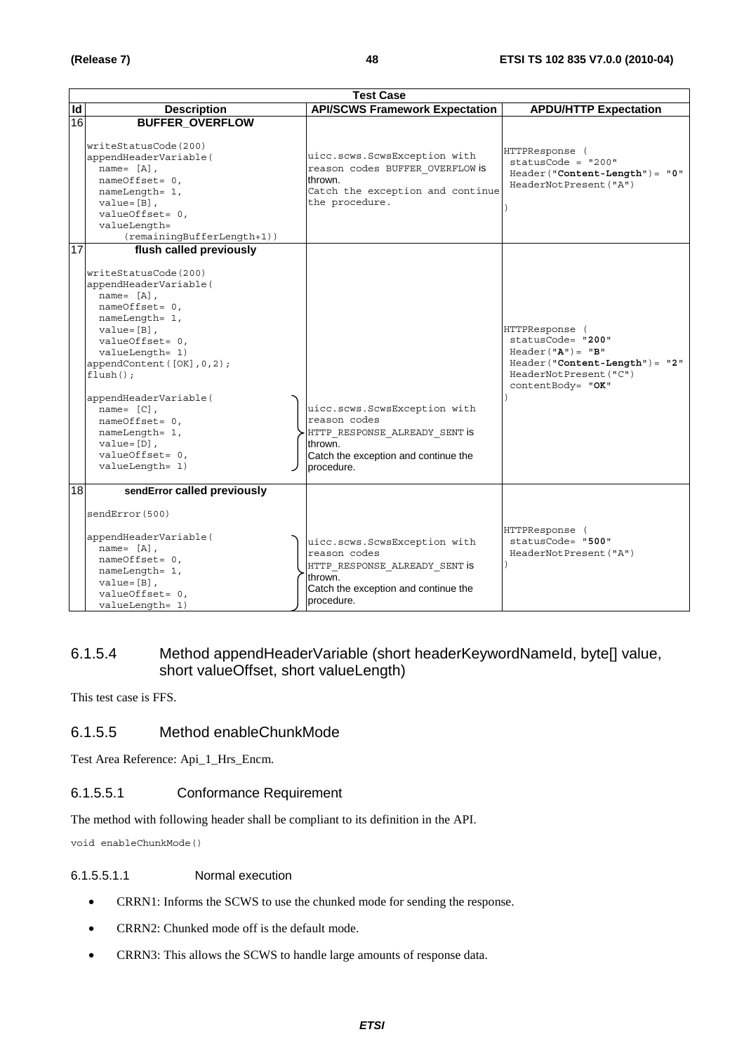| Test Case | | | |
|---|---|---|---|
| **Id** | **Description** | **API/SCWS Framework Expectation** | **APDU/HTTP Expectation** |
| 16 | **BUFFER_OVERFLOW**<br><br>writeStatusCode(200)<br>appendHeaderVariable(<br>  name= [A],<br>  nameOffset= 0,<br>  nameLength= 1,<br>  value=[B],<br>  valueOffset= 0,<br>  valueLength=<br>    (remainingBufferLength+1)) | uicc.scws.ScwsException with reason codes BUFFER_OVERFLOW is thrown.<br>Catch the exception and continue the procedure. | HTTPResponse (<br> statusCode = "200"<br> Header("**Content-Length**")= "**0**"<br> HeaderNotPresent("A")<br><br>) |
| 17 | **flush called previously**<br><br>writeStatusCode(200)<br>appendHeaderVariable(<br>  name= [A],<br>  nameOffset= 0,<br>  nameLength= 1,<br>  value=[B],<br>  valueOffset= 0,<br>  valueLength= 1)<br>appendContent([OK],0,2);<br>flush();<br><br>appendHeaderVariable(<br>  name= [C],<br>  nameOffset= 0,<br>  nameLength= 1,<br>  value=[D],<br>  valueOffset= 0,<br>  valueLength= 1) | uicc.scws.ScwsException with reason codes HTTP_RESPONSE_ALREADY_SENT is thrown.<br>Catch the exception and continue the procedure. | HTTPResponse (<br> statusCode= "**200**"<br> Header("**A**")= "**B**"<br> Header("**Content-Length**")= "**2**"<br> HeaderNotPresent("C")<br> contentBody= "**OK**"<br>) |
| 18 | **sendError called previously**<br><br>sendError(500)<br><br>appendHeaderVariable(<br>  name= [A],<br>  nameOffset= 0,<br>  nameLength= 1,<br>  value=[B],<br>  valueOffset= 0,<br>  valueLength= 1) | uicc.scws.ScwsException with reason codes HTTP_RESPONSE_ALREADY_SENT is thrown.<br>Catch the exception and continue the procedure. | HTTPResponse (<br> statusCode= "**500**"<br> HeaderNotPresent("A")<br>) |

### 6.1.5.4 Method appendHeaderVariable (short headerKeywordNameId, byte[] value, short valueOffset, short valueLength)

This test case is FFS.

### 6.1.5.5 Method enableChunkMode

Test Area Reference: Api_1_Hrs_Encm.

#### 6.1.5.5.1 Conformance Requirement

The method with following header shall be compliant to its definition in the API.

```
void enableChunkMode()
```

##### 6.1.5.5.1.1 Normal execution

- CRRN1: Informs the SCWS to use the chunked mode for sending the response.
- CRRN2: Chunked mode off is the default mode.
- CRRN3: This allows the SCWS to handle large amounts of response data.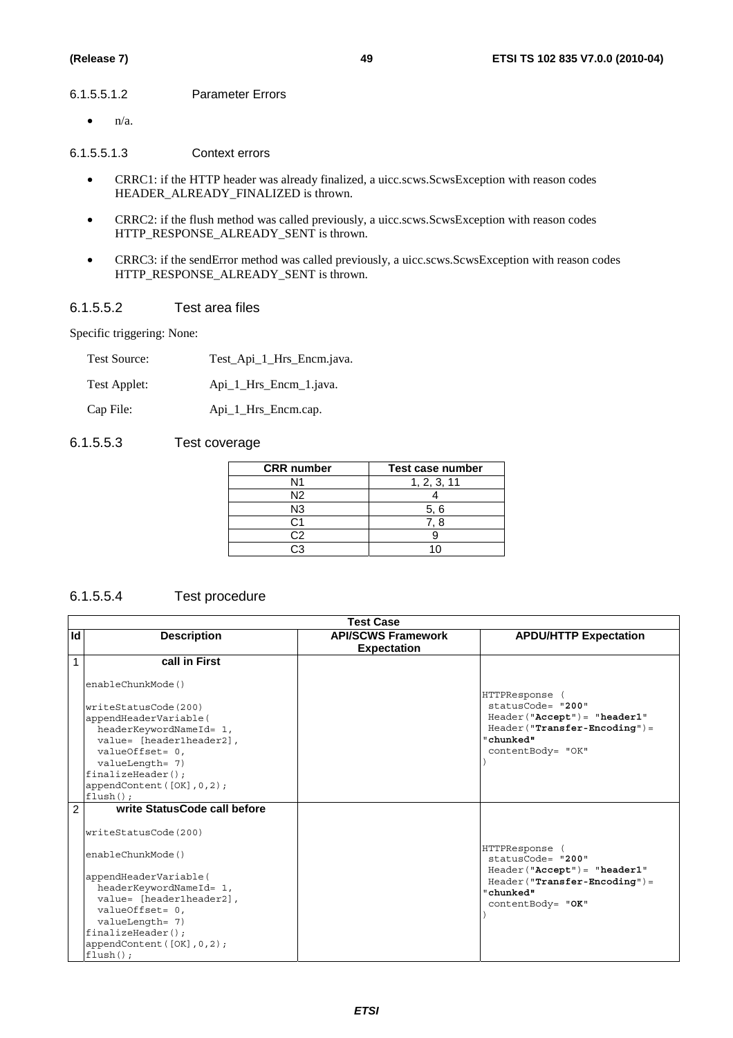6.1.5.5.1.2 Parameter Errors

- n/a.

6.1.5.5.1.3 Context errors

- CRRC1: if the HTTP header was already finalized, a uicc.scws.ScwsException with reason codes HEADER_ALREADY_FINALIZED is thrown.
- CRRC2: if the flush method was called previously, a uicc.scws.ScwsException with reason codes HTTP_RESPONSE_ALREADY_SENT is thrown.
- CRRC3: if the sendError method was called previously, a uicc.scws.ScwsException with reason codes HTTP_RESPONSE_ALREADY_SENT is thrown.

### 6.1.5.5.2 Test area files

Specific triggering: None:

Test Source: Test_Api_1_Hrs_Encm.java.

Test Applet: Api_1_Hrs_Encm_1.java.

Cap File: Api_1_Hrs_Encm.cap.

### 6.1.5.5.3 Test coverage

| CRR number | Test case number |
|---|---|
| N1 | 1, 2, 3, 11 |
| N2 | 4 |
| N3 | 5, 6 |
| C1 | 7, 8 |
| C2 | 9 |
| C3 | 10 |

### 6.1.5.5.4 Test procedure

| Test Case | | | |
|---|---|---|---|
| **Id** | **Description** | **API/SCWS Framework Expectation** | **APDU/HTTP Expectation** |
| 1 | **call in First**<br><br>enableChunkMode()<br><br>writeStatusCode(200)<br>appendHeaderVariable(<br>  headerKeywordNameId= 1,<br>  value= [header1header2],<br>  valueOffset= 0,<br>  valueLength= 7)<br>finalizeHeader();<br>appendContent([OK],0,2);<br>flush(); | | HTTPResponse (<br> statusCode= "**200**"<br> Header("**Accept**")= "**header1**"<br> Header("**Transfer-Encoding**")= "**chunked**"<br> contentBody= "OK"<br>) |
| 2 | **write StatusCode call before**<br><br>writeStatusCode(200)<br><br>enableChunkMode()<br><br>appendHeaderVariable(<br>  headerKeywordNameId= 1,<br>  value= [header1header2],<br>  valueOffset= 0,<br>  valueLength= 7)<br>finalizeHeader();<br>appendContent([OK],0,2);<br>flush(); | | HTTPResponse (<br> statusCode= "**200**"<br> Header("**Accept**")= "**header1**"<br> Header("**Transfer-Encoding**")= "**chunked**"<br> contentBody= "**OK**"<br>) |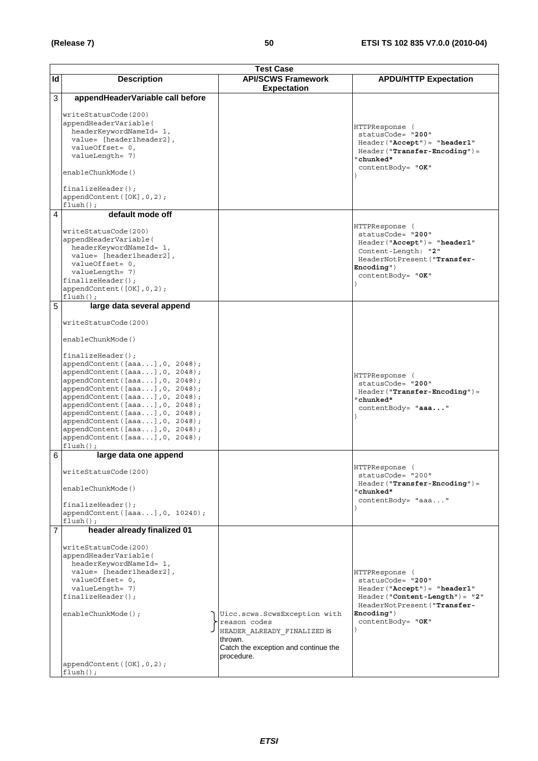| Id | Description | API/SCWS Framework Expectation | APDU/HTTP Expectation |
|---|---|---|---|
| 3 | **appendHeaderVariable call before**<br><br>writeStatusCode(200)<br>appendHeaderVariable(<br>headerKeywordNameId= 1,<br>value= [header1header2],<br>valueOffset= 0,<br>valueLength= 7)<br><br>enableChunkMode()<br><br>finalizeHeader();<br>appendContent([OK],0,2);<br>flush(); | | HTTPResponse (<br>statusCode= "**200**"<br>Header("**Accept**")= "**header1**"<br>Header("**Transfer-Encoding**")= "**chunked"**<br>contentBody= "**OK**"<br>) |
| 4 | **default mode off**<br><br>writeStatusCode(200)<br>appendHeaderVariable(<br>headerKeywordNameId= 1,<br>value= [header1header2],<br>valueOffset= 0,<br>valueLength= 7)<br>finalizeHeader();<br>appendContent([OK],0,2);<br>flush(); | | HTTPResponse (<br>statusCode= "**200**"<br>Header("**Accept**")= "**header1**"<br>Content-Length: "**2**"<br>HeaderNotPresent("**Transfer-Encoding**")<br>contentBody= "**OK**"<br>) |
| 5 | **large data several append**<br><br>writeStatusCode(200)<br><br>enableChunkMode()<br><br>finalizeHeader();<br>appendContent([aaa...],0, 2048);<br>appendContent([aaa...],0, 2048);<br>appendContent([aaa...],0, 2048);<br>appendContent([aaa...],0, 2048);<br>appendContent([aaa...],0, 2048);<br>appendContent([aaa...],0, 2048);<br>appendContent([aaa...],0, 2048);<br>appendContent([aaa...],0, 2048);<br>appendContent([aaa...],0, 2048);<br>appendContent([aaa...],0, 2048);<br>flush(); | | HTTPResponse (<br>statusCode= "**200**"<br>Header("**Transfer-Encoding**")= "**chunked"**<br>contentBody= "**aaa...**"<br>) |
| 6 | **large data one append**<br><br>writeStatusCode(200)<br><br>enableChunkMode()<br><br>finalizeHeader();<br>appendContent([aaa...],0, 10240);<br>flush(); | | HTTPResponse (<br>statusCode= "200"<br>Header("**Transfer-Encoding**")= "**chunked"**<br>contentBody= "aaa..."<br>) |
| 7 | **header already finalized 01**<br><br>writeStatusCode(200)<br>appendHeaderVariable(<br>headerKeywordNameId= 1,<br>value= [header1header2],<br>valueOffset= 0,<br>valueLength= 7)<br>finalizeHeader();<br><br>enableChunkMode();<br><br>appendContent([OK],0,2);<br>flush(); | Uicc.scws.ScwsException with reason codes HEADER_ALREADY_FINALIZED is thrown.<br>Catch the exception and continue the procedure. | HTTPResponse (<br>statusCode= "**200**"<br>Header("**Accept**")= "**header1**"<br>Header("**Content-Length**")= "**2**"<br>HeaderNotPresent("**Transfer-Encoding**")<br>contentBody= "**OK**"<br>) |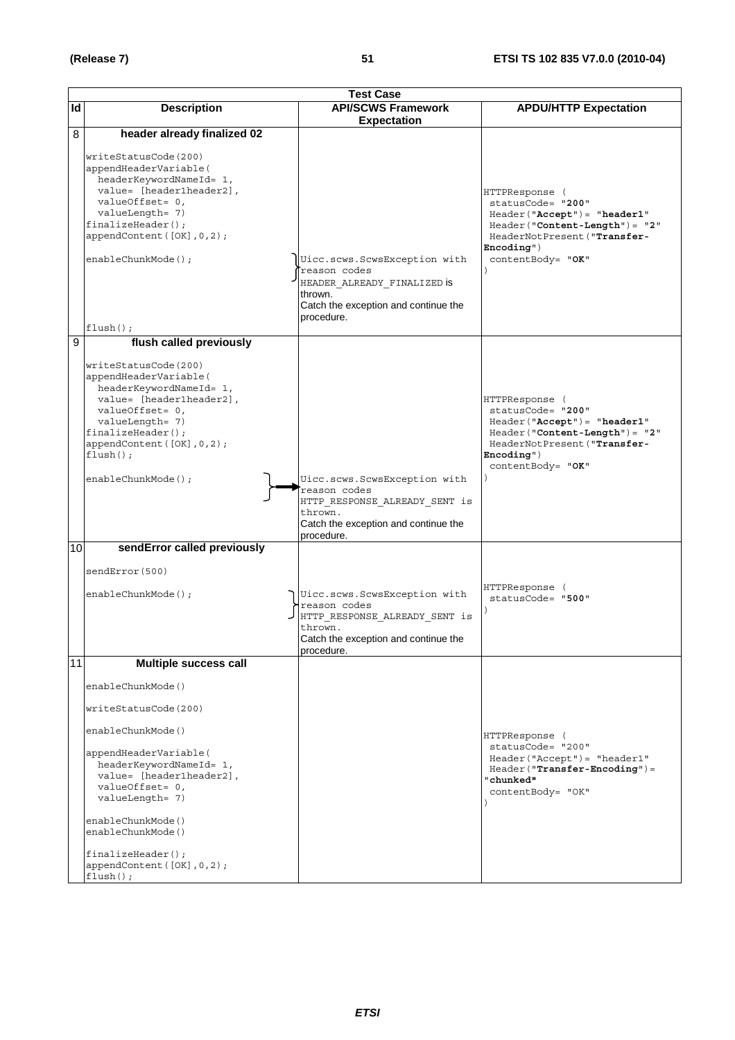| Test Case | | | |
|---|---|---|---|
| **Id** | **Description** | **API/SCWS Framework Expectation** | **APDU/HTTP Expectation** |
| 8 | **header already finalized 02**<br><br>writeStatusCode(200)<br>appendHeaderVariable(<br>headerKeywordNameId= 1,<br>value= [header1header2],<br>valueOffset= 0,<br>valueLength= 7)<br>finalizeHeader();<br>appendContent([OK],0,2);<br><br>enableChunkMode();<br><br>flush(); | Uicc.scws.ScwsException with reason codes HEADER_ALREADY_FINALIZED is thrown.<br>Catch the exception and continue the procedure. | HTTPResponse (<br>statusCode= "**200**"<br>Header("**Accept**")= "**header1**"<br>Header("**Content-Length**")= "**2**"<br>HeaderNotPresent("**Transfer-Encoding**")<br>contentBody= "**OK**"<br>) |
| 9 | **flush called previously**<br><br>writeStatusCode(200)<br>appendHeaderVariable(<br>headerKeywordNameId= 1,<br>value= [header1header2],<br>valueOffset= 0,<br>valueLength= 7)<br>finalizeHeader();<br>appendContent([OK],0,2);<br>flush();<br><br>enableChunkMode(); | Uicc.scws.ScwsException with reason codes HTTP_RESPONSE_ALREADY_SENT is thrown.<br>Catch the exception and continue the procedure. | HTTPResponse (<br>statusCode= "**200**"<br>Header("**Accept**")= "**header1**"<br>Header("**Content-Length**")= "**2**"<br>HeaderNotPresent("**Transfer-Encoding**")<br>contentBody= "**OK**"<br>) |
| 10 | **sendError called previously**<br><br>sendError(500)<br><br>enableChunkMode(); | Uicc.scws.ScwsException with reason codes HTTP_RESPONSE_ALREADY_SENT is thrown.<br>Catch the exception and continue the procedure. | HTTPResponse (<br>statusCode= "**500**"<br>) |
| 11 | **Multiple success call**<br><br>enableChunkMode()<br><br>writeStatusCode(200)<br><br>enableChunkMode()<br><br>appendHeaderVariable(<br>headerKeywordNameId= 1,<br>value= [header1header2],<br>valueOffset= 0,<br>valueLength= 7)<br><br>enableChunkMode()<br>enableChunkMode()<br><br>finalizeHeader();<br>appendContent([OK],0,2);<br>flush(); | | HTTPResponse (<br>statusCode= "200"<br>Header("Accept")= "header1"<br>Header("**Transfer-Encoding**")= "**chunked**"<br>contentBody= "OK"<br>) |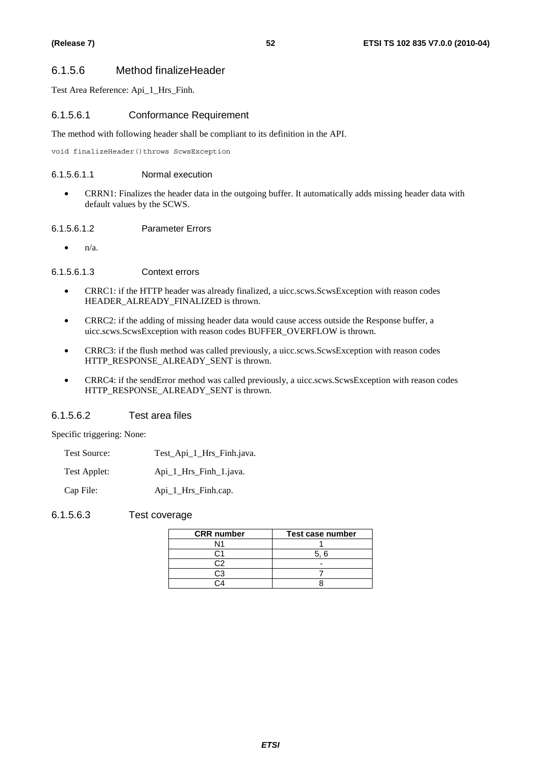### 6.1.5.6 Method finalizeHeader

Test Area Reference: Api_1_Hrs_Finh.

#### 6.1.5.6.1 Conformance Requirement

The method with following header shall be compliant to its definition in the API.

```
void finalizeHeader()throws ScwsException
```

##### 6.1.5.6.1.1 Normal execution

- CRRN1: Finalizes the header data in the outgoing buffer. It automatically adds missing header data with default values by the SCWS.

##### 6.1.5.6.1.2 Parameter Errors

- n/a.

##### 6.1.5.6.1.3 Context errors

- CRRC1: if the HTTP header was already finalized, a uicc.scws.ScwsException with reason codes HEADER_ALREADY_FINALIZED is thrown.
- CRRC2: if the adding of missing header data would cause access outside the Response buffer, a uicc.scws.ScwsException with reason codes BUFFER_OVERFLOW is thrown.
- CRRC3: if the flush method was called previously, a uicc.scws.ScwsException with reason codes HTTP_RESPONSE_ALREADY_SENT is thrown.
- CRRC4: if the sendError method was called previously, a uicc.scws.ScwsException with reason codes HTTP_RESPONSE_ALREADY_SENT is thrown.

#### 6.1.5.6.2 Test area files

Specific triggering: None:

Test Source: Test_Api_1_Hrs_Finh.java.

Test Applet: Api_1_Hrs_Finh_1.java.

Cap File: Api_1_Hrs_Finh.cap.

#### 6.1.5.6.3 Test coverage

| CRR number | Test case number |
|---|---|
| N1 | 1 |
| C1 | 5, 6 |
| C2 | - |
| C3 | 7 |
| C4 | 8 |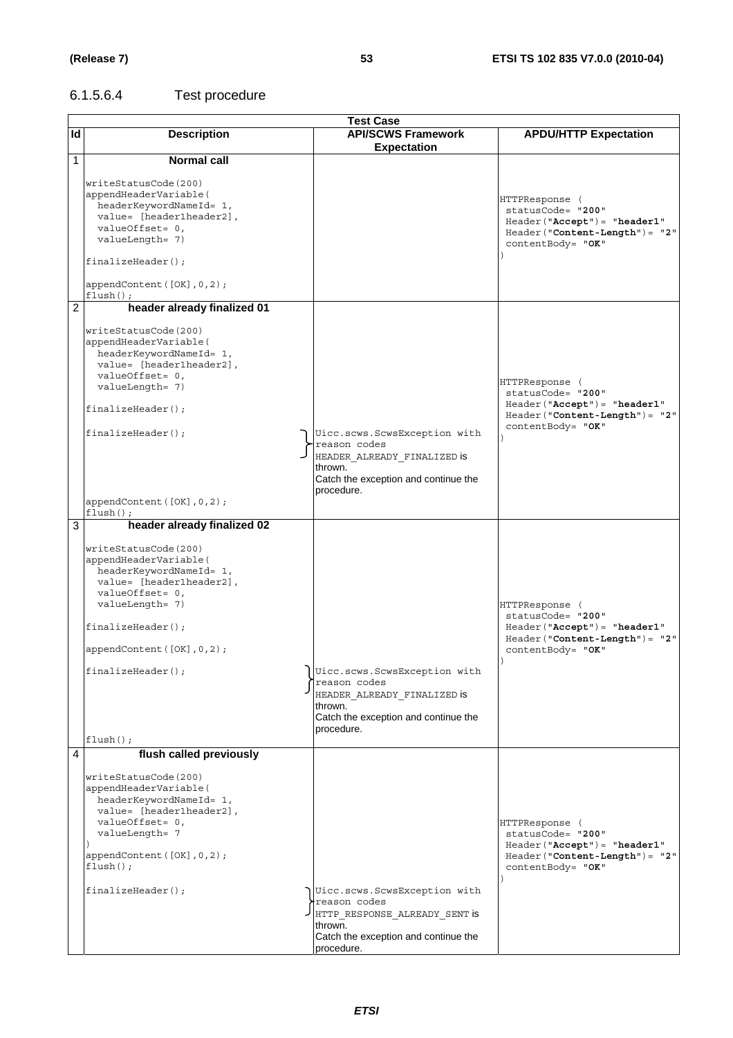#### 6.1.5.6.4 Test procedure

| Test Case | | | |
|---|---|---|---|
| **Id** | **Description** | **API/SCWS Framework Expectation** | **APDU/HTTP Expectation** |
| 1 | **Normal call**<br><br>writeStatusCode(200)<br>appendHeaderVariable(<br>headerKeywordNameId= 1,<br>value= [header1header2],<br>valueOffset= 0,<br>valueLength= 7)<br><br>finalizeHeader();<br><br>appendContent([OK],0,2);<br>flush(); | | HTTPResponse (<br>statusCode= "**200**"<br>Header("**Accept**")= "**header1**"<br>Header("**Content-Length**")= "**2**"<br>contentBody= "**OK**"<br>) |
| 2 | **header already finalized 01**<br><br>writeStatusCode(200)<br>appendHeaderVariable(<br>headerKeywordNameId= 1,<br>value= [header1header2],<br>valueOffset= 0,<br>valueLength= 7)<br><br>finalizeHeader();<br><br>finalizeHeader();<br><br>appendContent([OK],0,2);<br>flush(); | Uicc.scws.ScwsException with reason codes HEADER_ALREADY_FINALIZED is thrown.<br>Catch the exception and continue the procedure. | HTTPResponse (<br>statusCode= "**200**"<br>Header("**Accept**")= "**header1**"<br>Header("**Content-Length**")= "**2**"<br>contentBody= "**OK**"<br>) |
| 3 | **header already finalized 02**<br><br>writeStatusCode(200)<br>appendHeaderVariable(<br>headerKeywordNameId= 1,<br>value= [header1header2],<br>valueOffset= 0,<br>valueLength= 7)<br><br>finalizeHeader();<br><br>appendContent([OK],0,2);<br><br>finalizeHeader();<br><br>flush(); | Uicc.scws.ScwsException with reason codes HEADER_ALREADY_FINALIZED is thrown.<br>Catch the exception and continue the procedure. | HTTPResponse (<br>statusCode= "**200**"<br>Header("**Accept**")= "**header1**"<br>Header("**Content-Length**")= "**2**"<br>contentBody= "**OK**"<br>) |
| 4 | **flush called previously**<br><br>writeStatusCode(200)<br>appendHeaderVariable(<br>headerKeywordNameId= 1,<br>value= [header1header2],<br>valueOffset= 0,<br>valueLength= 7<br>)<br>appendContent([OK],0,2);<br>flush();<br><br>finalizeHeader(); | Uicc.scws.ScwsException with reason codes HTTP_RESPONSE_ALREADY_SENT is thrown.<br>Catch the exception and continue the procedure. | HTTPResponse (<br>statusCode= "**200**"<br>Header("**Accept**")= "**header1**"<br>Header("**Content-Length**")= "**2**"<br>contentBody= "**OK**"<br>) |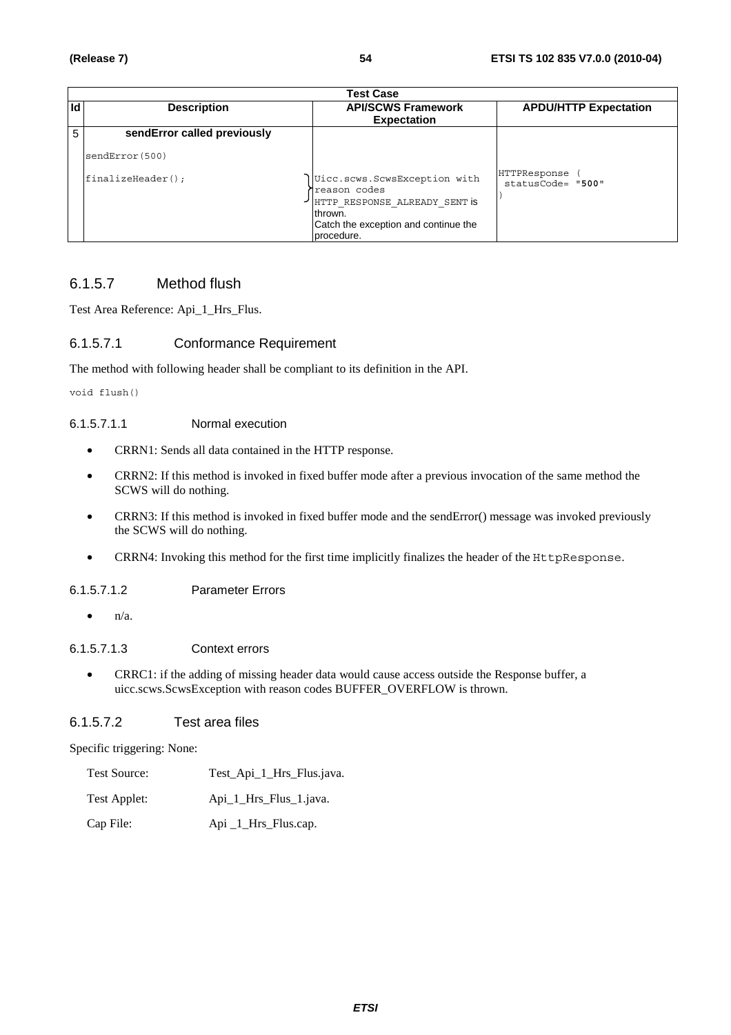| Test Case | | | |
|---|---|---|---|
| **Id** | **Description** | **API/SCWS Framework Expectation** | **APDU/HTTP Expectation** |
| 5 | **sendError called previously**<br><br>`sendError(500)`<br><br>`finalizeHeader();` | `Uicc.scws.ScwsException with reason codes HTTP_RESPONSE_ALREADY_SENT` is thrown.<br>Catch the exception and continue the procedure. | `HTTPResponse ( statusCode= "500" )` |

### 6.1.5.7 Method flush

Test Area Reference: Api_1_Hrs_Flus.

#### 6.1.5.7.1 Conformance Requirement

The method with following header shall be compliant to its definition in the API.

```
void flush()
```

##### 6.1.5.7.1.1 Normal execution

- CRRN1: Sends all data contained in the HTTP response.
- CRRN2: If this method is invoked in fixed buffer mode after a previous invocation of the same method the SCWS will do nothing.
- CRRN3: If this method is invoked in fixed buffer mode and the sendError() message was invoked previously the SCWS will do nothing.
- CRRN4: Invoking this method for the first time implicitly finalizes the header of the `HttpResponse`.

##### 6.1.5.7.1.2 Parameter Errors

- n/a.

##### 6.1.5.7.1.3 Context errors

- CRRC1: if the adding of missing header data would cause access outside the Response buffer, a uicc.scws.ScwsException with reason codes BUFFER_OVERFLOW is thrown.

#### 6.1.5.7.2 Test area files

Specific triggering: None:

Test Source: Test_Api_1_Hrs_Flus.java.

Test Applet: Api_1_Hrs_Flus_1.java.

Cap File: Api _1_Hrs_Flus.cap.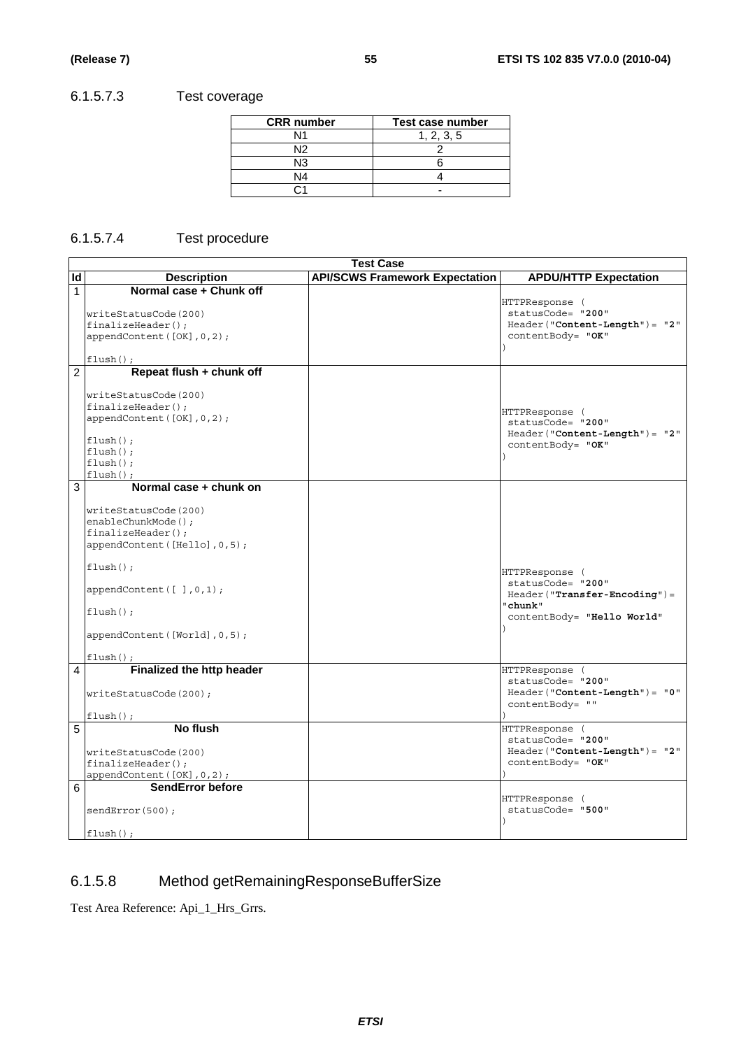### 6.1.5.7.3 Test coverage

| CRR number | Test case number |
|---|---|
| N1 | 1, 2, 3, 5 |
| N2 | 2 |
| N3 | 6 |
| N4 | 4 |
| C1 | - |

### 6.1.5.7.4 Test procedure

| Test Case | | | |
|---|---|---|---|
| **Id** | **Description** | **API/SCWS Framework Expectation** | **APDU/HTTP Expectation** |
| 1 | **Normal case + Chunk off**<br><br>writeStatusCode(200)<br>finalizeHeader();<br>appendContent([OK],0,2);<br><br>flush(); | | HTTPResponse (<br>statusCode= "**200**"<br>Header("**Content-Length**")= "**2**"<br>contentBody= "**OK**"<br>) |
| 2 | **Repeat flush + chunk off**<br><br>writeStatusCode(200)<br>finalizeHeader();<br>appendContent([OK],0,2);<br><br>flush();<br>flush();<br>flush();<br>flush(); | | HTTPResponse (<br>statusCode= "**200**"<br>Header("**Content-Length**")= "**2**"<br>contentBody= "**OK**"<br>) |
| 3 | **Normal case + chunk on**<br><br>writeStatusCode(200)<br>enableChunkMode();<br>finalizeHeader();<br>appendContent([Hello],0,5);<br><br>flush();<br><br>appendContent([ ],0,1);<br><br>flush();<br><br>appendContent([World],0,5);<br><br>flush(); | | HTTPResponse (<br>statusCode= "**200**"<br>Header("**Transfer-Encoding**")= "**chunk**"<br>contentBody= "**Hello World**"<br>) |
| 4 | **Finalized the http header**<br><br>writeStatusCode(200);<br><br>flush(); | | HTTPResponse (<br>statusCode= "**200**"<br>Header("**Content-Length**")= "**0**"<br>contentBody= ""<br>) |
| 5 | **No flush**<br><br>writeStatusCode(200)<br>finalizeHeader();<br>appendContent([OK],0,2); | | HTTPResponse (<br>statusCode= "**200**"<br>Header("**Content-Length**")= "**2**"<br>contentBody= "**OK**"<br>) |
| 6 | **SendError before**<br><br>sendError(500);<br><br>flush(); | | HTTPResponse (<br>statusCode= "**500**"<br>) |

## 6.1.5.8 Method getRemainingResponseBufferSize

Test Area Reference: Api_1_Hrs_Grrs.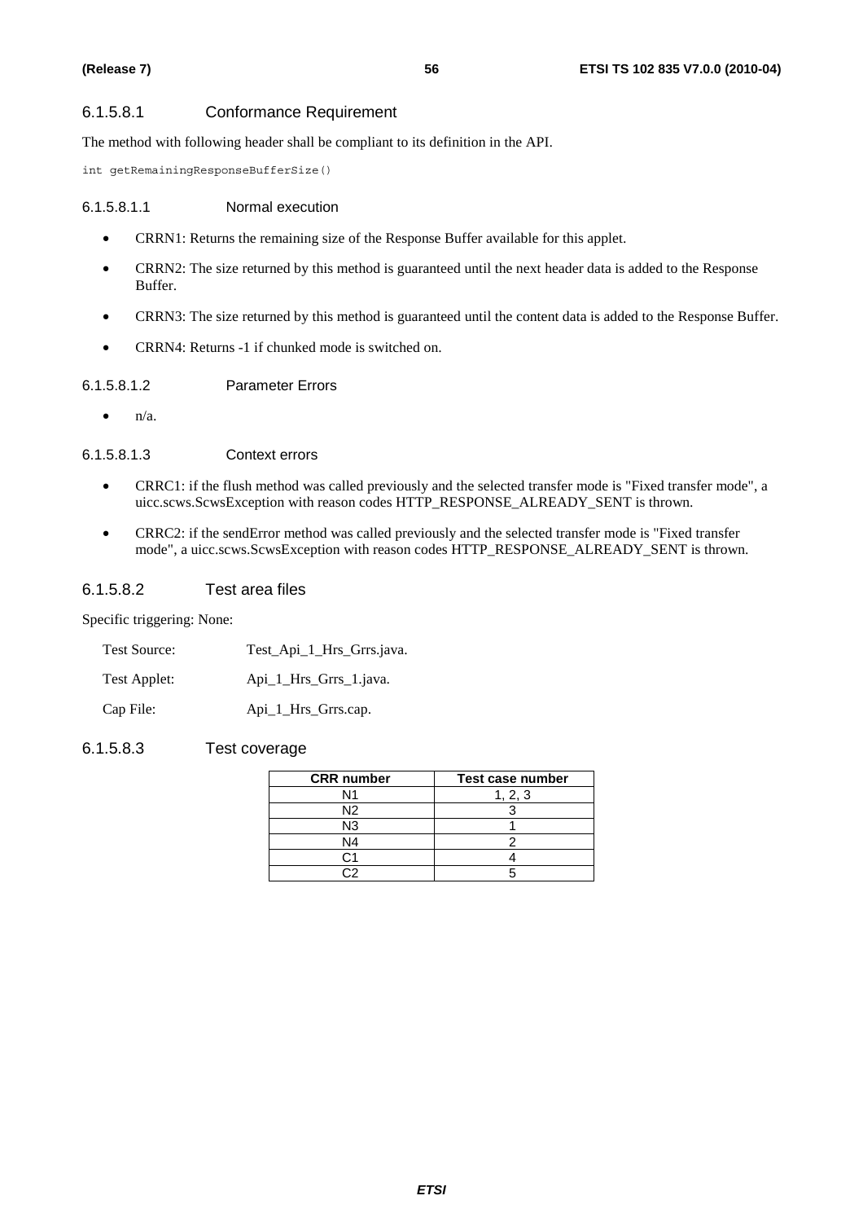#### 6.1.5.8.1 Conformance Requirement

The method with following header shall be compliant to its definition in the API.

```
int getRemainingResponseBufferSize()
```

##### 6.1.5.8.1.1 Normal execution

- CRRN1: Returns the remaining size of the Response Buffer available for this applet.
- CRRN2: The size returned by this method is guaranteed until the next header data is added to the Response Buffer.
- CRRN3: The size returned by this method is guaranteed until the content data is added to the Response Buffer.
- CRRN4: Returns -1 if chunked mode is switched on.

##### 6.1.5.8.1.2 Parameter Errors

- n/a.

##### 6.1.5.8.1.3 Context errors

- CRRC1: if the flush method was called previously and the selected transfer mode is "Fixed transfer mode", a uicc.scws.ScwsException with reason codes HTTP_RESPONSE_ALREADY_SENT is thrown.
- CRRC2: if the sendError method was called previously and the selected transfer mode is "Fixed transfer mode", a uicc.scws.ScwsException with reason codes HTTP_RESPONSE_ALREADY_SENT is thrown.

#### 6.1.5.8.2 Test area files

Specific triggering: None:

Test Source: Test_Api_1_Hrs_Grrs.java.

Test Applet: Api_1_Hrs_Grrs_1.java.

Cap File: Api_1_Hrs_Grrs.cap.

#### 6.1.5.8.3 Test coverage

| CRR number | Test case number |
|---|---|
| N1 | 1, 2, 3 |
| N2 | 3 |
| N3 | 1 |
| N4 | 2 |
| C1 | 4 |
| C2 | 5 |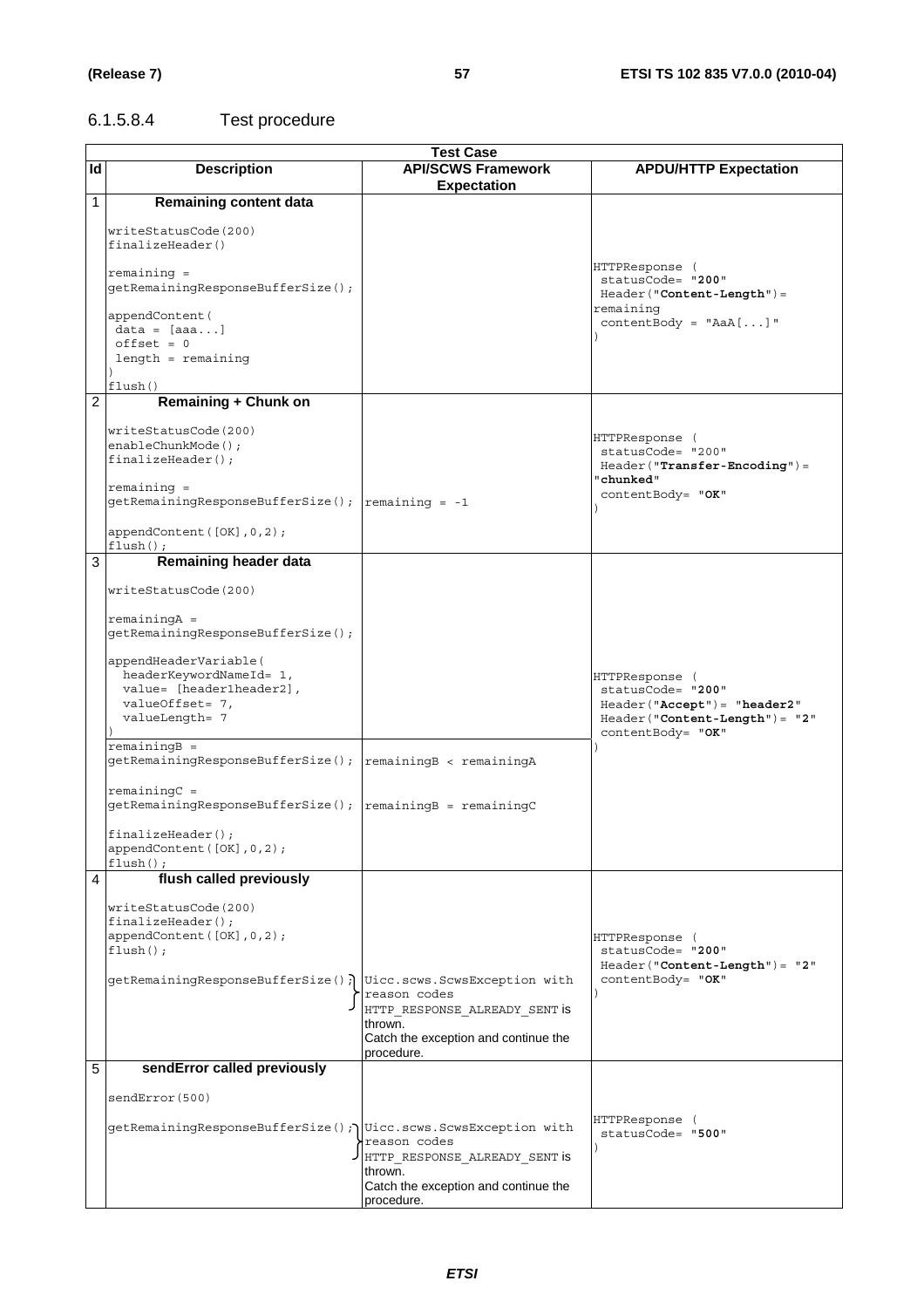#### 6.1.5.8.4 Test procedure

| Id | Description | API/SCWS Framework Expectation | APDU/HTTP Expectation |
|---|---|---|---|
| 1 | **Remaining content data**<br><br>writeStatusCode(200)<br>finalizeHeader()<br><br>remaining = getRemainingResponseBufferSize();<br><br>appendContent(<br>data = [aaa...]<br>offset = 0<br>length = remaining<br>)<br>flush() | | HTTPResponse (<br>statusCode= "**200**"<br>Header("**Content-Length**")= remaining<br>contentBody = "AaA[...]"<br>) |
| 2 | **Remaining + Chunk on**<br><br>writeStatusCode(200)<br>enableChunkMode();<br>finalizeHeader();<br><br>remaining = getRemainingResponseBufferSize();<br><br>appendContent([OK],0,2);<br>flush(); | remaining = -1 | HTTPResponse (<br>statusCode= "200"<br>Header("**Transfer-Encoding**")= "**chunked**"<br>contentBody= "**OK**"<br>) |
| 3 | **Remaining header data**<br><br>writeStatusCode(200)<br><br>remainingA = getRemainingResponseBufferSize();<br><br>appendHeaderVariable(<br>headerKeywordNameId= 1,<br>value= [header1header2],<br>valueOffset= 7,<br>valueLength= 7<br>)<br>remainingB = getRemainingResponseBufferSize();<br><br>remainingC = getRemainingResponseBufferSize();<br><br>finalizeHeader();<br>appendContent([OK],0,2);<br>flush(); | remainingB < remainingA<br><br>remainingB = remainingC | HTTPResponse (<br>statusCode= "**200**"<br>Header("**Accept**")= "**header2**"<br>Header("**Content-Length**")= "**2**"<br>contentBody= "**OK**"<br>) |
| 4 | **flush called previously**<br><br>writeStatusCode(200)<br>finalizeHeader();<br>appendContent([OK],0,2);<br>flush();<br><br>getRemainingResponseBufferSize(); | Uicc.scws.ScwsException with reason codes HTTP_RESPONSE_ALREADY_SENT is thrown.<br>Catch the exception and continue the procedure. | HTTPResponse (<br>statusCode= "**200**"<br>Header("**Content-Length**")= "**2**"<br>contentBody= "**OK**"<br>) |
| 5 | **sendError called previously**<br><br>sendError(500)<br><br>getRemainingResponseBufferSize(); | Uicc.scws.ScwsException with reason codes HTTP_RESPONSE_ALREADY_SENT is thrown.<br>Catch the exception and continue the procedure. | HTTPResponse (<br>statusCode= "**500**"<br>) |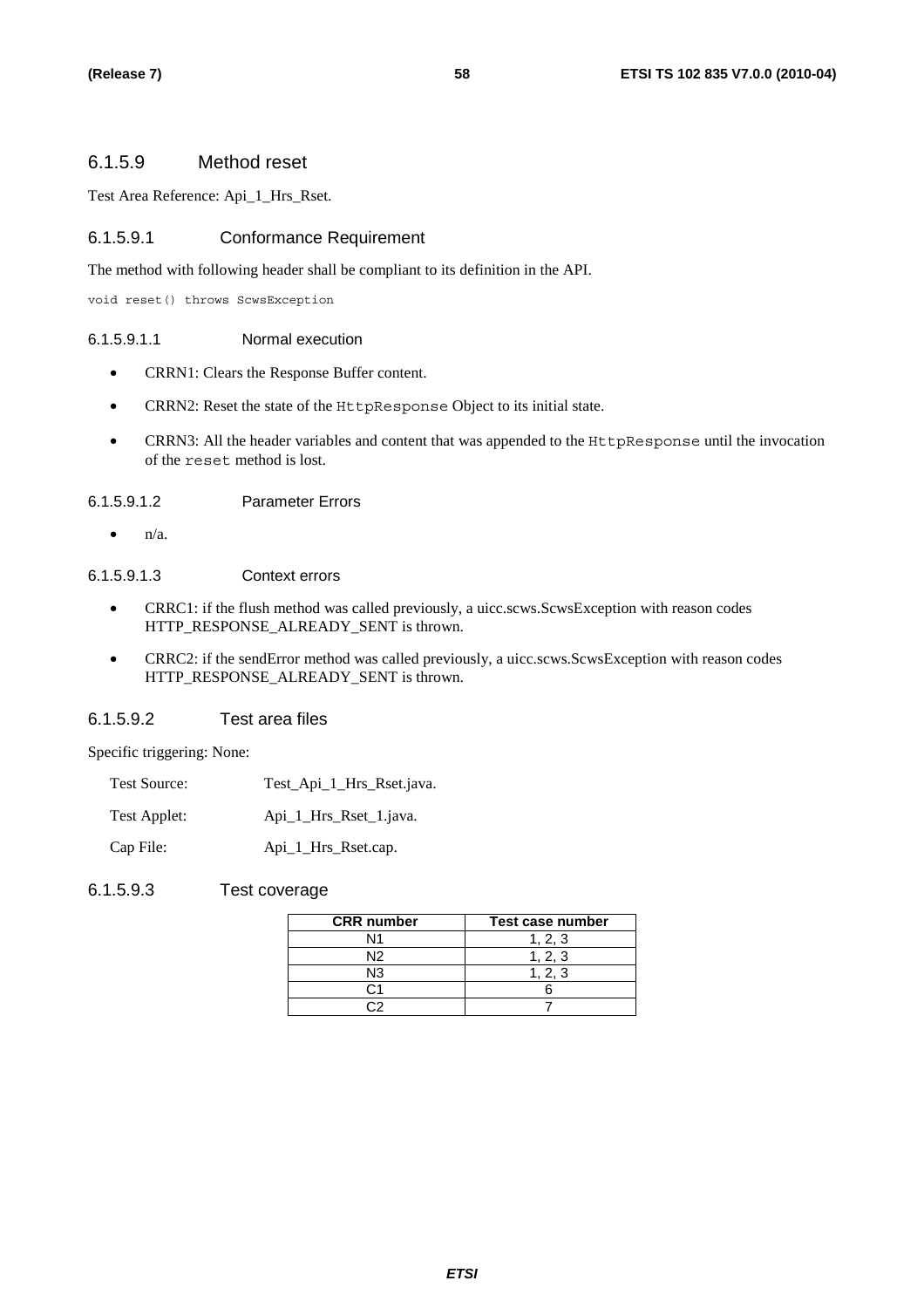### 6.1.5.9 Method reset

Test Area Reference: Api_1_Hrs_Rset.

#### 6.1.5.9.1 Conformance Requirement

The method with following header shall be compliant to its definition in the API.

```
void reset() throws ScwsException
```

##### 6.1.5.9.1.1 Normal execution

- CRRN1: Clears the Response Buffer content.
- CRRN2: Reset the state of the `HttpResponse` Object to its initial state.
- CRRN3: All the header variables and content that was appended to the `HttpResponse` until the invocation of the `reset` method is lost.

##### 6.1.5.9.1.2 Parameter Errors

- n/a.

##### 6.1.5.9.1.3 Context errors

- CRRC1: if the flush method was called previously, a uicc.scws.ScwsException with reason codes HTTP_RESPONSE_ALREADY_SENT is thrown.
- CRRC2: if the sendError method was called previously, a uicc.scws.ScwsException with reason codes HTTP_RESPONSE_ALREADY_SENT is thrown.

#### 6.1.5.9.2 Test area files

Specific triggering: None:

Test Source: Test_Api_1_Hrs_Rset.java.

Test Applet: Api_1_Hrs_Rset_1.java.

Cap File: Api_1_Hrs_Rset.cap.

#### 6.1.5.9.3 Test coverage

| CRR number | Test case number |
|---|---|
| N1 | 1, 2, 3 |
| N2 | 1, 2, 3 |
| N3 | 1, 2, 3 |
| C1 | 6 |
| C2 | 7 |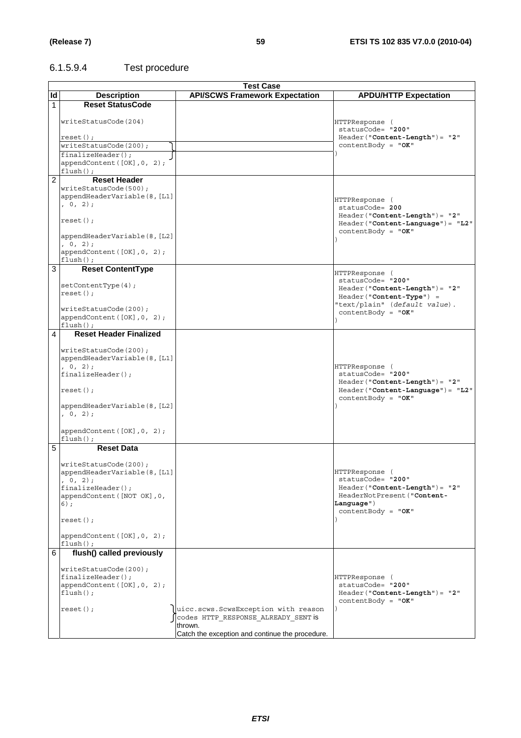### 6.1.5.9.4 Test procedure

| Test Case | | | |
|---|---|---|---|
| **Id** | **Description** | **API/SCWS Framework Expectation** | **APDU/HTTP Expectation** |
| 1 | **Reset StatusCode**<br><br>writeStatusCode(204)<br><br>reset();<br>writeStatusCode(200);<br>finalizeHeader();<br>appendContent([OK],0, 2);<br>flush(); | | HTTPResponse (<br>statusCode= "**200**"<br>Header("**Content-Length**")= "**2**"<br>contentBody = "**OK**"<br>) |
| 2 | **Reset Header**<br>writeStatusCode(500);<br>appendHeaderVariable(8,[L1], 0, 2);<br><br>reset();<br><br>appendHeaderVariable(8,[L2], 0, 2);<br>appendContent([OK],0, 2);<br>flush(); | | HTTPResponse (<br>statusCode= **200**<br>Header("**Content-Length**")= "**2**"<br>Header("**Content-Language**")= "**L2**"<br>contentBody = "**OK**"<br>) |
| 3 | **Reset ContentType**<br><br>setContentType(4);<br>reset();<br><br>writeStatusCode(200);<br>appendContent([OK],0, 2);<br>flush(); | | HTTPResponse (<br>statusCode= "**200**"<br>Header("**Content-Length**")= "**2**"<br>Header("**Content-Type**") = "text/plain" (*default value*).<br>contentBody = "**OK**"<br>) |
| 4 | **Reset Header Finalized**<br><br>writeStatusCode(200);<br>appendHeaderVariable(8,[L1], 0, 2);<br>finalizeHeader();<br><br>reset();<br><br>appendHeaderVariable(8,[L2], 0, 2);<br><br>appendContent([OK],0, 2);<br>flush(); | | HTTPResponse (<br>statusCode= "**200**"<br>Header("**Content-Length**")= "**2**"<br>Header("**Content-Language**")= "**L2**"<br>contentBody = "**OK**"<br>) |
| 5 | **Reset Data**<br><br>writeStatusCode(200);<br>appendHeaderVariable(8,[L1], 0, 2);<br>finalizeHeader();<br>appendContent([NOT OK],0, 6);<br><br>reset();<br><br>appendContent([OK],0, 2);<br>flush(); | | HTTPResponse (<br>statusCode= "**200**"<br>Header("**Content-Length**")= "**2**"<br>HeaderNotPresent("**Content-Language**")<br>contentBody = "**OK**"<br>) |
| 6 | **flush() called previously**<br><br>writeStatusCode(200);<br>finalizeHeader();<br>appendContent([OK],0, 2);<br>flush();<br><br>reset(); | uicc.scws.ScwsException with reason codes HTTP_RESPONSE_ALREADY_SENT is thrown.<br>Catch the exception and continue the procedure. | HTTPResponse (<br>statusCode= "**200**"<br>Header("**Content-Length**")= "**2**"<br>contentBody = "**OK**"<br>) |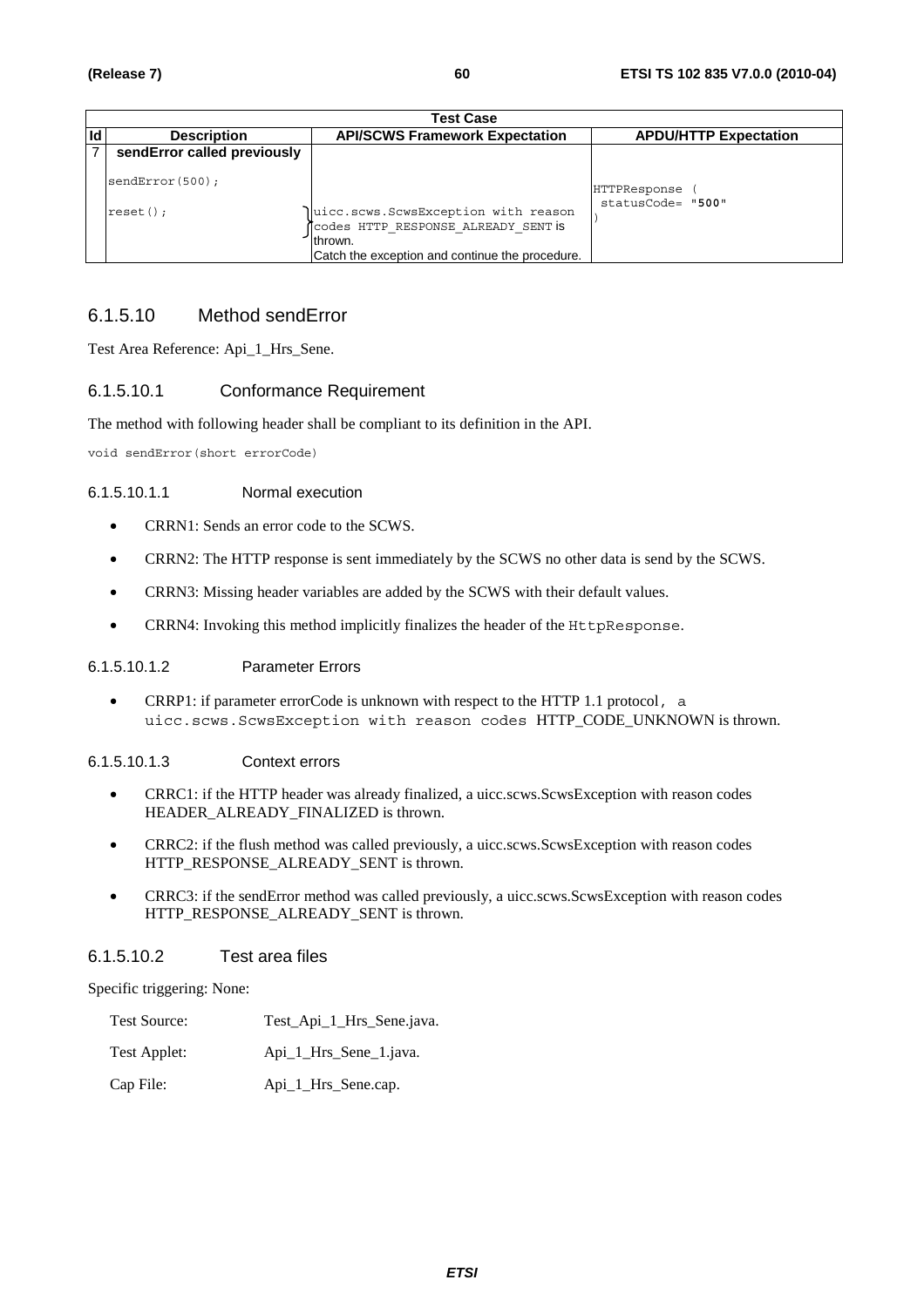| Test Case | | | |
|---|---|---|---|
| **Id** | **Description** | **API/SCWS Framework Expectation** | **APDU/HTTP Expectation** |
| 7 | **sendError called previously**<br><br>`sendError(500);`<br><br>`reset();` | <br><br><br><br>`uicc.scws.ScwsException with reason codes HTTP_RESPONSE_ALREADY_SENT` is thrown.<br>Catch the exception and continue the procedure. | <br><br>`HTTPResponse ( statusCode= "500" )` |

## 6.1.5.10 Method sendError

Test Area Reference: Api_1_Hrs_Sene.

### 6.1.5.10.1 Conformance Requirement

The method with following header shall be compliant to its definition in the API.

```
void sendError(short errorCode)
```

#### 6.1.5.10.1.1 Normal execution

- CRRN1: Sends an error code to the SCWS.
- CRRN2: The HTTP response is sent immediately by the SCWS no other data is send by the SCWS.
- CRRN3: Missing header variables are added by the SCWS with their default values.
- CRRN4: Invoking this method implicitly finalizes the header of the `HttpResponse`.

#### 6.1.5.10.1.2 Parameter Errors

- CRRP1: if parameter errorCode is unknown with respect to the HTTP 1.1 protocol, a `uicc.scws.ScwsException with reason codes` HTTP_CODE_UNKNOWN is thrown.

#### 6.1.5.10.1.3 Context errors

- CRRC1: if the HTTP header was already finalized, a uicc.scws.ScwsException with reason codes HEADER_ALREADY_FINALIZED is thrown.
- CRRC2: if the flush method was called previously, a uicc.scws.ScwsException with reason codes HTTP_RESPONSE_ALREADY_SENT is thrown.
- CRRC3: if the sendError method was called previously, a uicc.scws.ScwsException with reason codes HTTP_RESPONSE_ALREADY_SENT is thrown.

### 6.1.5.10.2 Test area files

Specific triggering: None:

Test Source: Test_Api_1_Hrs_Sene.java.

Test Applet: Api_1_Hrs_Sene_1.java.

Cap File: Api_1_Hrs_Sene.cap.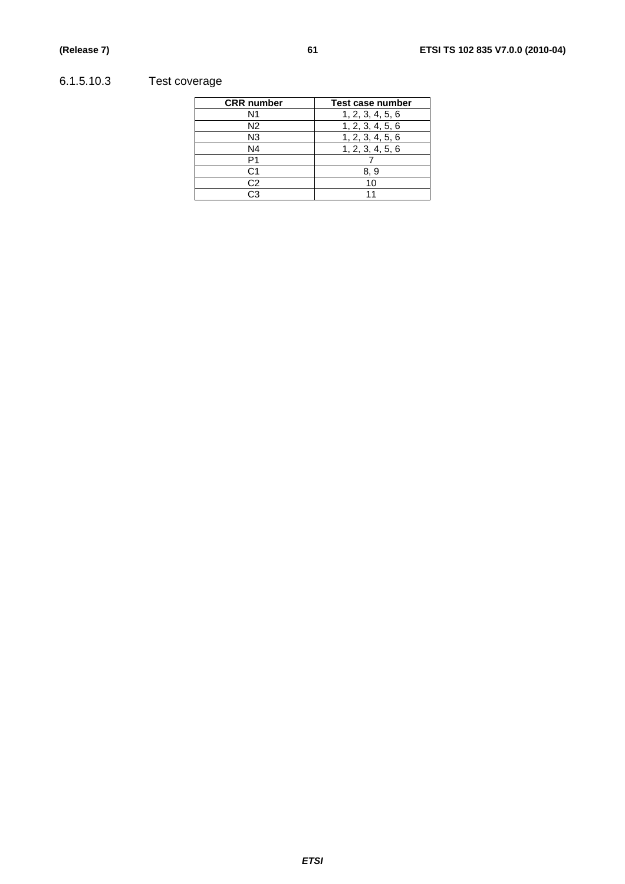#### 6.1.5.10.3 Test coverage

| CRR number | Test case number |
| --- | --- |
| N1 | 1, 2, 3, 4, 5, 6 |
| N2 | 1, 2, 3, 4, 5, 6 |
| N3 | 1, 2, 3, 4, 5, 6 |
| N4 | 1, 2, 3, 4, 5, 6 |
| P1 | 7 |
| C1 | 8, 9 |
| C2 | 10 |
| C3 | 11 |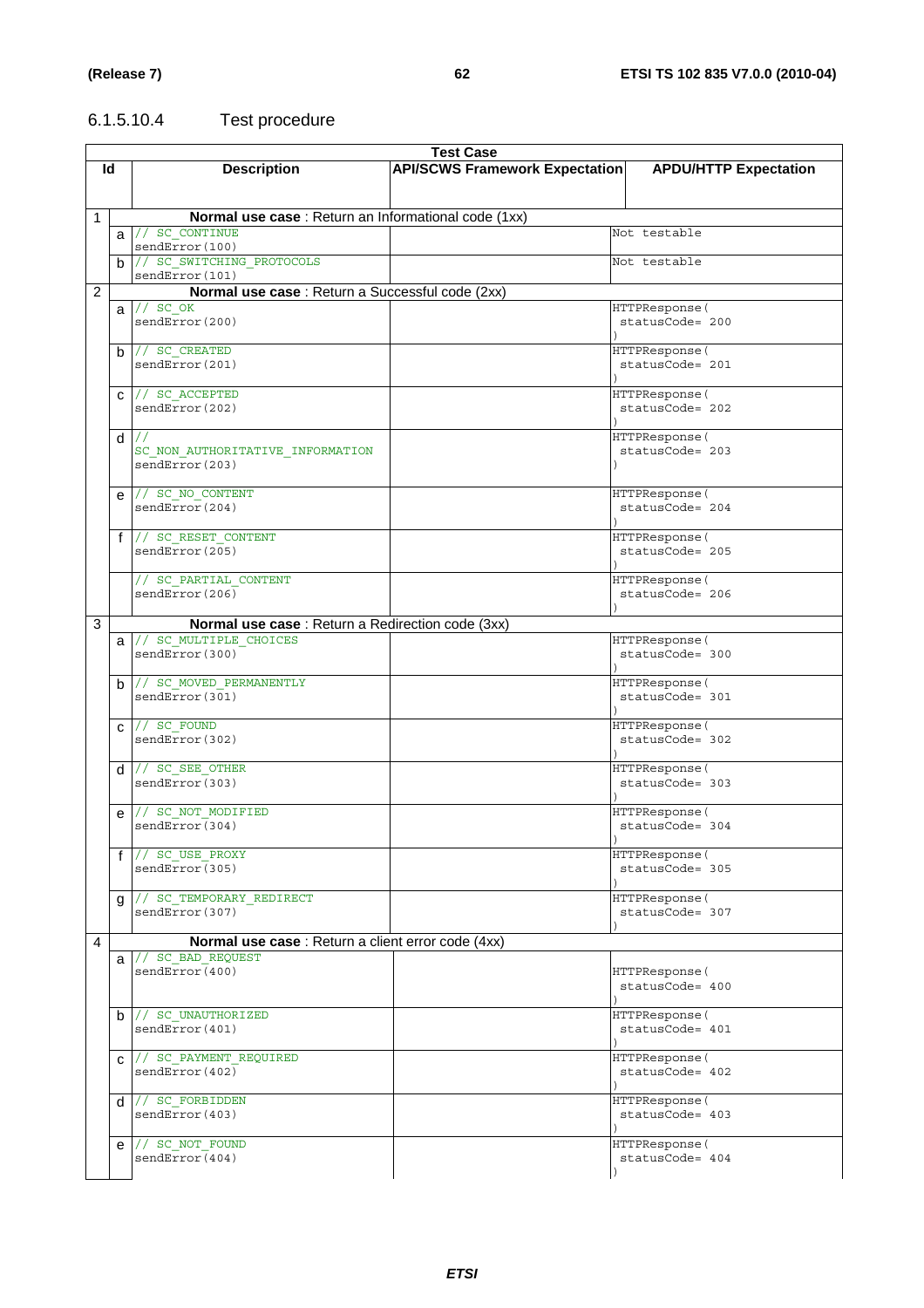### 6.1.5.10.4 Test procedure

| Id | | Description | API/SCWS Framework Expectation | APDU/HTTP Expectation |
|---|---|---|---|---|
| **Test Case** | | | | |
| 1 | | **Normal use case** : Return an Informational code (1xx) | | |
| | a | // SC_CONTINUE sendError(100) | | Not testable |
| | b | // SC_SWITCHING_PROTOCOLS sendError(101) | | Not testable |
| 2 | | **Normal use case** : Return a Successful code (2xx) | | |
| | a | // SC_OK sendError(200) | | HTTPResponse( statusCode= 200 ) |
| | b | // SC_CREATED sendError(201) | | HTTPResponse( statusCode= 201 ) |
| | c | // SC_ACCEPTED sendError(202) | | HTTPResponse( statusCode= 202 ) |
| | d | // SC_NON_AUTHORITATIVE_INFORMATION sendError(203) | | HTTPResponse( statusCode= 203 ) |
| | e | // SC_NO_CONTENT sendError(204) | | HTTPResponse( statusCode= 204 ) |
| | f | // SC_RESET_CONTENT sendError(205) | | HTTPResponse( statusCode= 205 ) |
| | | // SC_PARTIAL_CONTENT sendError(206) | | HTTPResponse( statusCode= 206 ) |
| 3 | | **Normal use case** : Return a Redirection code (3xx) | | |
| | a | // SC_MULTIPLE_CHOICES sendError(300) | | HTTPResponse( statusCode= 300 ) |
| | b | // SC_MOVED_PERMANENTLY sendError(301) | | HTTPResponse( statusCode= 301 ) |
| | c | // SC_FOUND sendError(302) | | HTTPResponse( statusCode= 302 ) |
| | d | // SC_SEE_OTHER sendError(303) | | HTTPResponse( statusCode= 303 ) |
| | e | // SC_NOT_MODIFIED sendError(304) | | HTTPResponse( statusCode= 304 ) |
| | f | // SC_USE_PROXY sendError(305) | | HTTPResponse( statusCode= 305 ) |
| | g | // SC_TEMPORARY_REDIRECT sendError(307) | | HTTPResponse( statusCode= 307 ) |
| 4 | | **Normal use case** : Return a client error code (4xx) | | |
| | a | // SC_BAD_REQUEST sendError(400) | | HTTPResponse( statusCode= 400 ) |
| | b | // SC_UNAUTHORIZED sendError(401) | | HTTPResponse( statusCode= 401 ) |
| | c | // SC_PAYMENT_REQUIRED sendError(402) | | HTTPResponse( statusCode= 402 ) |
| | d | // SC_FORBIDDEN sendError(403) | | HTTPResponse( statusCode= 403 ) |
| | e | // SC_NOT_FOUND sendError(404) | | HTTPResponse( statusCode= 404 ) |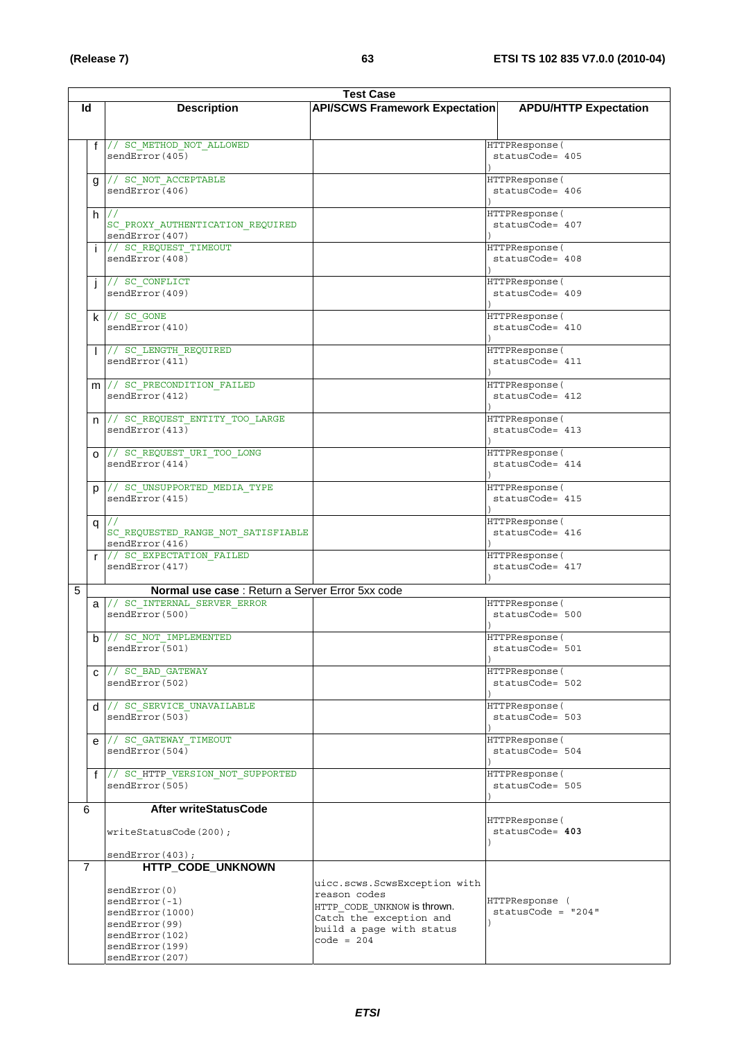| Test Case | | | | |
|---|---|---|---|---|
| **Id** | | **Description** | **API/SCWS Framework Expectation** | **APDU/HTTP Expectation** |
| | f | // SC_METHOD_NOT_ALLOWED<br>sendError(405) | | HTTPResponse(<br>statusCode= 405<br>) |
| | g | // SC_NOT_ACCEPTABLE<br>sendError(406) | | HTTPResponse(<br>statusCode= 406<br>) |
| | h | //<br>SC_PROXY_AUTHENTICATION_REQUIRED<br>sendError(407) | | HTTPResponse(<br>statusCode= 407<br>) |
| | i | // SC_REQUEST_TIMEOUT<br>sendError(408) | | HTTPResponse(<br>statusCode= 408<br>) |
| | j | // SC_CONFLICT<br>sendError(409) | | HTTPResponse(<br>statusCode= 409<br>) |
| | k | // SC_GONE<br>sendError(410) | | HTTPResponse(<br>statusCode= 410<br>) |
| | l | // SC_LENGTH_REQUIRED<br>sendError(411) | | HTTPResponse(<br>statusCode= 411<br>) |
| | m | // SC_PRECONDITION_FAILED<br>sendError(412) | | HTTPResponse(<br>statusCode= 412<br>) |
| | n | // SC_REQUEST_ENTITY_TOO_LARGE<br>sendError(413) | | HTTPResponse(<br>statusCode= 413<br>) |
| | o | // SC_REQUEST_URI_TOO_LONG<br>sendError(414) | | HTTPResponse(<br>statusCode= 414<br>) |
| | p | // SC_UNSUPPORTED_MEDIA_TYPE<br>sendError(415) | | HTTPResponse(<br>statusCode= 415<br>) |
| | q | //<br>SC_REQUESTED_RANGE_NOT_SATISFIABLE<br>sendError(416) | | HTTPResponse(<br>statusCode= 416<br>) |
| | r | // SC_EXPECTATION_FAILED<br>sendError(417) | | HTTPResponse(<br>statusCode= 417<br>) |
| 5 | | **Normal use case** : Return a Server Error 5xx code | | |
| | a | // SC_INTERNAL_SERVER_ERROR<br>sendError(500) | | HTTPResponse(<br>statusCode= 500<br>) |
| | b | // SC_NOT_IMPLEMENTED<br>sendError(501) | | HTTPResponse(<br>statusCode= 501<br>) |
| | c | // SC_BAD_GATEWAY<br>sendError(502) | | HTTPResponse(<br>statusCode= 502<br>) |
| | d | // SC_SERVICE_UNAVAILABLE<br>sendError(503) | | HTTPResponse(<br>statusCode= 503<br>) |
| | e | // SC_GATEWAY_TIMEOUT<br>sendError(504) | | HTTPResponse(<br>statusCode= 504<br>) |
| | f | // SC_HTTP_VERSION_NOT_SUPPORTED<br>sendError(505) | | HTTPResponse(<br>statusCode= 505<br>) |
| 6 | | **After writeStatusCode**<br>writeStatusCode(200);<br>sendError(403); | | HTTPResponse(<br>statusCode= **403**<br>) |
| 7 | | **HTTP_CODE_UNKNOWN**<br>sendError(0)<br>sendError(-1)<br>sendError(1000)<br>sendError(99)<br>sendError(102)<br>sendError(199)<br>sendError(207) | uicc.scws.ScwsException with reason codes HTTP_CODE_UNKNOW is thrown. Catch the exception and build a page with status code = 204 | HTTPResponse (<br>statusCode = "204"<br>) |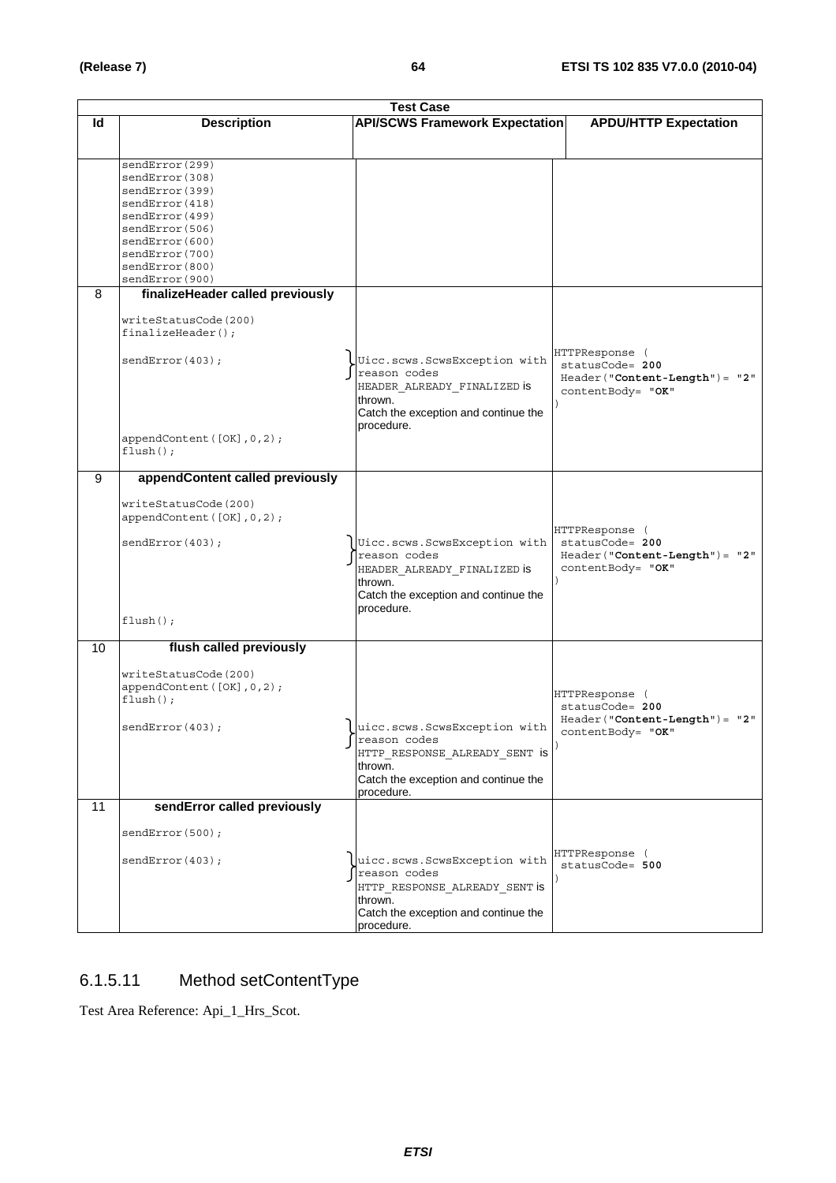| Test Case | | | |
|---|---|---|---|
| **Id** | **Description** | **API/SCWS Framework Expectation** | **APDU/HTTP Expectation** |
| | sendError(299)<br>sendError(308)<br>sendError(399)<br>sendError(418)<br>sendError(499)<br>sendError(506)<br>sendError(600)<br>sendError(700)<br>sendError(800)<br>sendError(900) | | |
| 8 | **finalizeHeader called previously**<br><br>writeStatusCode(200)<br>finalizeHeader();<br><br>sendError(403);<br><br>appendContent([OK],0,2);<br>flush(); | Uicc.scws.ScwsException with reason codes HEADER_ALREADY_FINALIZED is thrown.<br>Catch the exception and continue the procedure. | HTTPResponse (<br>statusCode= **200**<br>Header("**Content-Length**")= "**2**"<br>contentBody= "**OK**"<br>) |
| 9 | **appendContent called previously**<br><br>writeStatusCode(200)<br>appendContent([OK],0,2);<br><br>sendError(403);<br><br>flush(); | Uicc.scws.ScwsException with reason codes HEADER_ALREADY_FINALIZED is thrown.<br>Catch the exception and continue the procedure. | HTTPResponse (<br>statusCode= **200**<br>Header("**Content-Length**")= "**2**"<br>contentBody= "**OK**"<br>) |
| 10 | **flush called previously**<br><br>writeStatusCode(200)<br>appendContent([OK],0,2);<br>flush();<br><br>sendError(403); | uicc.scws.ScwsException with reason codes HTTP_RESPONSE_ALREADY_SENT is thrown.<br>Catch the exception and continue the procedure. | HTTPResponse (<br>statusCode= **200**<br>Header("**Content-Length**")= "**2**"<br>contentBody= "**OK**"<br>) |
| 11 | **sendError called previously**<br><br>sendError(500);<br><br>sendError(403); | uicc.scws.ScwsException with reason codes HTTP_RESPONSE_ALREADY_SENT is thrown.<br>Catch the exception and continue the procedure. | HTTPResponse (<br>statusCode= **500**<br>) |

### 6.1.5.11 Method setContentType

Test Area Reference: Api_1_Hrs_Scot.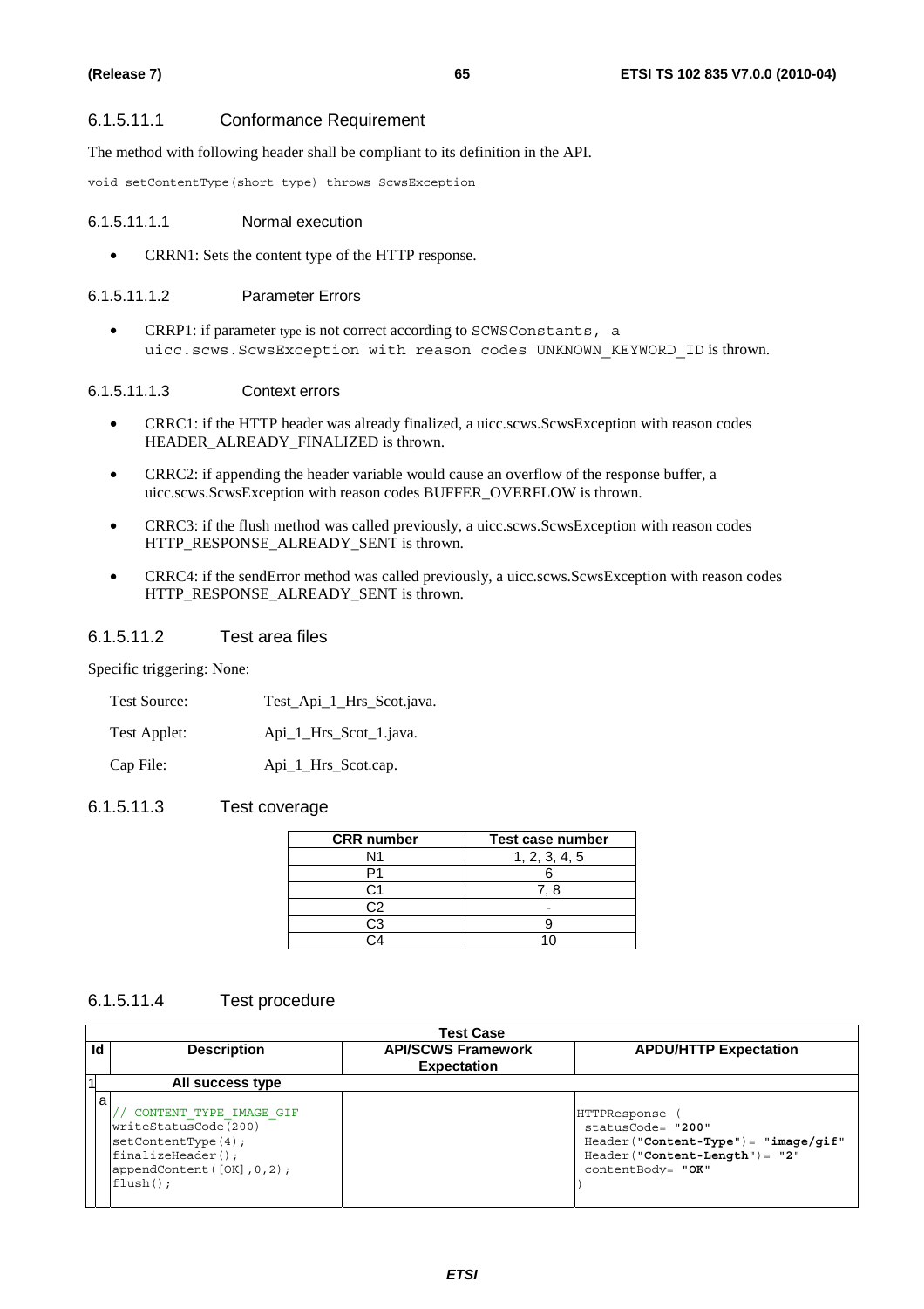#### 6.1.5.11.1 Conformance Requirement

The method with following header shall be compliant to its definition in the API.

```
void setContentType(short type) throws ScwsException
```

##### 6.1.5.11.1.1 Normal execution

- CRRN1: Sets the content type of the HTTP response.

##### 6.1.5.11.1.2 Parameter Errors

- CRRP1: if parameter type is not correct according to `SCWSConstants, a uicc.scws.ScwsException with reason codes UNKNOWN_KEYWORD_ID` is thrown.

##### 6.1.5.11.1.3 Context errors

- CRRC1: if the HTTP header was already finalized, a uicc.scws.ScwsException with reason codes HEADER_ALREADY_FINALIZED is thrown.
- CRRC2: if appending the header variable would cause an overflow of the response buffer, a uicc.scws.ScwsException with reason codes BUFFER_OVERFLOW is thrown.
- CRRC3: if the flush method was called previously, a uicc.scws.ScwsException with reason codes HTTP_RESPONSE_ALREADY_SENT is thrown.
- CRRC4: if the sendError method was called previously, a uicc.scws.ScwsException with reason codes HTTP_RESPONSE_ALREADY_SENT is thrown.

#### 6.1.5.11.2 Test area files

Specific triggering: None:

Test Source: Test_Api_1_Hrs_Scot.java.

Test Applet: Api_1_Hrs_Scot_1.java.

Cap File: Api_1_Hrs_Scot.cap.

#### 6.1.5.11.3 Test coverage

| CRR number | Test case number |
|---|---|
| N1 | 1, 2, 3, 4, 5 |
| P1 | 6 |
| C1 | 7, 8 |
| C2 | - |
| C3 | 9 |
| C4 | 10 |

#### 6.1.5.11.4 Test procedure

| Id | | Description | API/SCWS Framework Expectation | APDU/HTTP Expectation |
|---|---|---|---|---|
| 1 | | All success type | | |
| | a | // CONTENT_TYPE_IMAGE_GIF<br>writeStatusCode(200)<br>setContentType(4);<br>finalizeHeader();<br>appendContent([OK],0,2);<br>flush(); | | HTTPResponse (<br>statusCode= "**200**"<br>Header("**Content-Type**")= "**image/gif**"<br>Header("**Content-Length**")= "**2**"<br>contentBody= "**OK**"<br>) |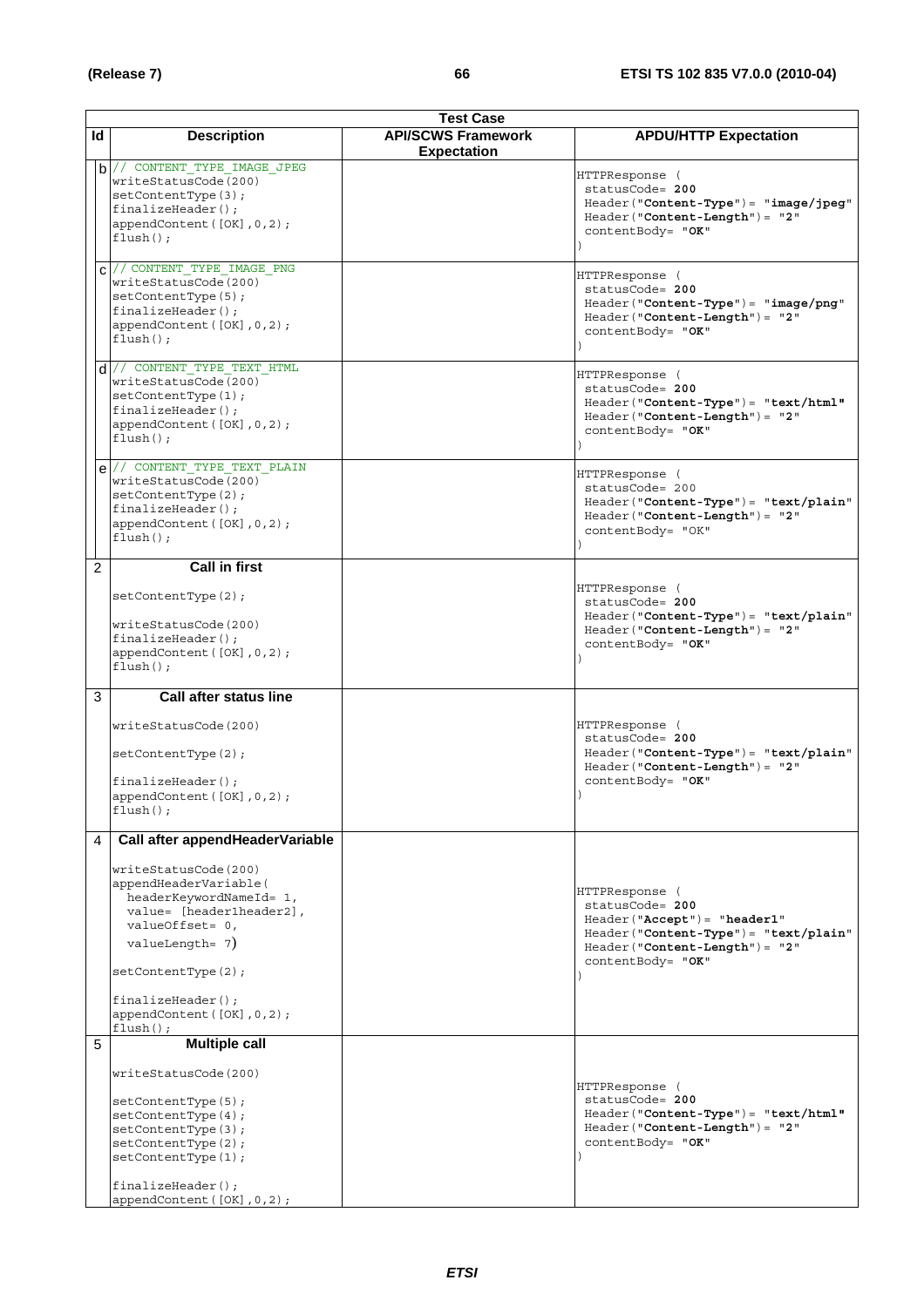| Test Case | | | |
|---|---|---|---|
| **Id** | **Description** | **API/SCWS Framework Expectation** | **APDU/HTTP Expectation** |
| b | // CONTENT_TYPE_IMAGE_JPEG<br>writeStatusCode(200)<br>setContentType(3);<br>finalizeHeader();<br>appendContent([OK],0,2);<br>flush(); | | HTTPResponse (<br>statusCode= **200**<br>Header("**Content-Type**")= "**image/jpeg**"<br>Header("**Content-Length**")= "**2**"<br>contentBody= "**OK**"<br>) |
| c | // CONTENT_TYPE_IMAGE_PNG<br>writeStatusCode(200)<br>setContentType(5);<br>finalizeHeader();<br>appendContent([OK],0,2);<br>flush(); | | HTTPResponse (<br>statusCode= **200**<br>Header("**Content-Type**")= "**image/png**"<br>Header("**Content-Length**")= "**2**"<br>contentBody= "**OK**"<br>) |
| d | // CONTENT_TYPE_TEXT_HTML<br>writeStatusCode(200)<br>setContentType(1);<br>finalizeHeader();<br>appendContent([OK],0,2);<br>flush(); | | HTTPResponse (<br>statusCode= **200**<br>Header("**Content-Type**")= "**text/html**"<br>Header("**Content-Length**")= "**2**"<br>contentBody= "**OK**"<br>) |
| e | // CONTENT_TYPE_TEXT_PLAIN<br>writeStatusCode(200)<br>setContentType(2);<br>finalizeHeader();<br>appendContent([OK],0,2);<br>flush(); | | HTTPResponse (<br>statusCode= 200<br>Header("**Content-Type**")= "**text/plain**"<br>Header("**Content-Length**")= "**2**"<br>contentBody= "OK"<br>) |
| 2 | **Call in first**<br>setContentType(2);<br>writeStatusCode(200)<br>finalizeHeader();<br>appendContent([OK],0,2);<br>flush(); | | HTTPResponse (<br>statusCode= **200**<br>Header("**Content-Type**")= "**text/plain**"<br>Header("**Content-Length**")= "**2**"<br>contentBody= "**OK**"<br>) |
| 3 | **Call after status line**<br>writeStatusCode(200)<br>setContentType(2);<br>finalizeHeader();<br>appendContent([OK],0,2);<br>flush(); | | HTTPResponse (<br>statusCode= **200**<br>Header("**Content-Type**")= "**text/plain**"<br>Header("**Content-Length**")= "**2**"<br>contentBody= "**OK**"<br>) |
| 4 | **Call after appendHeaderVariable**<br>writeStatusCode(200)<br>appendHeaderVariable(<br>headerKeywordNameId= 1,<br>value= [header1header2],<br>valueOffset= 0,<br>valueLength= 7)<br>setContentType(2);<br>finalizeHeader();<br>appendContent([OK],0,2);<br>flush(); | | HTTPResponse (<br>statusCode= **200**<br>Header("**Accept**")= "**header1**"<br>Header("**Content-Type**")= "**text/plain**"<br>Header("**Content-Length**")= "**2**"<br>contentBody= "**OK**"<br>) |
| 5 | **Multiple call**<br>writeStatusCode(200)<br>setContentType(5);<br>setContentType(4);<br>setContentType(3);<br>setContentType(2);<br>setContentType(1);<br>finalizeHeader();<br>appendContent([OK],0,2); | | HTTPResponse (<br>statusCode= **200**<br>Header("**Content-Type**")= "**text/html**"<br>Header("**Content-Length**")= "**2**"<br>contentBody= "**OK**"<br>) |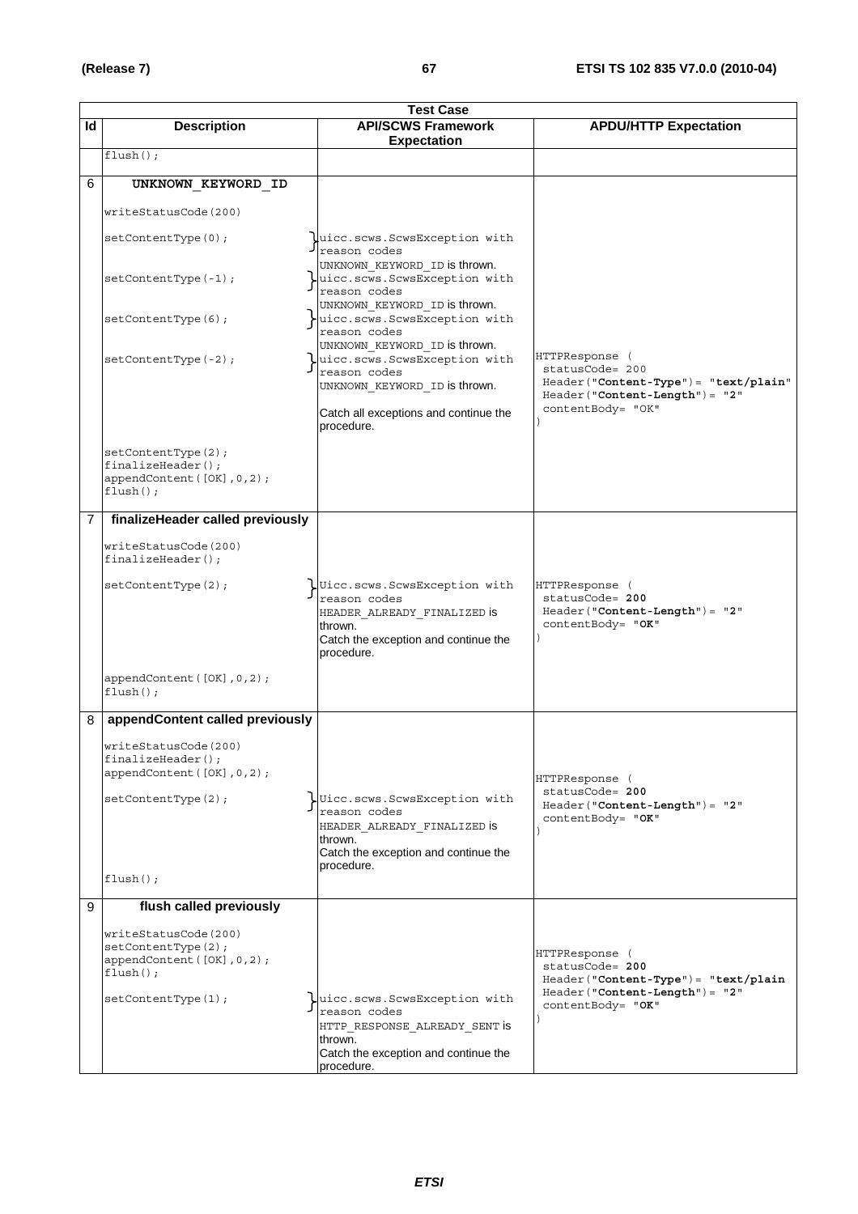| Test Case | | | |
|---|---|---|---|
| **Id** | **Description** | **API/SCWS Framework Expectation** | **APDU/HTTP Expectation** |
| | flush(); | | |
| 6 | **UNKNOWN_KEYWORD_ID**<br><br>writeStatusCode(200)<br><br>setContentType(0);<br><br>setContentType(-1);<br><br>setContentType(6);<br><br>setContentType(-2);<br><br>setContentType(2);<br>finalizeHeader();<br>appendContent([OK],0,2);<br>flush(); | uicc.scws.ScwsException with reason codes UNKNOWN_KEYWORD_ID is thrown.<br>uicc.scws.ScwsException with reason codes UNKNOWN_KEYWORD_ID is thrown.<br>uicc.scws.ScwsException with reason codes UNKNOWN_KEYWORD_ID is thrown.<br>uicc.scws.ScwsException with reason codes UNKNOWN_KEYWORD_ID is thrown.<br><br>Catch all exceptions and continue the procedure. | HTTPResponse (<br>statusCode= 200<br>Header("**Content-Type**")= "**text/plain**"<br>Header("**Content-Length**")= "2"<br>contentBody= "OK"<br>) |
| 7 | **finalizeHeader called previously**<br><br>writeStatusCode(200)<br>finalizeHeader();<br><br>setContentType(2);<br><br>appendContent([OK],0,2);<br>flush(); | Uicc.scws.ScwsException with reason codes HEADER_ALREADY_FINALIZED is thrown.<br>Catch the exception and continue the procedure. | HTTPResponse (<br>statusCode= **200**<br>Header("**Content-Length**")= "2"<br>contentBody= "**OK**"<br>) |
| 8 | **appendContent called previously**<br><br>writeStatusCode(200)<br>finalizeHeader();<br>appendContent([OK],0,2);<br><br>setContentType(2);<br><br>flush(); | Uicc.scws.ScwsException with reason codes HEADER_ALREADY_FINALIZED is thrown.<br>Catch the exception and continue the procedure. | HTTPResponse (<br>statusCode= **200**<br>Header("**Content-Length**")= "2"<br>contentBody= "**OK**"<br>) |
| 9 | **flush called previously**<br><br>writeStatusCode(200)<br>setContentType(2);<br>appendContent([OK],0,2);<br>flush();<br><br>setContentType(1); | uicc.scws.ScwsException with reason codes HTTP_RESPONSE_ALREADY_SENT is thrown.<br>Catch the exception and continue the procedure. | HTTPResponse (<br>statusCode= **200**<br>Header("**Content-Type**")= "**text/plain**<br>Header("**Content-Length**")= "2"<br>contentBody= "**OK**"<br>) |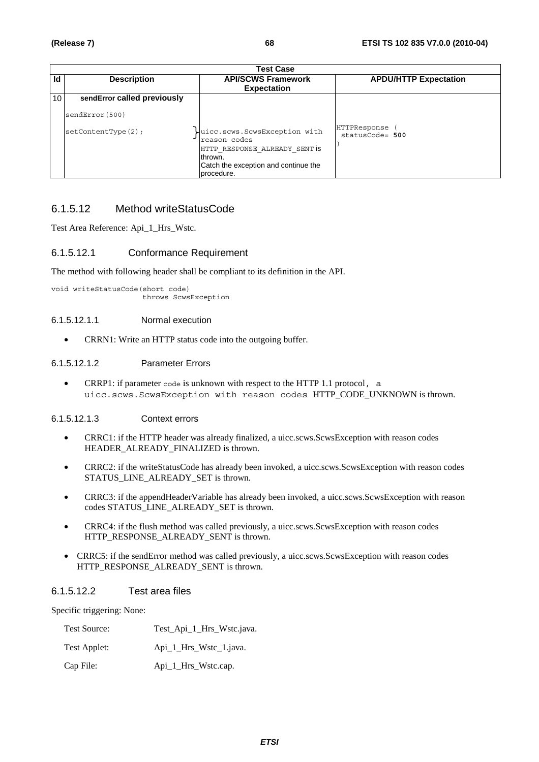| Test Case | | | |
|---|---|---|---|
| **Id** | **Description** | **API/SCWS Framework Expectation** | **APDU/HTTP Expectation** |
| 10 | **sendError called previously**<br><br>`sendError(500)`<br><br>`setContentType(2);` | `uicc.scws.ScwsException with reason codes HTTP_RESPONSE_ALREADY_SENT` is thrown.<br>Catch the exception and continue the procedure. | `HTTPResponse ( statusCode= 500 )` |

### 6.1.5.12 Method writeStatusCode

Test Area Reference: Api_1_Hrs_Wstc.

#### 6.1.5.12.1 Conformance Requirement

The method with following header shall be compliant to its definition in the API.

```
void writeStatusCode(short code)
                    throws ScwsException
```

##### 6.1.5.12.1.1 Normal execution

- CRRN1: Write an HTTP status code into the outgoing buffer.

##### 6.1.5.12.1.2 Parameter Errors

- CRRP1: if parameter `code` is unknown with respect to the HTTP 1.1 protocol, a `uicc.scws.ScwsException with reason codes` HTTP_CODE_UNKNOWN is thrown.

##### 6.1.5.12.1.3 Context errors

- CRRC1: if the HTTP header was already finalized, a uicc.scws.ScwsException with reason codes HEADER_ALREADY_FINALIZED is thrown.
- CRRC2: if the writeStatusCode has already been invoked, a uicc.scws.ScwsException with reason codes STATUS_LINE_ALREADY_SET is thrown.
- CRRC3: if the appendHeaderVariable has already been invoked, a uicc.scws.ScwsException with reason codes STATUS_LINE_ALREADY_SET is thrown.
- CRRC4: if the flush method was called previously, a uicc.scws.ScwsException with reason codes HTTP_RESPONSE_ALREADY_SENT is thrown.
- CRRC5: if the sendError method was called previously, a uicc.scws.ScwsException with reason codes HTTP_RESPONSE_ALREADY_SENT is thrown.

#### 6.1.5.12.2 Test area files

Specific triggering: None:

Test Source: Test_Api_1_Hrs_Wstc.java.

Test Applet: Api_1_Hrs_Wstc_1.java.

Cap File: Api_1_Hrs_Wstc.cap.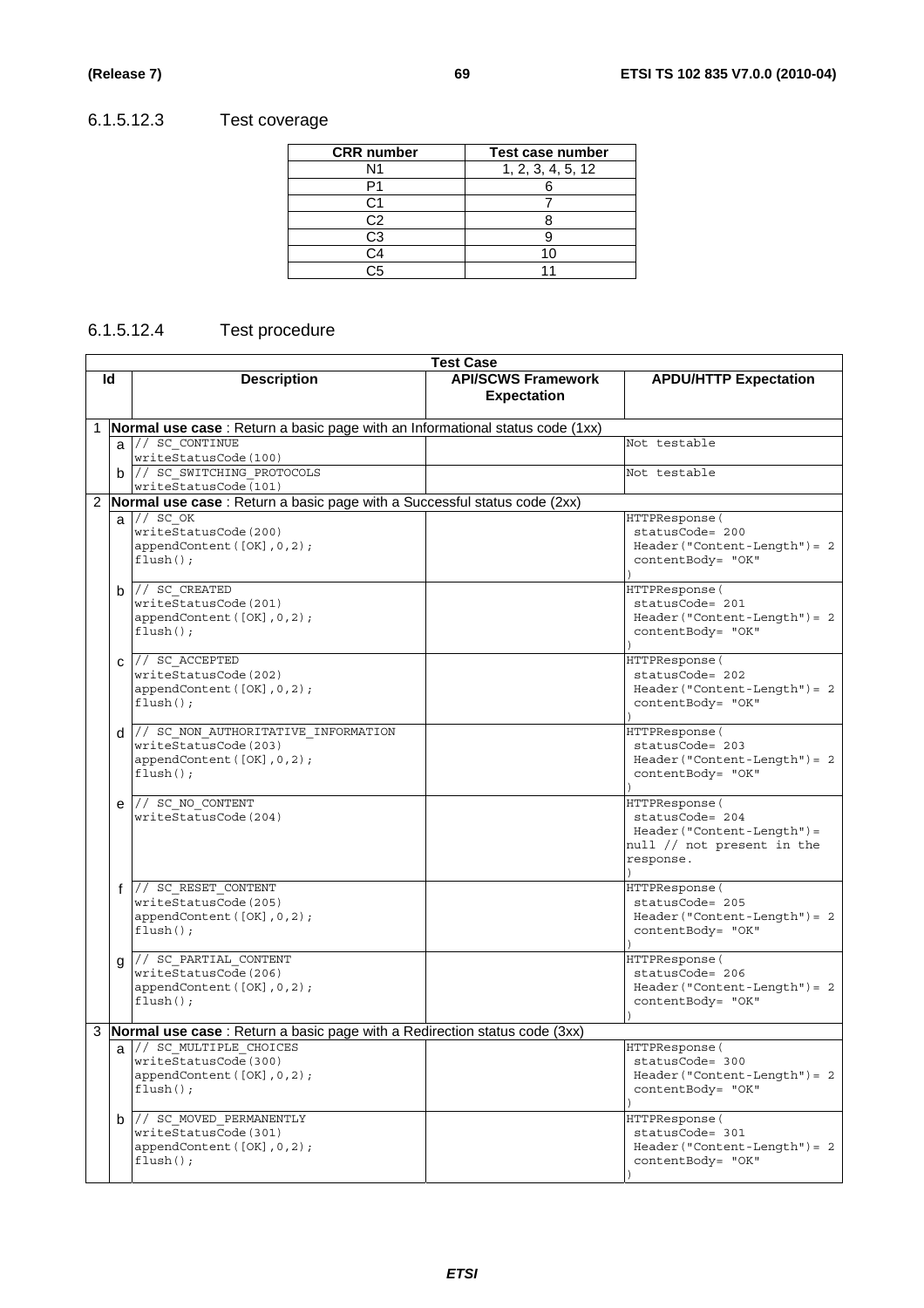### 6.1.5.12.3 Test coverage

| CRR number | Test case number |
|---|---|
| N1 | 1, 2, 3, 4, 5, 12 |
| P1 | 6 |
| C1 | 7 |
| C2 | 8 |
| C3 | 9 |
| C4 | 10 |
| C5 | 11 |

### 6.1.5.12.4 Test procedure

| Test Case | | | | |
|---|---|---|---|---|
| **Id** | | **Description** | **API/SCWS Framework Expectation** | **APDU/HTTP Expectation** |
| 1 | | **Normal use case** : Return a basic page with an Informational status code (1xx) | | |
| | a | // SC_CONTINUE<br>writeStatusCode(100) | | Not testable |
| | b | // SC_SWITCHING_PROTOCOLS<br>writeStatusCode(101) | | Not testable |
| 2 | | **Normal use case** : Return a basic page with a Successful status code (2xx) | | |
| | a | // SC_OK<br>writeStatusCode(200)<br>appendContent([OK],0,2);<br>flush(); | | HTTPResponse(<br>statusCode= 200<br>Header("Content-Length")= 2<br>contentBody= "OK"<br>) |
| | b | // SC_CREATED<br>writeStatusCode(201)<br>appendContent([OK],0,2);<br>flush(); | | HTTPResponse(<br>statusCode= 201<br>Header("Content-Length")= 2<br>contentBody= "OK"<br>) |
| | c | // SC_ACCEPTED<br>writeStatusCode(202)<br>appendContent([OK],0,2);<br>flush(); | | HTTPResponse(<br>statusCode= 202<br>Header("Content-Length")= 2<br>contentBody= "OK"<br>) |
| | d | // SC_NON_AUTHORITATIVE_INFORMATION<br>writeStatusCode(203)<br>appendContent([OK],0,2);<br>flush(); | | HTTPResponse(<br>statusCode= 203<br>Header("Content-Length")= 2<br>contentBody= "OK"<br>) |
| | e | // SC_NO_CONTENT<br>writeStatusCode(204) | | HTTPResponse(<br>statusCode= 204<br>Header("Content-Length")= null // not present in the response.<br>) |
| | f | // SC_RESET_CONTENT<br>writeStatusCode(205)<br>appendContent([OK],0,2);<br>flush(); | | HTTPResponse(<br>statusCode= 205<br>Header("Content-Length")= 2<br>contentBody= "OK"<br>) |
| | g | // SC_PARTIAL_CONTENT<br>writeStatusCode(206)<br>appendContent([OK],0,2);<br>flush(); | | HTTPResponse(<br>statusCode= 206<br>Header("Content-Length")= 2<br>contentBody= "OK"<br>) |
| 3 | | **Normal use case** : Return a basic page with a Redirection status code (3xx) | | |
| | a | // SC_MULTIPLE_CHOICES<br>writeStatusCode(300)<br>appendContent([OK],0,2);<br>flush(); | | HTTPResponse(<br>statusCode= 300<br>Header("Content-Length")= 2<br>contentBody= "OK"<br>) |
| | b | // SC_MOVED_PERMANENTLY<br>writeStatusCode(301)<br>appendContent([OK],0,2);<br>flush(); | | HTTPResponse(<br>statusCode= 301<br>Header("Content-Length")= 2<br>contentBody= "OK"<br>) |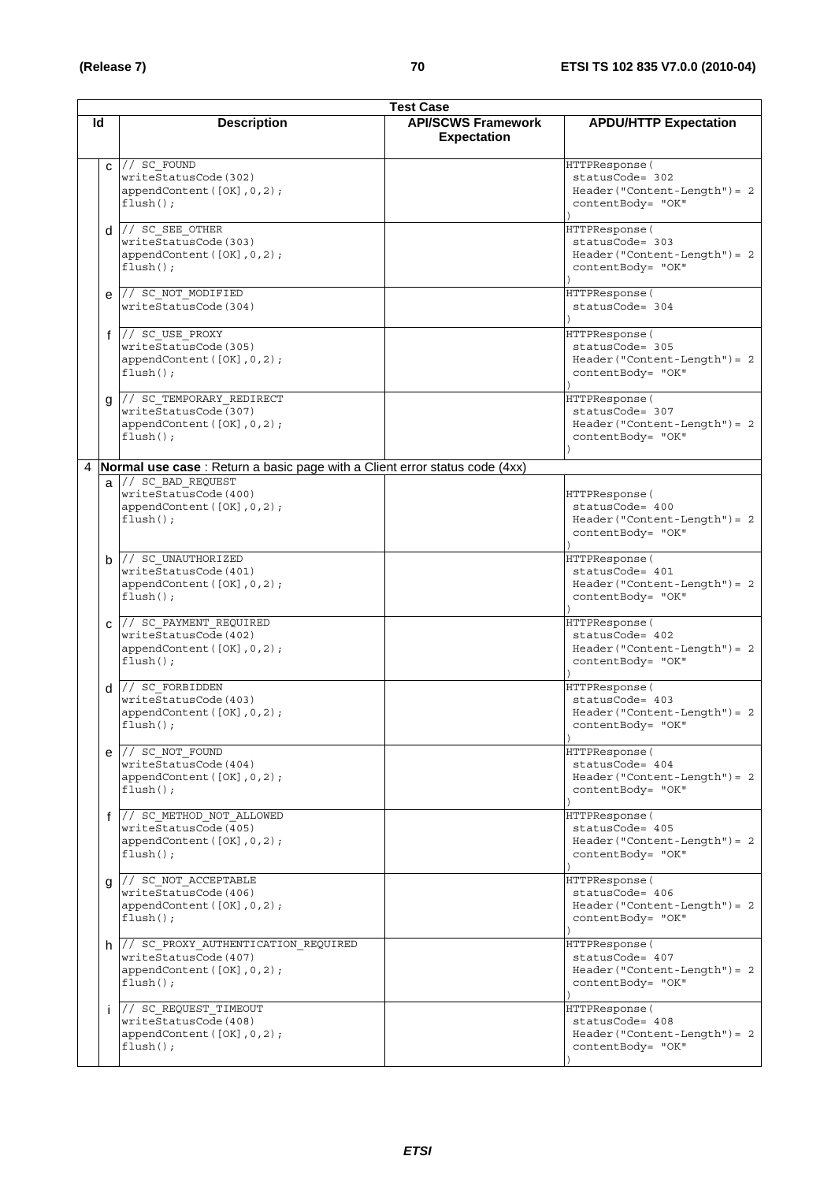| Id | | Description | API/SCWS Framework Expectation | APDU/HTTP Expectation |
|---|---|---|---|---|
| | c | // SC_FOUND<br>writeStatusCode(302)<br>appendContent([OK],0,2);<br>flush(); | | HTTPResponse(<br>statusCode= 302<br>Header("Content-Length")= 2<br>contentBody= "OK"<br>) |
| | d | // SC_SEE_OTHER<br>writeStatusCode(303)<br>appendContent([OK],0,2);<br>flush(); | | HTTPResponse(<br>statusCode= 303<br>Header("Content-Length")= 2<br>contentBody= "OK"<br>) |
| | e | // SC_NOT_MODIFIED<br>writeStatusCode(304) | | HTTPResponse(<br>statusCode= 304<br>) |
| | f | // SC_USE_PROXY<br>writeStatusCode(305)<br>appendContent([OK],0,2);<br>flush(); | | HTTPResponse(<br>statusCode= 305<br>Header("Content-Length")= 2<br>contentBody= "OK"<br>) |
| | g | // SC_TEMPORARY_REDIRECT<br>writeStatusCode(307)<br>appendContent([OK],0,2);<br>flush(); | | HTTPResponse(<br>statusCode= 307<br>Header("Content-Length")= 2<br>contentBody= "OK"<br>) |
| 4 | | **Normal use case** : Return a basic page with a Client error status code (4xx) | | |
| | a | // SC_BAD_REQUEST<br>writeStatusCode(400)<br>appendContent([OK],0,2);<br>flush(); | | HTTPResponse(<br>statusCode= 400<br>Header("Content-Length")= 2<br>contentBody= "OK"<br>) |
| | b | // SC_UNAUTHORIZED<br>writeStatusCode(401)<br>appendContent([OK],0,2);<br>flush(); | | HTTPResponse(<br>statusCode= 401<br>Header("Content-Length")= 2<br>contentBody= "OK"<br>) |
| | c | // SC_PAYMENT_REQUIRED<br>writeStatusCode(402)<br>appendContent([OK],0,2);<br>flush(); | | HTTPResponse(<br>statusCode= 402<br>Header("Content-Length")= 2<br>contentBody= "OK"<br>) |
| | d | // SC_FORBIDDEN<br>writeStatusCode(403)<br>appendContent([OK],0,2);<br>flush(); | | HTTPResponse(<br>statusCode= 403<br>Header("Content-Length")= 2<br>contentBody= "OK"<br>) |
| | e | // SC_NOT_FOUND<br>writeStatusCode(404)<br>appendContent([OK],0,2);<br>flush(); | | HTTPResponse(<br>statusCode= 404<br>Header("Content-Length")= 2<br>contentBody= "OK"<br>) |
| | f | // SC_METHOD_NOT_ALLOWED<br>writeStatusCode(405)<br>appendContent([OK],0,2);<br>flush(); | | HTTPResponse(<br>statusCode= 405<br>Header("Content-Length")= 2<br>contentBody= "OK"<br>) |
| | g | // SC_NOT_ACCEPTABLE<br>writeStatusCode(406)<br>appendContent([OK],0,2);<br>flush(); | | HTTPResponse(<br>statusCode= 406<br>Header("Content-Length")= 2<br>contentBody= "OK"<br>) |
| | h | // SC_PROXY_AUTHENTICATION_REQUIRED<br>writeStatusCode(407)<br>appendContent([OK],0,2);<br>flush(); | | HTTPResponse(<br>statusCode= 407<br>Header("Content-Length")= 2<br>contentBody= "OK"<br>) |
| | i | // SC_REQUEST_TIMEOUT<br>writeStatusCode(408)<br>appendContent([OK],0,2);<br>flush(); | | HTTPResponse(<br>statusCode= 408<br>Header("Content-Length")= 2<br>contentBody= "OK"<br>) |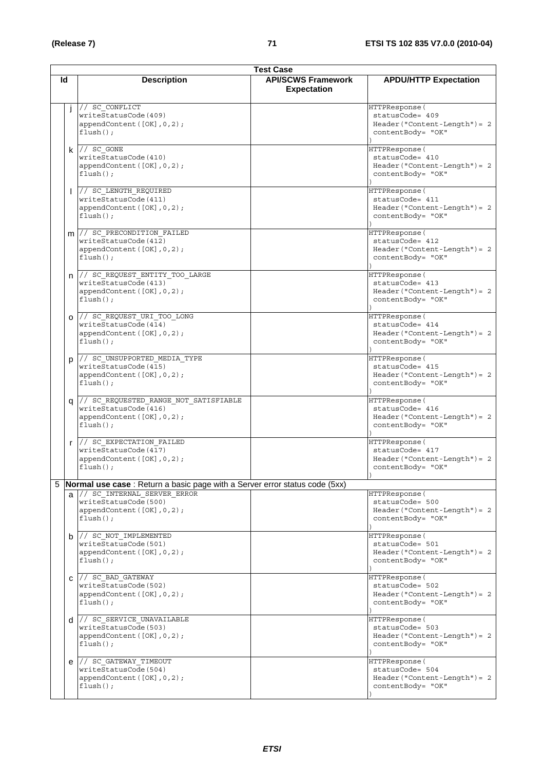| Test Case | | | | |
|---|---|---|---|---|
| **Id** | | **Description** | **API/SCWS Framework Expectation** | **APDU/HTTP Expectation** |
| | j | // SC_CONFLICT<br>writeStatusCode(409)<br>appendContent([OK],0,2);<br>flush(); | | HTTPResponse(<br>statusCode= 409<br>Header("Content-Length")= 2<br>contentBody= "OK"<br>) |
| | k | // SC_GONE<br>writeStatusCode(410)<br>appendContent([OK],0,2);<br>flush(); | | HTTPResponse(<br>statusCode= 410<br>Header("Content-Length")= 2<br>contentBody= "OK"<br>) |
| | l | // SC_LENGTH_REQUIRED<br>writeStatusCode(411)<br>appendContent([OK],0,2);<br>flush(); | | HTTPResponse(<br>statusCode= 411<br>Header("Content-Length")= 2<br>contentBody= "OK"<br>) |
| | m | // SC_PRECONDITION_FAILED<br>writeStatusCode(412)<br>appendContent([OK],0,2);<br>flush(); | | HTTPResponse(<br>statusCode= 412<br>Header("Content-Length")= 2<br>contentBody= "OK"<br>) |
| | n | // SC_REQUEST_ENTITY_TOO_LARGE<br>writeStatusCode(413)<br>appendContent([OK],0,2);<br>flush(); | | HTTPResponse(<br>statusCode= 413<br>Header("Content-Length")= 2<br>contentBody= "OK"<br>) |
| | o | // SC_REQUEST_URI_TOO_LONG<br>writeStatusCode(414)<br>appendContent([OK],0,2);<br>flush(); | | HTTPResponse(<br>statusCode= 414<br>Header("Content-Length")= 2<br>contentBody= "OK"<br>) |
| | p | // SC_UNSUPPORTED_MEDIA_TYPE<br>writeStatusCode(415)<br>appendContent([OK],0,2);<br>flush(); | | HTTPResponse(<br>statusCode= 415<br>Header("Content-Length")= 2<br>contentBody= "OK"<br>) |
| | q | // SC_REQUESTED_RANGE_NOT_SATISFIABLE<br>writeStatusCode(416)<br>appendContent([OK],0,2);<br>flush(); | | HTTPResponse(<br>statusCode= 416<br>Header("Content-Length")= 2<br>contentBody= "OK"<br>) |
| | r | // SC_EXPECTATION_FAILED<br>writeStatusCode(417)<br>appendContent([OK],0,2);<br>flush(); | | HTTPResponse(<br>statusCode= 417<br>Header("Content-Length")= 2<br>contentBody= "OK"<br>) |
| 5 | | **Normal use case** : Return a basic page with a Server error status code (5xx) | | |
| | a | // SC_INTERNAL_SERVER_ERROR<br>writeStatusCode(500)<br>appendContent([OK],0,2);<br>flush(); | | HTTPResponse(<br>statusCode= 500<br>Header("Content-Length")= 2<br>contentBody= "OK"<br>) |
| | b | // SC_NOT_IMPLEMENTED<br>writeStatusCode(501)<br>appendContent([OK],0,2);<br>flush(); | | HTTPResponse(<br>statusCode= 501<br>Header("Content-Length")= 2<br>contentBody= "OK"<br>) |
| | c | // SC_BAD_GATEWAY<br>writeStatusCode(502)<br>appendContent([OK],0,2);<br>flush(); | | HTTPResponse(<br>statusCode= 502<br>Header("Content-Length")= 2<br>contentBody= "OK"<br>) |
| | d | // SC_SERVICE_UNAVAILABLE<br>writeStatusCode(503)<br>appendContent([OK],0,2);<br>flush(); | | HTTPResponse(<br>statusCode= 503<br>Header("Content-Length")= 2<br>contentBody= "OK"<br>) |
| | e | // SC_GATEWAY_TIMEOUT<br>writeStatusCode(504)<br>appendContent([OK],0,2);<br>flush(); | | HTTPResponse(<br>statusCode= 504<br>Header("Content-Length")= 2<br>contentBody= "OK"<br>) |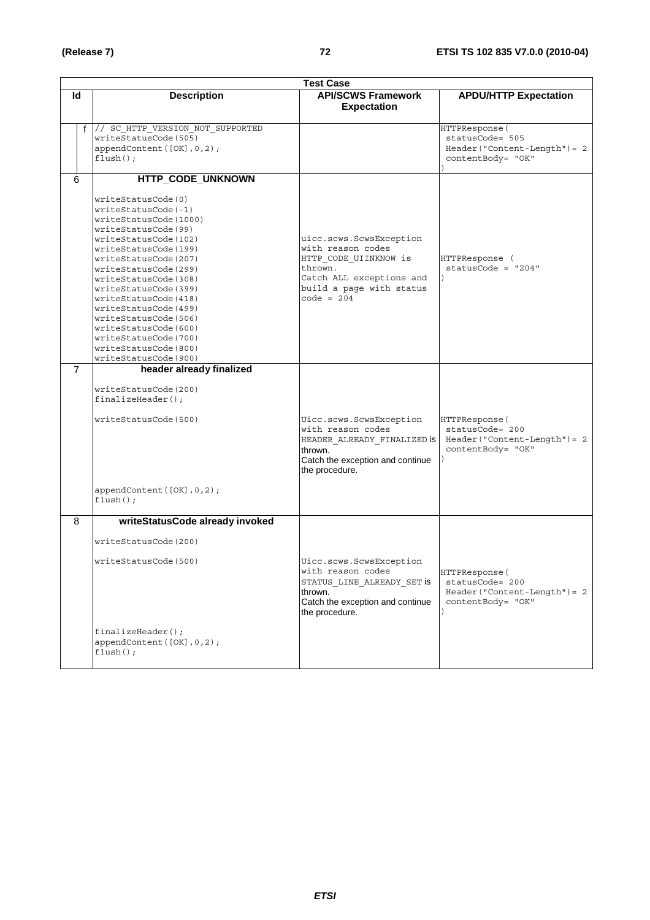| Test Case | | | |
|---|---|---|---|
| **Id** | **Description** | **API/SCWS Framework Expectation** | **APDU/HTTP Expectation** |
| f | // SC_HTTP_VERSION_NOT_SUPPORTED<br>writeStatusCode(505)<br>appendContent([OK],0,2);<br>flush(); | | HTTPResponse(<br>statusCode= 505<br>Header("Content-Length")= 2<br>contentBody= "OK"<br>) |
| 6 | **HTTP_CODE_UNKNOWN**<br><br>writeStatusCode(0)<br>writeStatusCode(-1)<br>writeStatusCode(1000)<br>writeStatusCode(99)<br>writeStatusCode(102)<br>writeStatusCode(199)<br>writeStatusCode(207)<br>writeStatusCode(299)<br>writeStatusCode(308)<br>writeStatusCode(399)<br>writeStatusCode(418)<br>writeStatusCode(499)<br>writeStatusCode(506)<br>writeStatusCode(600)<br>writeStatusCode(700)<br>writeStatusCode(800)<br>writeStatusCode(900) | uicc.scws.ScwsException with reason codes HTTP_CODE_UIINKNOW is thrown.<br>Catch ALL exceptions and build a page with status code = 204 | HTTPResponse (<br>statusCode = "204"<br>) |
| 7 | **header already finalized**<br><br>writeStatusCode(200)<br>finalizeHeader();<br><br>writeStatusCode(500)<br><br>appendContent([OK],0,2);<br>flush(); | Uicc.scws.ScwsException with reason codes HEADER_ALREADY_FINALIZED is thrown.<br>Catch the exception and continue the procedure. | HTTPResponse(<br>statusCode= 200<br>Header("Content-Length")= 2<br>contentBody= "OK"<br>) |
| 8 | **writeStatusCode already invoked**<br><br>writeStatusCode(200)<br><br>writeStatusCode(500)<br><br>finalizeHeader();<br>appendContent([OK],0,2);<br>flush(); | Uicc.scws.ScwsException with reason codes STATUS_LINE_ALREADY_SET is thrown.<br>Catch the exception and continue the procedure. | HTTPResponse(<br>statusCode= 200<br>Header("Content-Length")= 2<br>contentBody= "OK"<br>) |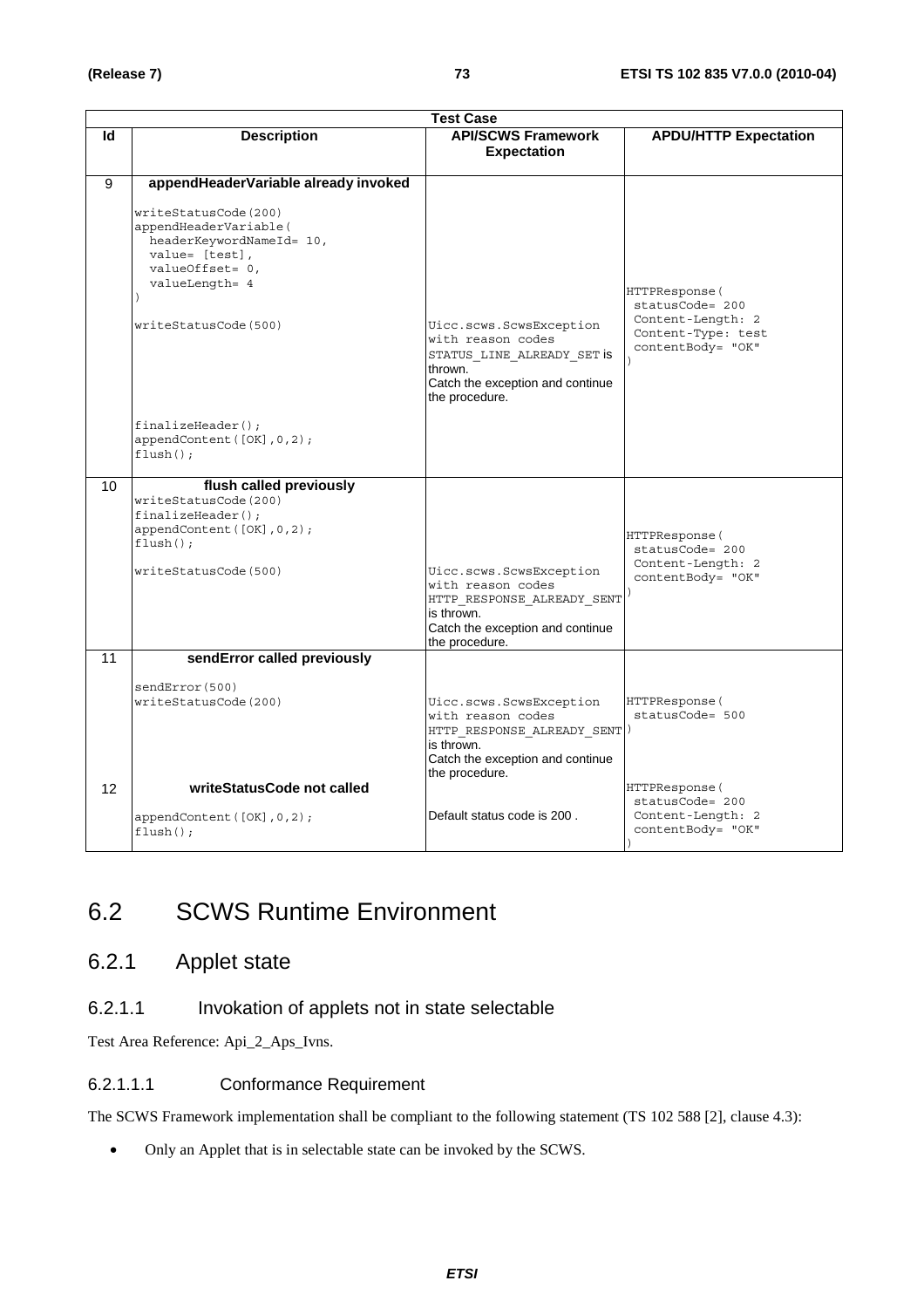| Test Case | | | |
|---|---|---|---|
| **Id** | **Description** | **API/SCWS Framework Expectation** | **APDU/HTTP Expectation** |
| 9 | **appendHeaderVariable already invoked**<br><br>writeStatusCode(200)<br>appendHeaderVariable(<br>headerKeywordNameId= 10,<br>value= [test],<br>valueOffset= 0,<br>valueLength= 4<br>)<br>writeStatusCode(500)<br><br>finalizeHeader();<br>appendContent([OK],0,2);<br>flush(); | Uicc.scws.ScwsException with reason codes STATUS_LINE_ALREADY_SET is thrown.<br>Catch the exception and continue the procedure. | HTTPResponse(<br>statusCode= 200<br>Content-Length: 2<br>Content-Type: test<br>contentBody= "OK"<br>) |
| 10 | **flush called previously**<br>writeStatusCode(200)<br>finalizeHeader();<br>appendContent([OK],0,2);<br>flush();<br><br>writeStatusCode(500) | Uicc.scws.ScwsException with reason codes HTTP_RESPONSE_ALREADY_SENT is thrown.<br>Catch the exception and continue the procedure. | HTTPResponse(<br>statusCode= 200<br>Content-Length: 2<br>contentBody= "OK"<br>) |
| 11 | **sendError called previously**<br><br>sendError(500)<br>writeStatusCode(200) | Uicc.scws.ScwsException with reason codes HTTP_RESPONSE_ALREADY_SENT is thrown.<br>Catch the exception and continue the procedure. | HTTPResponse(<br>statusCode= 500<br>) |
| 12 | **writeStatusCode not called**<br><br>appendContent([OK],0,2);<br>flush(); | Default status code is 200 . | HTTPResponse(<br>statusCode= 200<br>Content-Length: 2<br>contentBody= "OK"<br>) |

# 6.2 SCWS Runtime Environment

## 6.2.1 Applet state

### 6.2.1.1 Invokation of applets not in state selectable

Test Area Reference: Api_2_Aps_Ivns.

#### 6.2.1.1.1 Conformance Requirement

The SCWS Framework implementation shall be compliant to the following statement (TS 102 588 [2], clause 4.3):

- Only an Applet that is in selectable state can be invoked by the SCWS.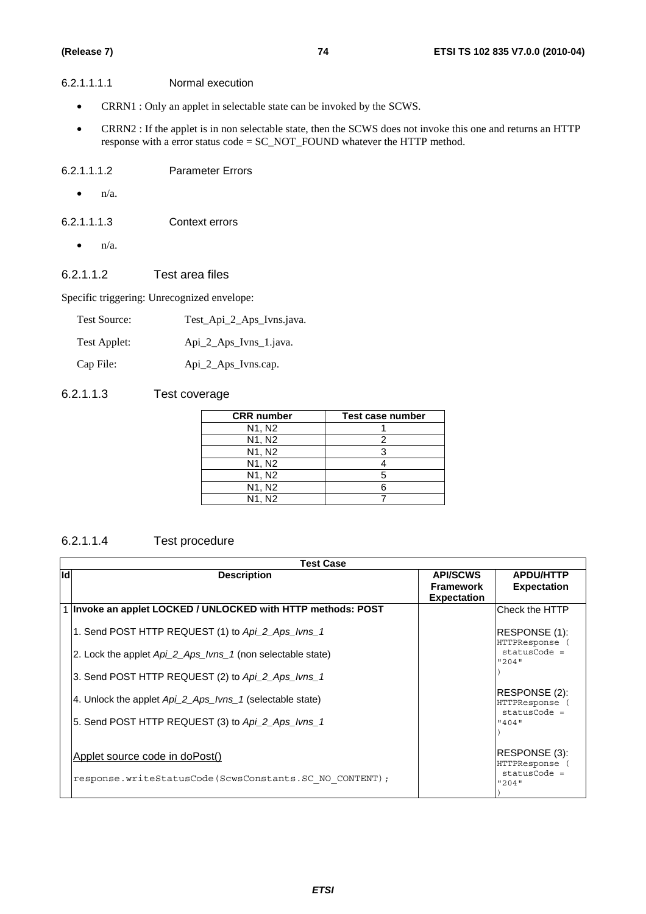###### 6.2.1.1.1.1 Normal execution

- CRRN1 : Only an applet in selectable state can be invoked by the SCWS.
- CRRN2 : If the applet is in non selectable state, then the SCWS does not invoke this one and returns an HTTP response with a error status code = SC_NOT_FOUND whatever the HTTP method.

###### 6.2.1.1.1.2 Parameter Errors

- n/a.

###### 6.2.1.1.1.3 Context errors

- n/a.

##### 6.2.1.1.2 Test area files

Specific triggering: Unrecognized envelope:

| | |
|---|---|
| Test Source: | Test_Api_2_Aps_Ivns.java. |
| Test Applet: | Api_2_Aps_Ivns_1.java. |
| Cap File: | Api_2_Aps_Ivns.cap. |

##### 6.2.1.1.3 Test coverage

| CRR number | Test case number |
|---|---|
| N1, N2 | 1 |
| N1, N2 | 2 |
| N1, N2 | 3 |
| N1, N2 | 4 |
| N1, N2 | 5 |
| N1, N2 | 6 |
| N1, N2 | 7 |

##### 6.2.1.1.4 Test procedure

| Id | Description | API/SCWS Framework Expectation | APDU/HTTP Expectation |
|---|---|---|---|
| 1 | **Invoke an applet LOCKED / UNLOCKED with HTTP methods: POST**<br><br>1. Send POST HTTP REQUEST (1) to *Api_2_Aps_Ivns_1*<br><br>2. Lock the applet *Api_2_Aps_Ivns_1* (non selectable state)<br><br>3. Send POST HTTP REQUEST (2) to *Api_2_Aps_Ivns_1*<br><br>4. Unlock the applet *Api_2_Aps_Ivns_1* (selectable state)<br><br>5. Send POST HTTP REQUEST (3) to *Api_2_Aps_Ivns_1*<br><br><u>Applet source code in doPost()</u><br><br>`response.writeStatusCode(ScwsConstants.SC_NO_CONTENT);` | | Check the HTTP<br><br>RESPONSE (1):<br>`HTTPResponse ( statusCode = "204" )`<br><br>RESPONSE (2):<br>`HTTPResponse ( statusCode = "404" )`<br><br>RESPONSE (3):<br>`HTTPResponse ( statusCode = "204" )` |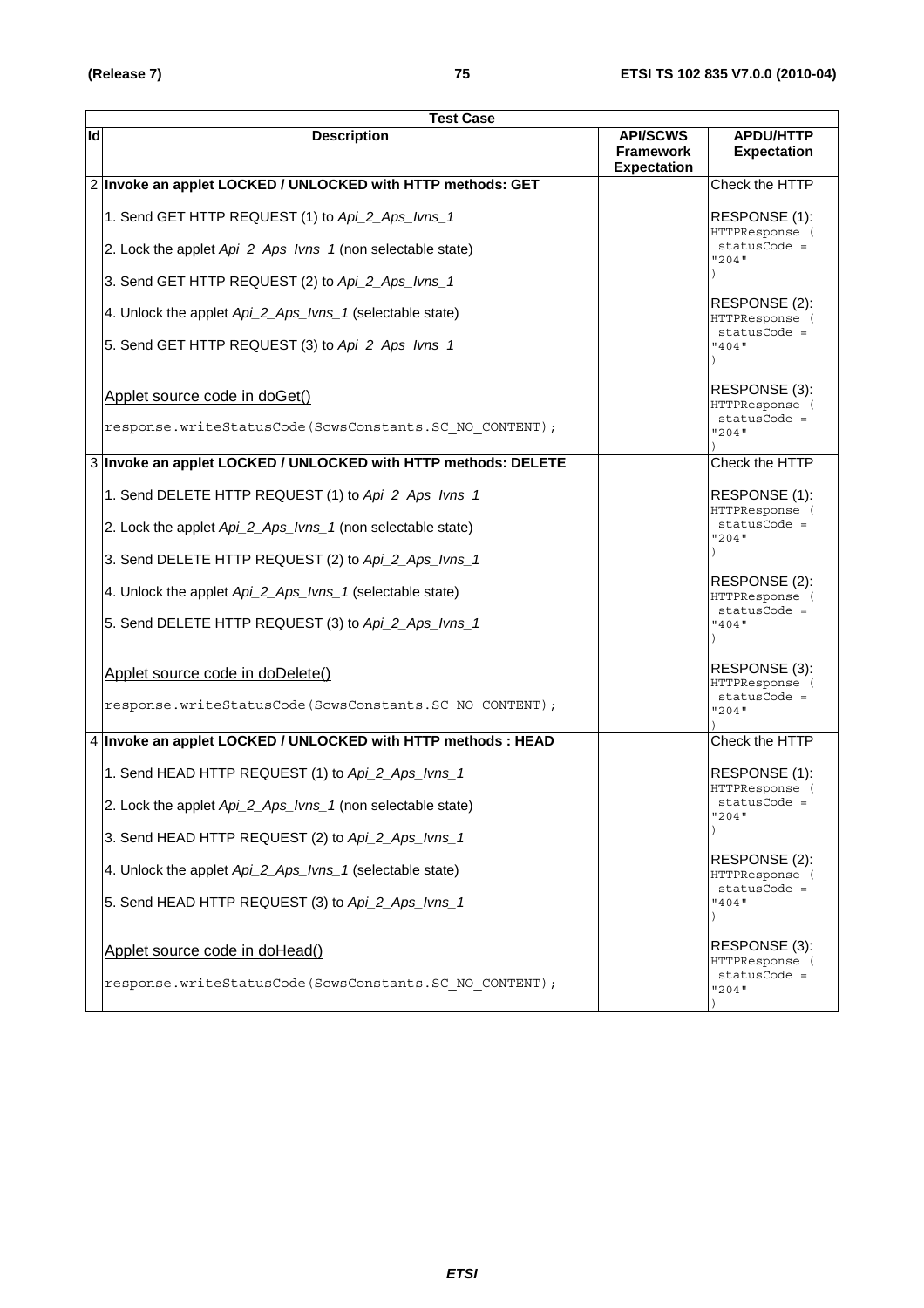| Test Case | | | |
|---|---|---|---|
| **Id** | **Description** | **API/SCWS Framework Expectation** | **APDU/HTTP Expectation** |
| 2 | **Invoke an applet LOCKED / UNLOCKED with HTTP methods: GET**<br><br>1. Send GET HTTP REQUEST (1) to *Api_2_Aps_Ivns_1*<br><br>2. Lock the applet *Api_2_Aps_Ivns_1* (non selectable state)<br><br>3. Send GET HTTP REQUEST (2) to *Api_2_Aps_Ivns_1*<br><br>4. Unlock the applet *Api_2_Aps_Ivns_1* (selectable state)<br><br>5. Send GET HTTP REQUEST (3) to *Api_2_Aps_Ivns_1*<br><br><u>Applet source code in doGet()</u><br><br>`response.writeStatusCode(ScwsConstants.SC_NO_CONTENT);` | | Check the HTTP<br><br>RESPONSE (1):<br>`HTTPResponse ( statusCode = "204" )`<br><br>RESPONSE (2):<br>`HTTPResponse ( statusCode = "404" )`<br><br>RESPONSE (3):<br>`HTTPResponse ( statusCode = "204" )` |
| 3 | **Invoke an applet LOCKED / UNLOCKED with HTTP methods: DELETE**<br><br>1. Send DELETE HTTP REQUEST (1) to *Api_2_Aps_Ivns_1*<br><br>2. Lock the applet *Api_2_Aps_Ivns_1* (non selectable state)<br><br>3. Send DELETE HTTP REQUEST (2) to *Api_2_Aps_Ivns_1*<br><br>4. Unlock the applet *Api_2_Aps_Ivns_1* (selectable state)<br><br>5. Send DELETE HTTP REQUEST (3) to *Api_2_Aps_Ivns_1*<br><br><u>Applet source code in doDelete()</u><br><br>`response.writeStatusCode(ScwsConstants.SC_NO_CONTENT);` | | Check the HTTP<br><br>RESPONSE (1):<br>`HTTPResponse ( statusCode = "204" )`<br><br>RESPONSE (2):<br>`HTTPResponse ( statusCode = "404" )`<br><br>RESPONSE (3):<br>`HTTPResponse ( statusCode = "204" )` |
| 4 | **Invoke an applet LOCKED / UNLOCKED with HTTP methods : HEAD**<br><br>1. Send HEAD HTTP REQUEST (1) to *Api_2_Aps_Ivns_1*<br><br>2. Lock the applet *Api_2_Aps_Ivns_1* (non selectable state)<br><br>3. Send HEAD HTTP REQUEST (2) to *Api_2_Aps_Ivns_1*<br><br>4. Unlock the applet *Api_2_Aps_Ivns_1* (selectable state)<br><br>5. Send HEAD HTTP REQUEST (3) to *Api_2_Aps_Ivns_1*<br><br><u>Applet source code in doHead()</u><br><br>`response.writeStatusCode(ScwsConstants.SC_NO_CONTENT);` | | Check the HTTP<br><br>RESPONSE (1):<br>`HTTPResponse ( statusCode = "204" )`<br><br>RESPONSE (2):<br>`HTTPResponse ( statusCode = "404" )`<br><br>RESPONSE (3):<br>`HTTPResponse ( statusCode = "204" )` |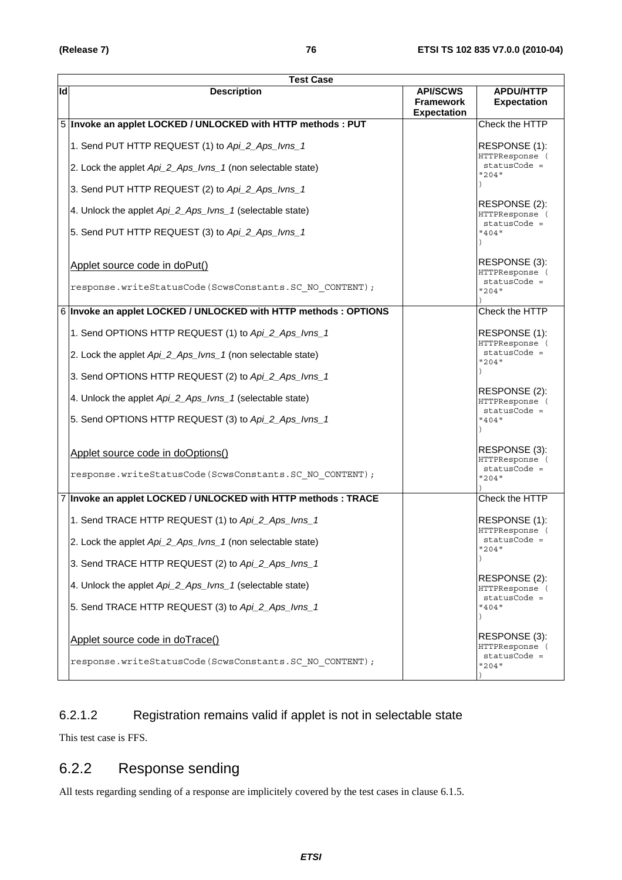| Test Case | | | |
|---|---|---|---|
| **Id** | **Description** | **API/SCWS Framework Expectation** | **APDU/HTTP Expectation** |
| 5 | **Invoke an applet LOCKED / UNLOCKED with HTTP methods : PUT**<br><br>1. Send PUT HTTP REQUEST (1) to *Api_2_Aps_Ivns_1*<br><br>2. Lock the applet *Api_2_Aps_Ivns_1* (non selectable state)<br><br>3. Send PUT HTTP REQUEST (2) to *Api_2_Aps_Ivns_1*<br><br>4. Unlock the applet *Api_2_Aps_Ivns_1* (selectable state)<br><br>5. Send PUT HTTP REQUEST (3) to *Api_2_Aps_Ivns_1*<br><br>Applet source code in doPut()<br><br>`response.writeStatusCode(ScwsConstants.SC_NO_CONTENT);` | | Check the HTTP<br><br>RESPONSE (1):<br>`HTTPResponse ( statusCode = "204" )`<br><br>RESPONSE (2):<br>`HTTPResponse ( statusCode = "404" )`<br><br>RESPONSE (3):<br>`HTTPResponse ( statusCode = "204" )` |
| 6 | **Invoke an applet LOCKED / UNLOCKED with HTTP methods : OPTIONS**<br><br>1. Send OPTIONS HTTP REQUEST (1) to *Api_2_Aps_Ivns_1*<br><br>2. Lock the applet *Api_2_Aps_Ivns_1* (non selectable state)<br><br>3. Send OPTIONS HTTP REQUEST (2) to *Api_2_Aps_Ivns_1*<br><br>4. Unlock the applet *Api_2_Aps_Ivns_1* (selectable state)<br><br>5. Send OPTIONS HTTP REQUEST (3) to *Api_2_Aps_Ivns_1*<br><br>Applet source code in doOptions()<br><br>`response.writeStatusCode(ScwsConstants.SC_NO_CONTENT);` | | Check the HTTP<br><br>RESPONSE (1):<br>`HTTPResponse ( statusCode = "204" )`<br><br>RESPONSE (2):<br>`HTTPResponse ( statusCode = "404" )`<br><br>RESPONSE (3):<br>`HTTPResponse ( statusCode = "204" )` |
| 7 | **Invoke an applet LOCKED / UNLOCKED with HTTP methods : TRACE**<br><br>1. Send TRACE HTTP REQUEST (1) to *Api_2_Aps_Ivns_1*<br><br>2. Lock the applet *Api_2_Aps_Ivns_1* (non selectable state)<br><br>3. Send TRACE HTTP REQUEST (2) to *Api_2_Aps_Ivns_1*<br><br>4. Unlock the applet *Api_2_Aps_Ivns_1* (selectable state)<br><br>5. Send TRACE HTTP REQUEST (3) to *Api_2_Aps_Ivns_1*<br><br>Applet source code in doTrace()<br><br>`response.writeStatusCode(ScwsConstants.SC_NO_CONTENT);` | | Check the HTTP<br><br>RESPONSE (1):<br>`HTTPResponse ( statusCode = "204" )`<br><br>RESPONSE (2):<br>`HTTPResponse ( statusCode = "404" )`<br><br>RESPONSE (3):<br>`HTTPResponse ( statusCode = "204" )` |

#### 6.2.1.2 Registration remains valid if applet is not in selectable state

This test case is FFS.

### 6.2.2 Response sending

All tests regarding sending of a response are implicitely covered by the test cases in clause 6.1.5.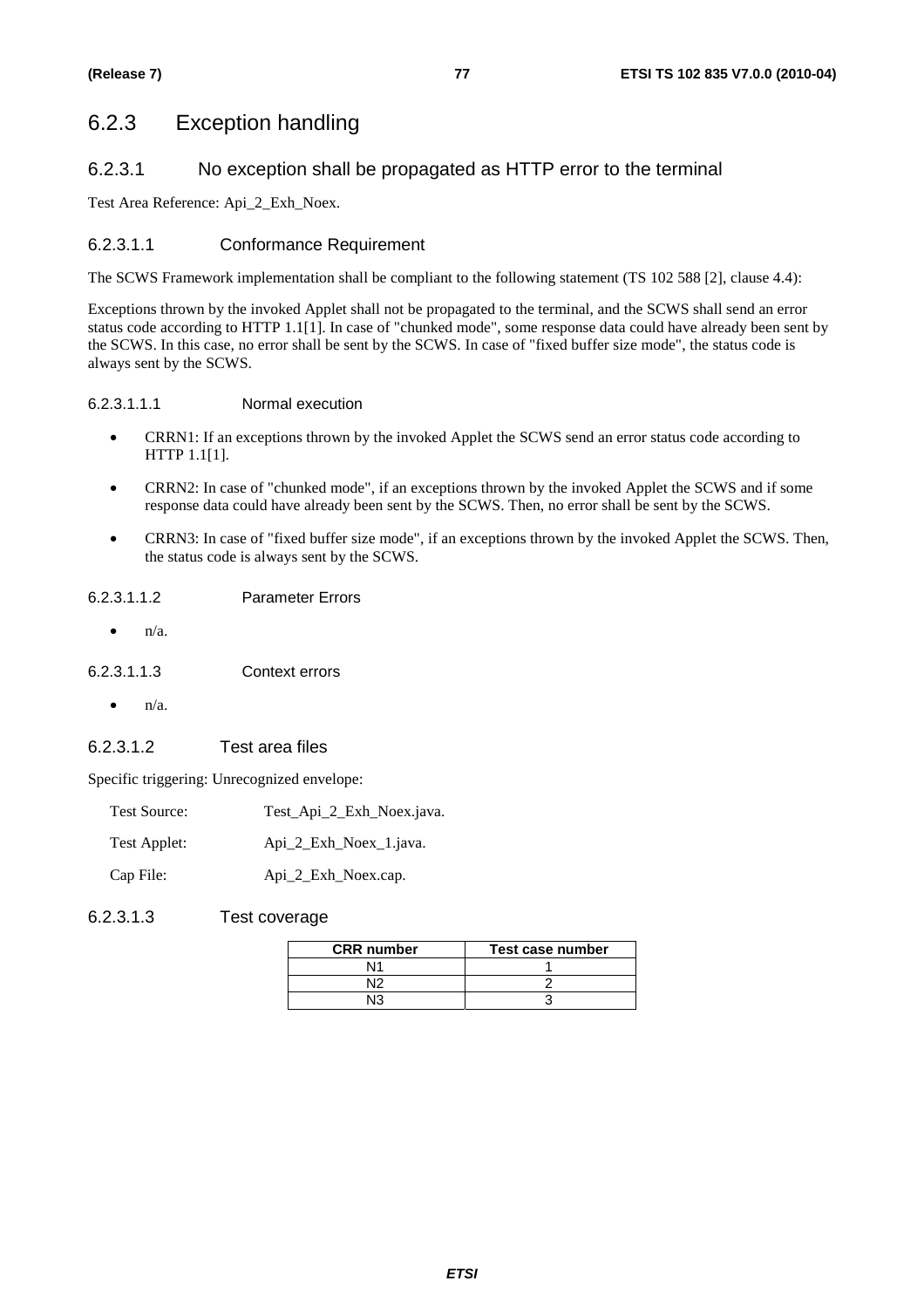## 6.2.3 Exception handling

### 6.2.3.1 No exception shall be propagated as HTTP error to the terminal

Test Area Reference: Api_2_Exh_Noex.

#### 6.2.3.1.1 Conformance Requirement

The SCWS Framework implementation shall be compliant to the following statement (TS 102 588 [2], clause 4.4):

Exceptions thrown by the invoked Applet shall not be propagated to the terminal, and the SCWS shall send an error status code according to HTTP 1.1[1]. In case of "chunked mode", some response data could have already been sent by the SCWS. In this case, no error shall be sent by the SCWS. In case of "fixed buffer size mode", the status code is always sent by the SCWS.

##### 6.2.3.1.1.1 Normal execution

- CRRN1: If an exceptions thrown by the invoked Applet the SCWS send an error status code according to HTTP 1.1[1].
- CRRN2: In case of "chunked mode", if an exceptions thrown by the invoked Applet the SCWS and if some response data could have already been sent by the SCWS. Then, no error shall be sent by the SCWS.
- CRRN3: In case of "fixed buffer size mode", if an exceptions thrown by the invoked Applet the SCWS. Then, the status code is always sent by the SCWS.

##### 6.2.3.1.1.2 Parameter Errors

- n/a.

##### 6.2.3.1.1.3 Context errors

- n/a.

#### 6.2.3.1.2 Test area files

Specific triggering: Unrecognized envelope:

Test Source: Test_Api_2_Exh_Noex.java.

Test Applet: Api_2_Exh_Noex_1.java.

Cap File: Api_2_Exh_Noex.cap.

#### 6.2.3.1.3 Test coverage

| CRR number | Test case number |
|---|---|
| N1 | 1 |
| N2 | 2 |
| N3 | 3 |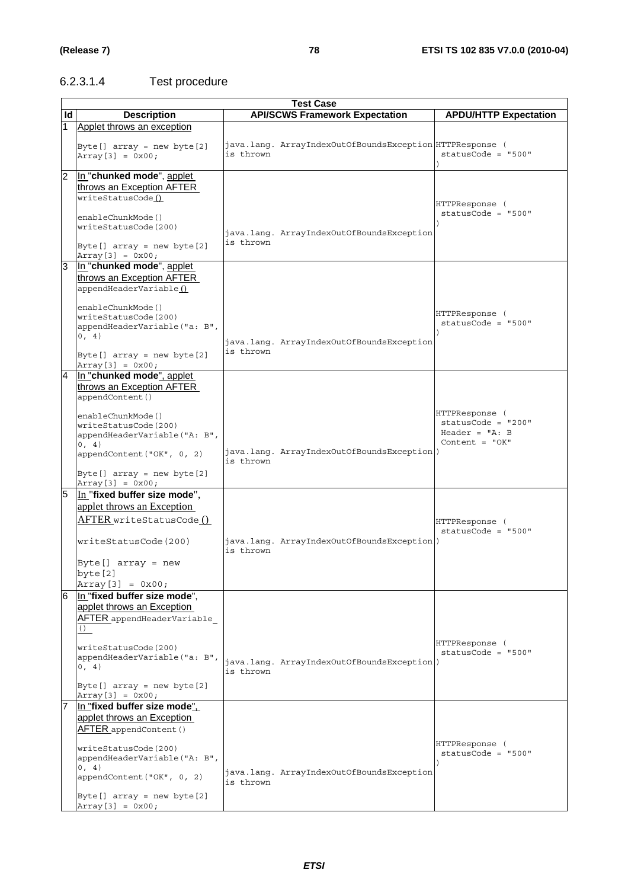#### 6.2.3.1.4 Test procedure

| Test Case | | | |
|---|---|---|---|
| **Id** | **Description** | **API/SCWS Framework Expectation** | **APDU/HTTP Expectation** |
| 1 | Applet throws an exception<br><br>`Byte[] array = new byte[2]`<br>`Array[3] = 0x00;` | java.lang. ArrayIndexOutOfBoundsException is thrown | HTTPResponse ( statusCode = "500" ) |
| 2 | In "**chunked mode**", applet throws an Exception AFTER `writeStatusCode()`<br><br>`enableChunkMode()`<br>`writeStatusCode(200)`<br><br>`Byte[] array = new byte[2]`<br>`Array[3] = 0x00;` | java.lang. ArrayIndexOutOfBoundsException is thrown | HTTPResponse ( statusCode = "500" ) |
| 3 | In "**chunked mode**", applet throws an Exception AFTER `appendHeaderVariable()`<br><br>`enableChunkMode()`<br>`writeStatusCode(200)`<br>`appendHeaderVariable("a: B", 0, 4)`<br><br>`Byte[] array = new byte[2]`<br>`Array[3] = 0x00;` | java.lang. ArrayIndexOutOfBoundsException is thrown | HTTPResponse ( statusCode = "500" ) |
| 4 | In "**chunked mode**", applet throws an Exception AFTER `appendContent()`<br><br>`enableChunkMode()`<br>`writeStatusCode(200)`<br>`appendHeaderVariable("A: B", 0, 4)`<br>`appendContent("OK", 0, 2)`<br><br>`Byte[] array = new byte[2]`<br>`Array[3] = 0x00;` | java.lang. ArrayIndexOutOfBoundsException is thrown | HTTPResponse ( statusCode = "200" Header = "A: B Content = "OK" ) |
| 5 | In "**fixed buffer size mode**", applet throws an Exception AFTER `writeStatusCode()`<br><br>`writeStatusCode(200)`<br><br>`Byte[] array = new byte[2]`<br>`Array[3] = 0x00;` | java.lang. ArrayIndexOutOfBoundsException is thrown | HTTPResponse ( statusCode = "500" ) |
| 6 | In "**fixed buffer size mode**", applet throws an Exception AFTER `appendHeaderVariable()`<br><br>`writeStatusCode(200)`<br>`appendHeaderVariable("a: B", 0, 4)`<br><br>`Byte[] array = new byte[2]`<br>`Array[3] = 0x00;` | java.lang. ArrayIndexOutOfBoundsException is thrown | HTTPResponse ( statusCode = "500" ) |
| 7 | In "**fixed buffer size mode**", applet throws an Exception AFTER `appendContent()`<br><br>`writeStatusCode(200)`<br>`appendHeaderVariable("A: B", 0, 4)`<br>`appendContent("OK", 0, 2)`<br><br>`Byte[] array = new byte[2]`<br>`Array[3] = 0x00;` | java.lang. ArrayIndexOutOfBoundsException is thrown | HTTPResponse ( statusCode = "500" ) |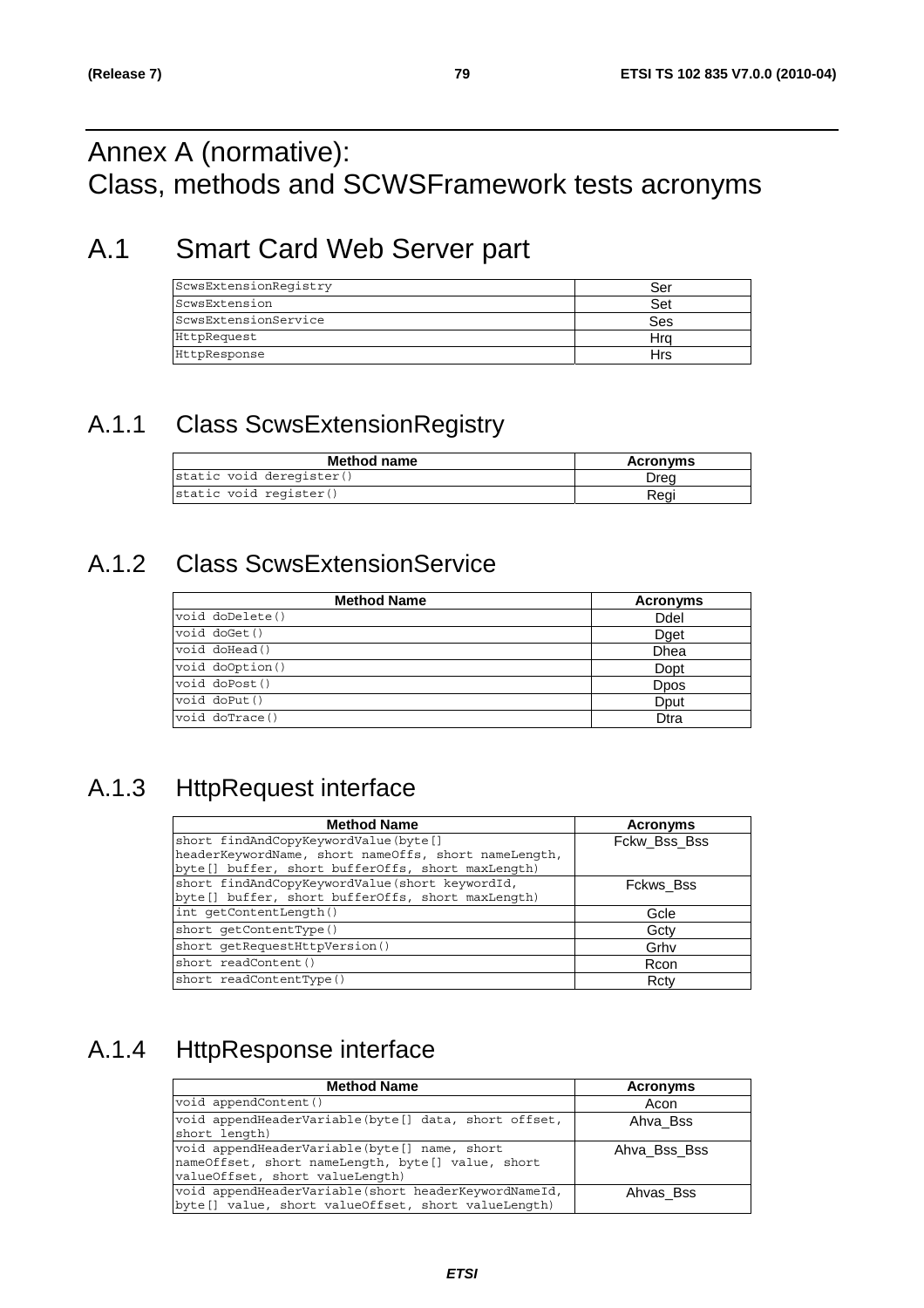# Annex A (normative):
# Class, methods and SCWSFramework tests acronyms

## A.1 Smart Card Web Server part

| | |
|---|---|
| ScwsExtensionRegistry | Ser |
| ScwsExtension | Set |
| ScwsExtensionService | Ses |
| HttpRequest | Hrq |
| HttpResponse | Hrs |

### A.1.1 Class ScwsExtensionRegistry

| Method name | Acronyms |
|---|---|
| static void deregister() | Dreg |
| static void register() | Regi |

### A.1.2 Class ScwsExtensionService

| Method Name | Acronyms |
|---|---|
| void doDelete() | Ddel |
| void doGet() | Dget |
| void doHead() | Dhea |
| void doOption() | Dopt |
| void doPost() | Dpos |
| void doPut() | Dput |
| void doTrace() | Dtra |

### A.1.3 HttpRequest interface

| Method Name | Acronyms |
|---|---|
| short findAndCopyKeywordValue(byte[] headerKeywordName, short nameOffs, short nameLength, byte[] buffer, short bufferOffs, short maxLength) | Fckw_Bss_Bss |
| short findAndCopyKeywordValue(short keywordId, byte[] buffer, short bufferOffs, short maxLength) | Fckws_Bss |
| int getContentLength() | Gcle |
| short getContentType() | Gcty |
| short getRequestHttpVersion() | Grhv |
| short readContent() | Rcon |
| short readContentType() | Rcty |

### A.1.4 HttpResponse interface

| Method Name | Acronyms |
|---|---|
| void appendContent() | Acon |
| void appendHeaderVariable(byte[] data, short offset, short length) | Ahva_Bss |
| void appendHeaderVariable(byte[] name, short nameOffset, short nameLength, byte[] value, short valueOffset, short valueLength) | Ahva_Bss_Bss |
| void appendHeaderVariable(short headerKeywordNameId, byte[] value, short valueOffset, short valueLength) | Ahvas_Bss |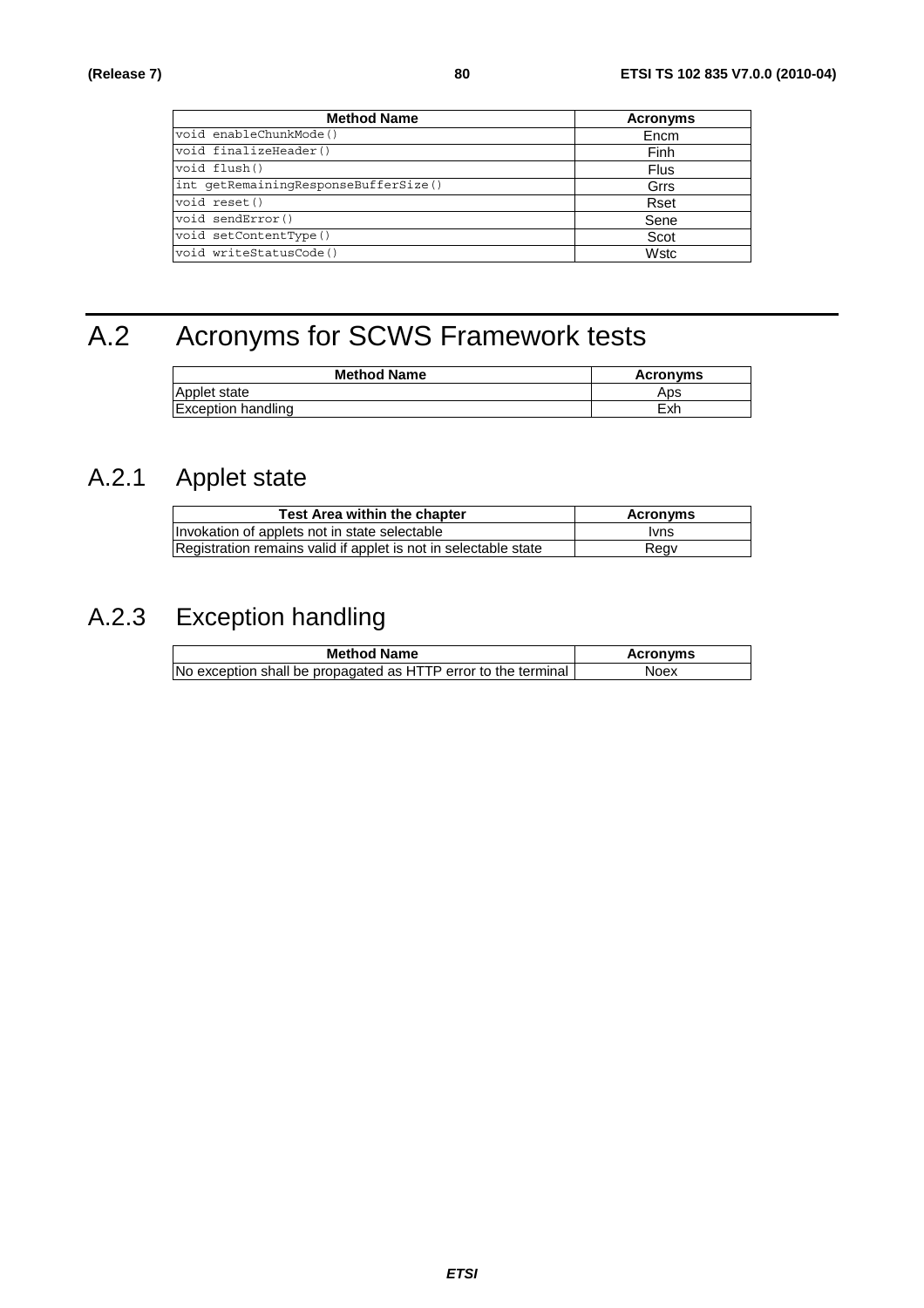| Method Name | Acronyms |
| --- | --- |
| void enableChunkMode() | Encm |
| void finalizeHeader() | Finh |
| void flush() | Flus |
| int getRemainingResponseBufferSize() | Grrs |
| void reset() | Rset |
| void sendError() | Sene |
| void setContentType() | Scot |
| void writeStatusCode() | Wstc |

# A.2 Acronyms for SCWS Framework tests

| Method Name | Acronyms |
| --- | --- |
| Applet state | Aps |
| Exception handling | Exh |

## A.2.1 Applet state

| Test Area within the chapter | Acronyms |
| --- | --- |
| Invokation of applets not in state selectable | Ivns |
| Registration remains valid if applet is not in selectable state | Regv |

## A.2.3 Exception handling

| Method Name | Acronyms |
| --- | --- |
| No exception shall be propagated as HTTP error to the terminal | Noex |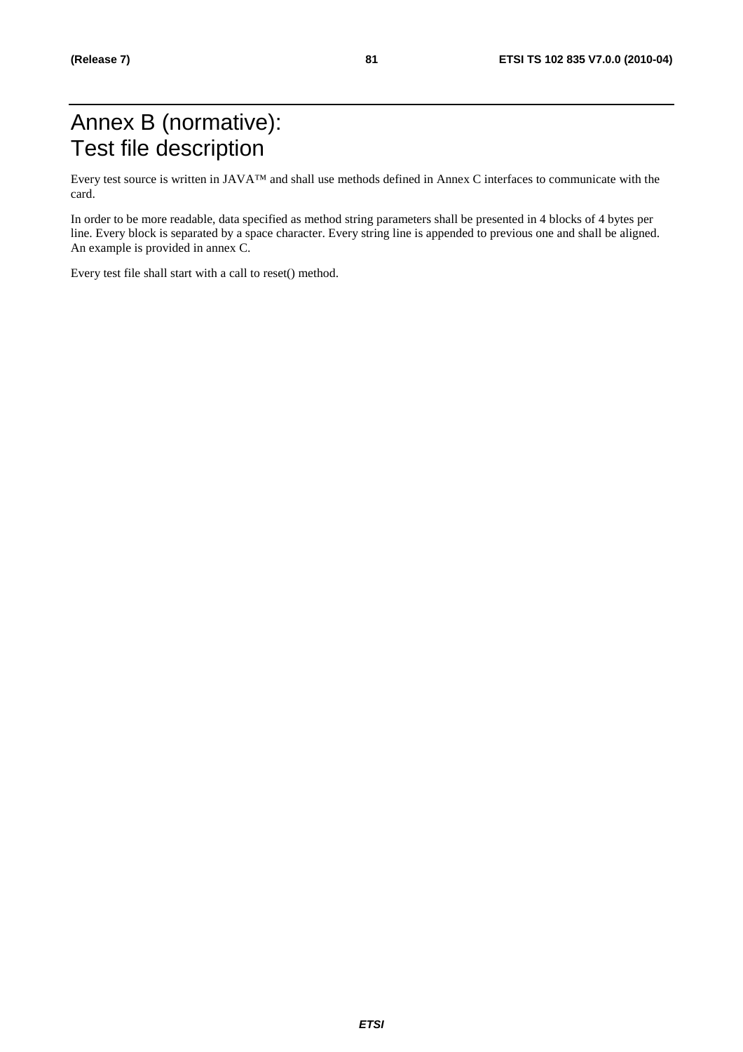# Annex B (normative): Test file description

Every test source is written in JAVA™ and shall use methods defined in Annex C interfaces to communicate with the card.

In order to be more readable, data specified as method string parameters shall be presented in 4 blocks of 4 bytes per line. Every block is separated by a space character. Every string line is appended to previous one and shall be aligned. An example is provided in annex C.

Every test file shall start with a call to reset() method.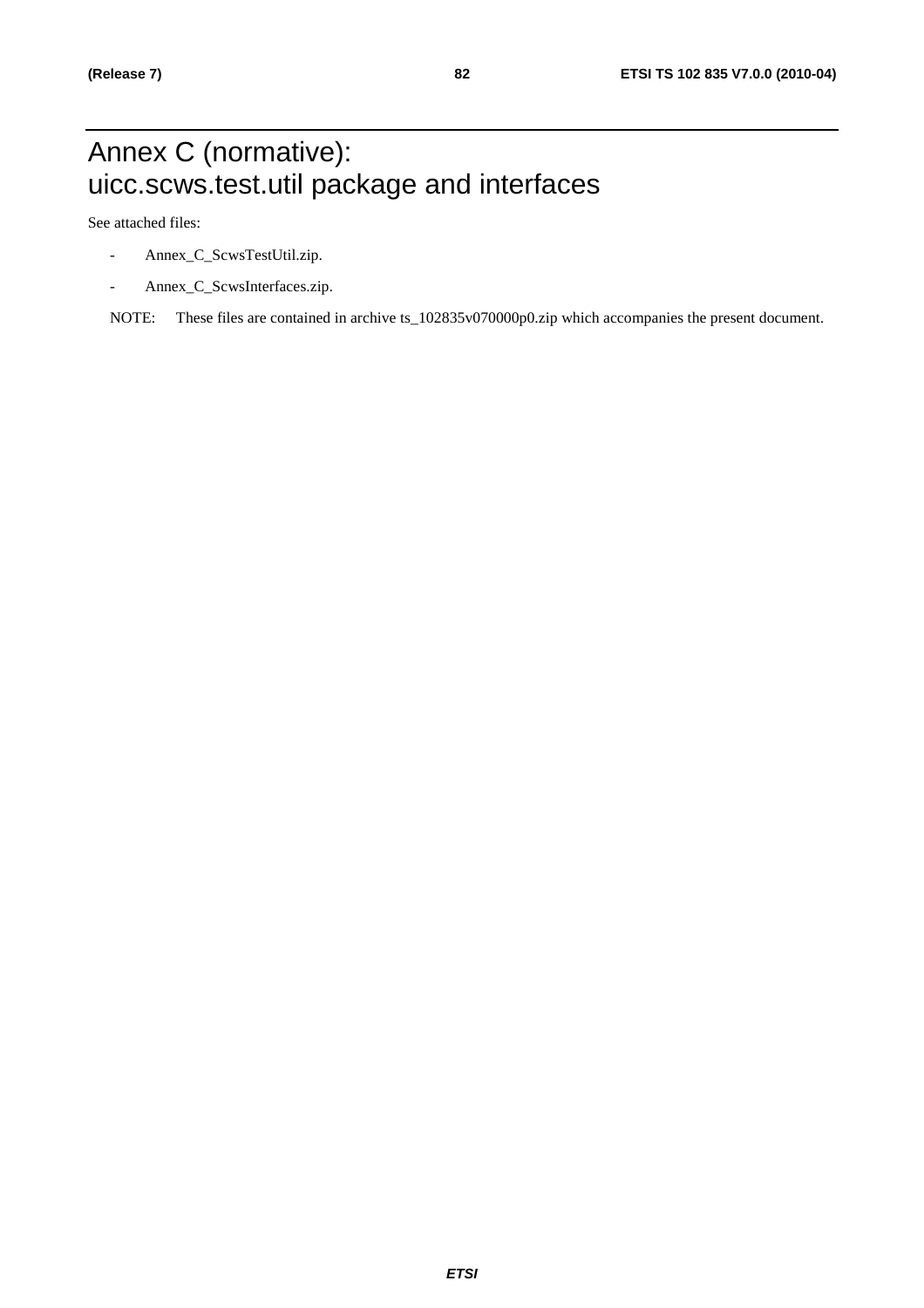# Annex C (normative): uicc.scws.test.util package and interfaces

See attached files:

- Annex_C_ScwsTestUtil.zip.
- Annex_C_ScwsInterfaces.zip.

NOTE: These files are contained in archive ts_102835v070000p0.zip which accompanies the present document.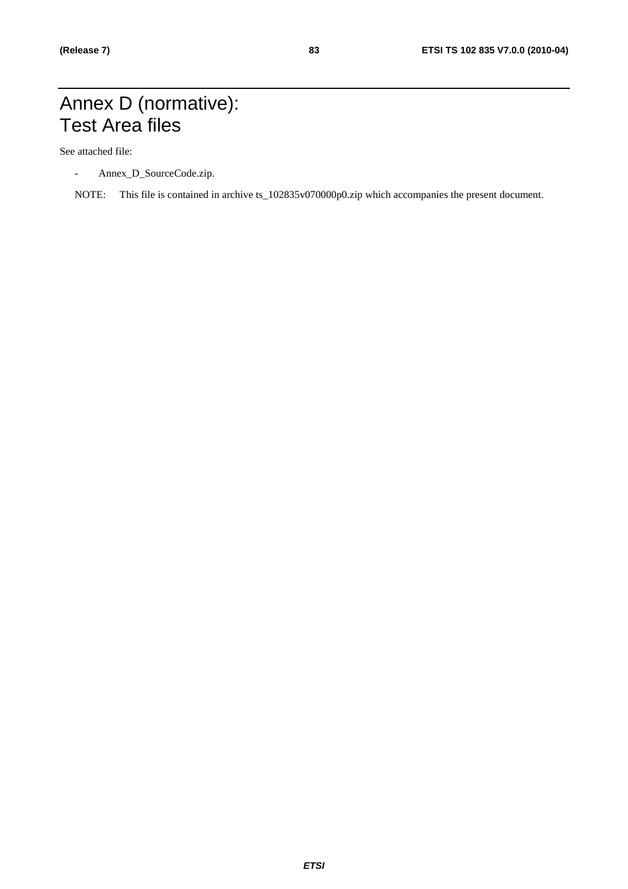# Annex D (normative): Test Area files

See attached file:

- Annex_D_SourceCode.zip.

NOTE: This file is contained in archive ts_102835v070000p0.zip which accompanies the present document.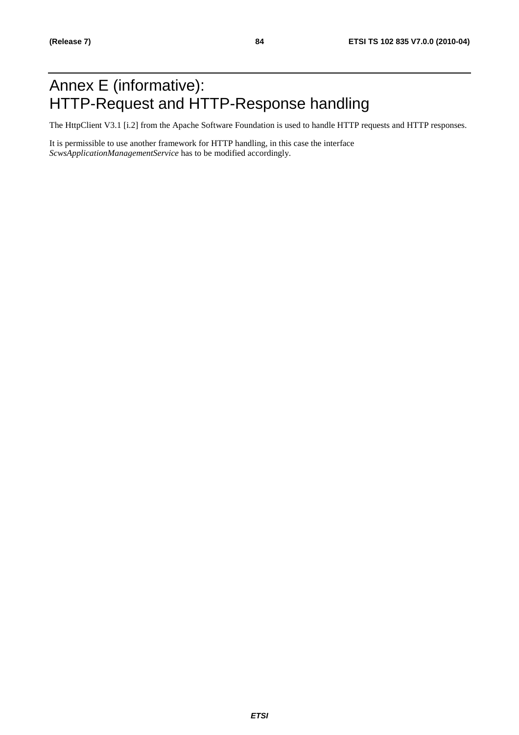# Annex E (informative): HTTP-Request and HTTP-Response handling

The HttpClient V3.1 [i.2] from the Apache Software Foundation is used to handle HTTP requests and HTTP responses.

It is permissible to use another framework for HTTP handling, in this case the interface *ScwsApplicationManagementService* has to be modified accordingly.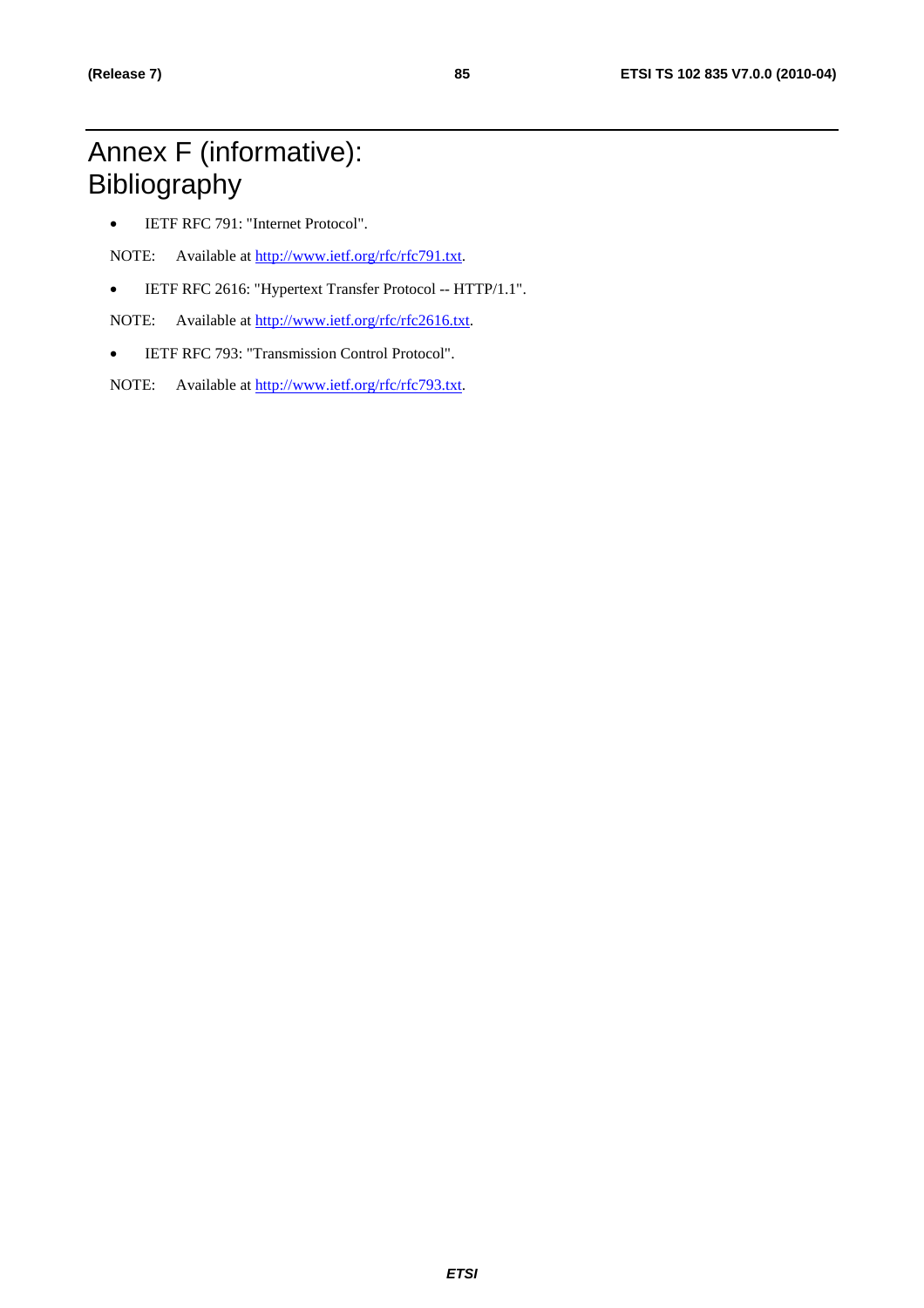# Annex F (informative): Bibliography

- IETF RFC 791: "Internet Protocol".

NOTE: Available at http://www.ietf.org/rfc/rfc791.txt.

- IETF RFC 2616: "Hypertext Transfer Protocol -- HTTP/1.1".

NOTE: Available at http://www.ietf.org/rfc/rfc2616.txt.

- IETF RFC 793: "Transmission Control Protocol".

NOTE: Available at http://www.ietf.org/rfc/rfc793.txt.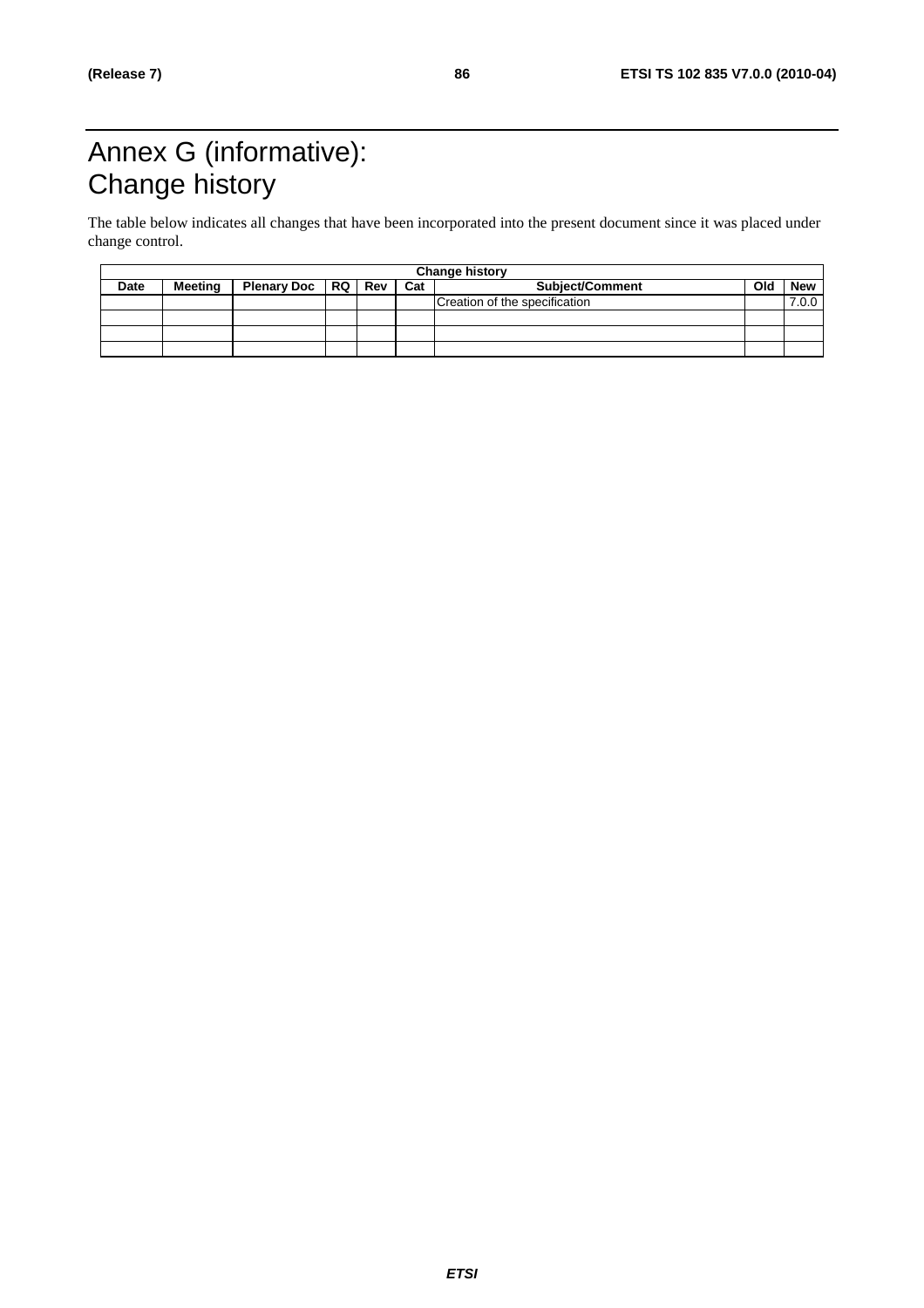# Annex G (informative): Change history

The table below indicates all changes that have been incorporated into the present document since it was placed under change control.

| Change history | | | | | | | | |
|---|---|---|---|---|---|---|---|---|
| **Date** | **Meeting** | **Plenary Doc** | **RQ** | **Rev** | **Cat** | **Subject/Comment** | **Old** | **New** |
| | | | | | | Creation of the specification | | 7.0.0 |
| | | | | | | | | |
| | | | | | | | | |
| | | | | | | | | |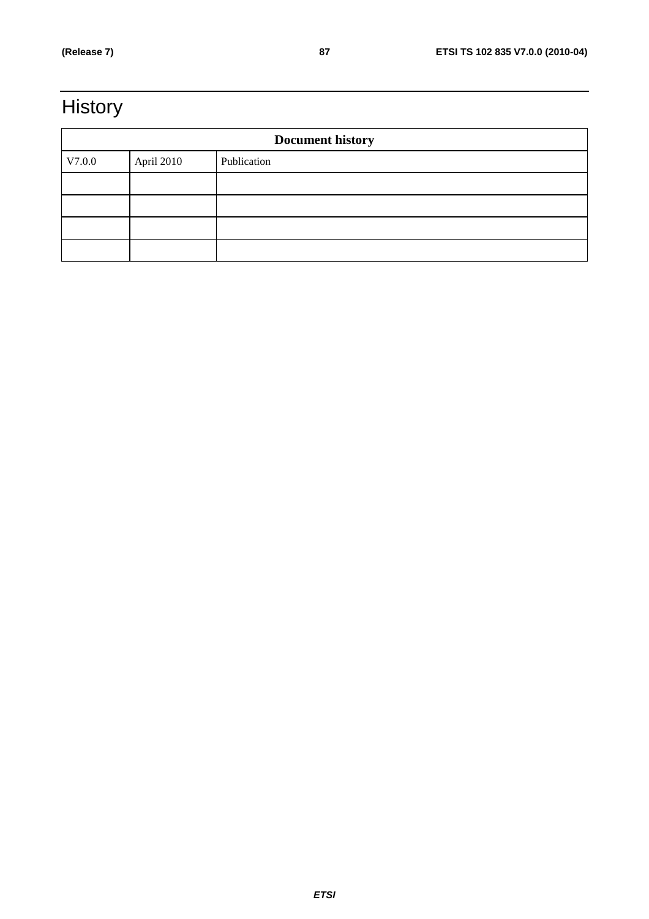# History

| Document history | | |
|---|---|---|
| V7.0.0 | April 2010 | Publication |
| | | |
| | | |
| | | |
| | | |